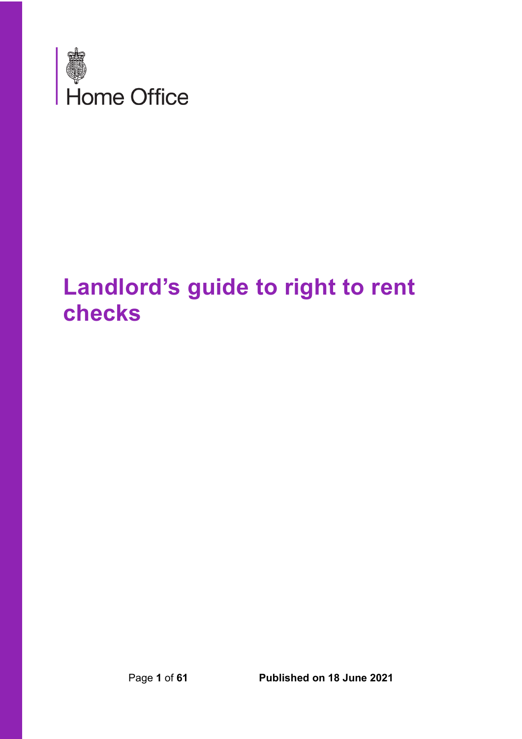Home Office

# Landlord's guide to right to rent checks

Published on 18 June 2021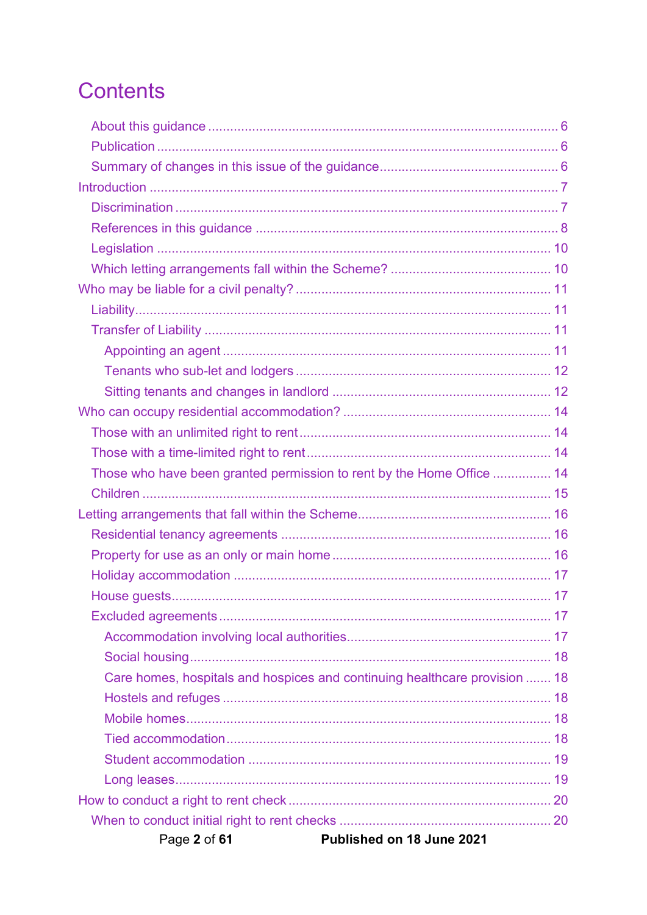# Contents

- About this guidance ... 6
- Publication ... 6
- Summary of changes in this issue of the guidance ... 6

Introduction ... 7

- Discrimination ... 7
- References in this guidance ... 8
- Legislation ... 10
- Which letting arrangements fall within the Scheme? ... 10

Who may be liable for a civil penalty? ... 11

- Liability ... 11
- Transfer of Liability ... 11
  - Appointing an agent ... 11
  - Tenants who sub-let and lodgers ... 12
  - Sitting tenants and changes in landlord ... 12

Who can occupy residential accommodation? ... 14

- Those with an unlimited right to rent ... 14
- Those with a time-limited right to rent ... 14
- Those who have been granted permission to rent by the Home Office ... 14
- Children ... 15

Letting arrangements that fall within the Scheme ... 16

- Residential tenancy agreements ... 16
- Property for use as an only or main home ... 16
- Holiday accommodation ... 17
- House guests ... 17
- Excluded agreements ... 17
  - Accommodation involving local authorities ... 17
  - Social housing ... 18
  - Care homes, hospitals and hospices and continuing healthcare provision ... 18
  - Hostels and refuges ... 18
  - Mobile homes ... 18
  - Tied accommodation ... 18
  - Student accommodation ... 19
  - Long leases ... 19

How to conduct a right to rent check ... 20

- When to conduct initial right to rent checks ... 20

**Published on 18 June 2021**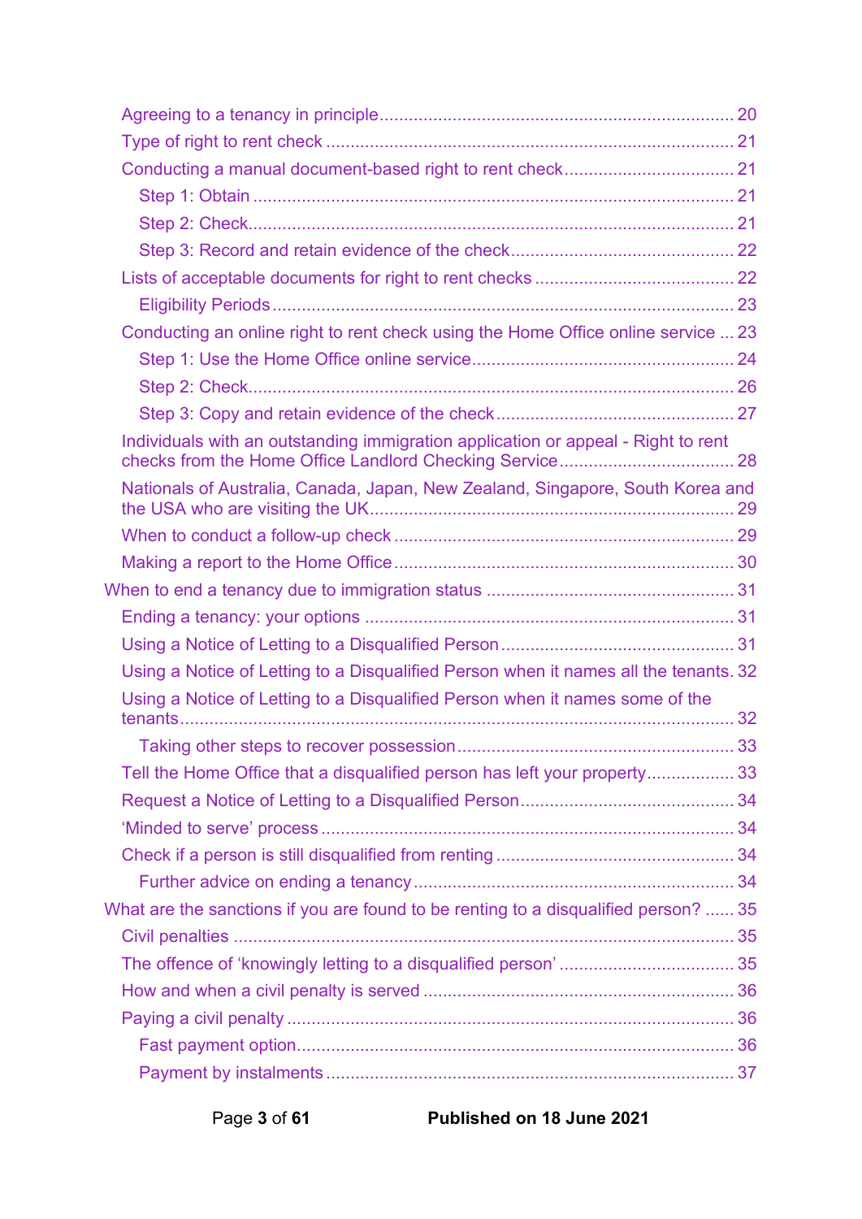- Agreeing to a tenancy in principle ........ 20
- Type of right to rent check ........ 21
- Conducting a manual document-based right to rent check ........ 21
  - Step 1: Obtain ........ 21
  - Step 2: Check ........ 21
  - Step 3: Record and retain evidence of the check ........ 22
- Lists of acceptable documents for right to rent checks ........ 22
  - Eligibility Periods ........ 23
- Conducting an online right to rent check using the Home Office online service ... 23
  - Step 1: Use the Home Office online service ........ 24
  - Step 2: Check ........ 26
  - Step 3: Copy and retain evidence of the check ........ 27
- Individuals with an outstanding immigration application or appeal - Right to rent checks from the Home Office Landlord Checking Service ........ 28
- Nationals of Australia, Canada, Japan, New Zealand, Singapore, South Korea and the USA who are visiting the UK ........ 29
- When to conduct a follow-up check ........ 29
- Making a report to the Home Office ........ 30

When to end a tenancy due to immigration status ........ 31

- Ending a tenancy: your options ........ 31
- Using a Notice of Letting to a Disqualified Person ........ 31
- Using a Notice of Letting to a Disqualified Person when it names all the tenants. 32
- Using a Notice of Letting to a Disqualified Person when it names some of the tenants ........ 32
  - Taking other steps to recover possession ........ 33
- Tell the Home Office that a disqualified person has left your property ........ 33
- Request a Notice of Letting to a Disqualified Person ........ 34
- ‘Minded to serve’ process ........ 34
- Check if a person is still disqualified from renting ........ 34
  - Further advice on ending a tenancy ........ 34

What are the sanctions if you are found to be renting to a disqualified person? ...... 35

- Civil penalties ........ 35
- The offence of ‘knowingly letting to a disqualified person’ ........ 35
- How and when a civil penalty is served ........ 36
- Paying a civil penalty ........ 36
  - Fast payment option ........ 36
  - Payment by instalments ........ 37

**Published on 18 June 2021**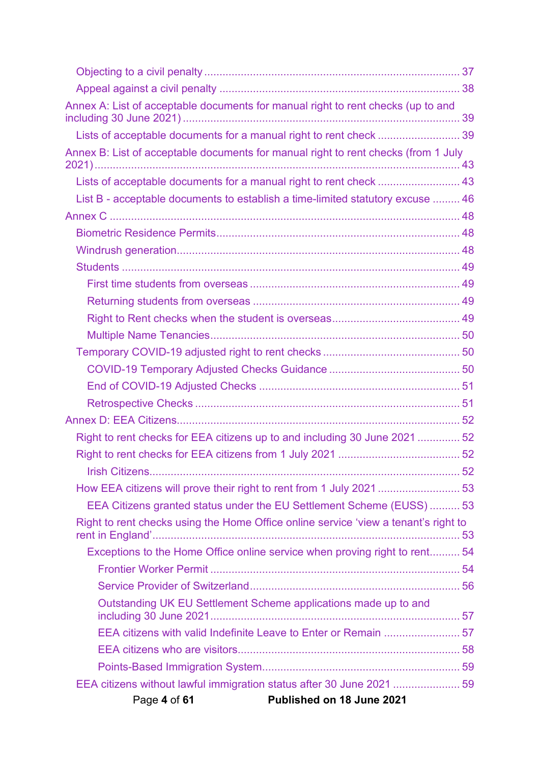- Objecting to a civil penalty ........................................................................ 37
- Appeal against a civil penalty ....................................................................... 38

Annex A: List of acceptable documents for manual right to rent checks (up to and including 30 June 2021) ........................................................................ 39

- Lists of acceptable documents for a manual right to rent check ........................... 39

Annex B: List of acceptable documents for manual right to rent checks (from 1 July 2021) ........................................................................ 43

- Lists of acceptable documents for a manual right to rent check ........................... 43
- List B - acceptable documents to establish a time-limited statutory excuse ......... 46

Annex C ........................................................................ 48

- Biometric Residence Permits ........................................................................ 48
- Windrush generation ........................................................................ 48
- Students ........................................................................ 49
  - First time students from overseas ........................................................................ 49
  - Returning students from overseas ........................................................................ 49
  - Right to Rent checks when the student is overseas ........................................... 49
  - Multiple Name Tenancies ........................................................................ 50
- Temporary COVID-19 adjusted right to rent checks ............................................ 50
  - COVID-19 Temporary Adjusted Checks Guidance ........................................... 50
  - End of COVID-19 Adjusted Checks ........................................................................ 51
  - Retrospective Checks ........................................................................ 51

Annex D: EEA Citizens ........................................................................ 52

- Right to rent checks for EEA citizens up to and including 30 June 2021 .............. 52
- Right to rent checks for EEA citizens from 1 July 2021 ....................................... 52
  - Irish Citizens ........................................................................ 52
- How EEA citizens will prove their right to rent from 1 July 2021 ........................... 53
  - EEA Citizens granted status under the EU Settlement Scheme (EUSS) .......... 53
- Right to rent checks using the Home Office online service 'view a tenant's right to rent in England' ........................................................................ 53
  - Exceptions to the Home Office online service when proving right to rent .......... 54
    - Frontier Worker Permit ........................................................................ 54
    - Service Provider of Switzerland ........................................................................ 56
    - Outstanding UK EU Settlement Scheme applications made up to and including 30 June 2021 ........................................................................ 57
    - EEA citizens with valid Indefinite Leave to Enter or Remain ......................... 57
    - EEA citizens who are visitors ........................................................................ 58
    - Points-Based Immigration System ........................................................................ 59
- EEA citizens without lawful immigration status after 30 June 2021 ...................... 59

**Published on 18 June 2021**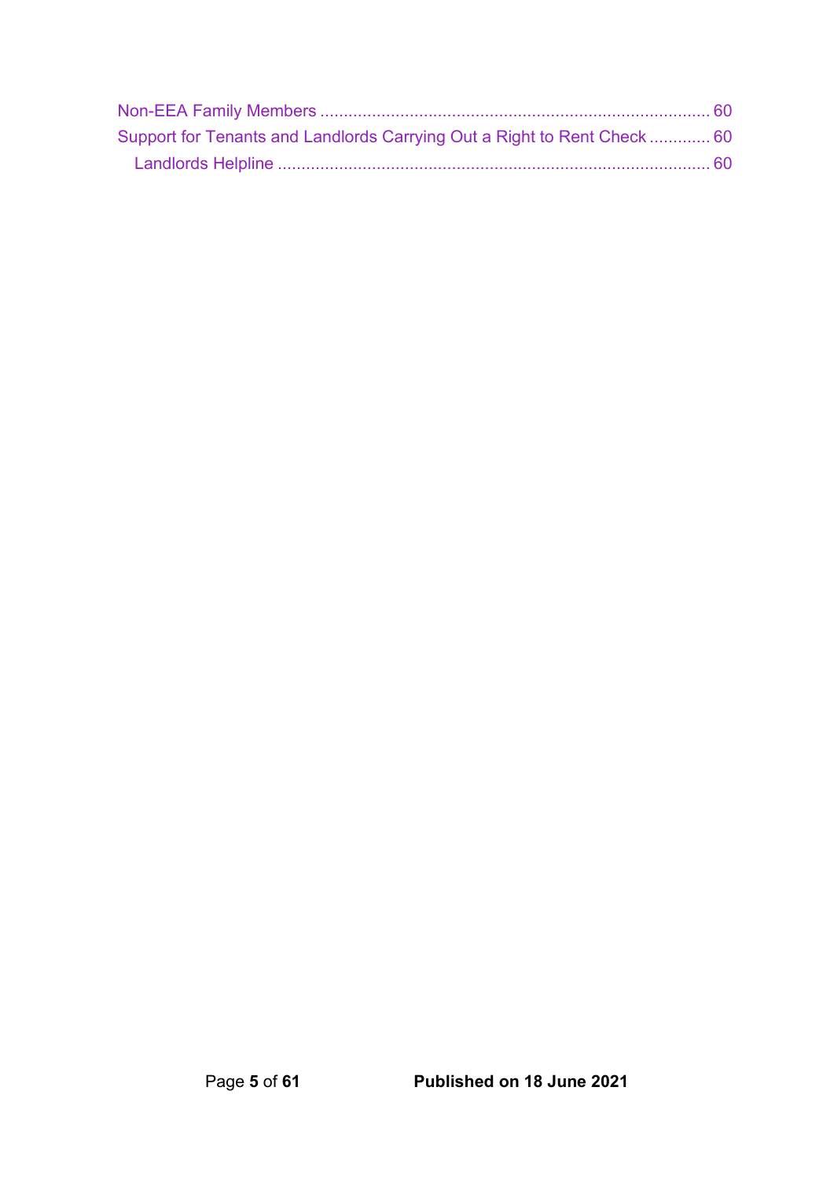Non-EEA Family Members ................................................................................... 60

Support for Tenants and Landlords Carrying Out a Right to Rent Check ............. 60

- Landlords Helpline ........................................................................................... 60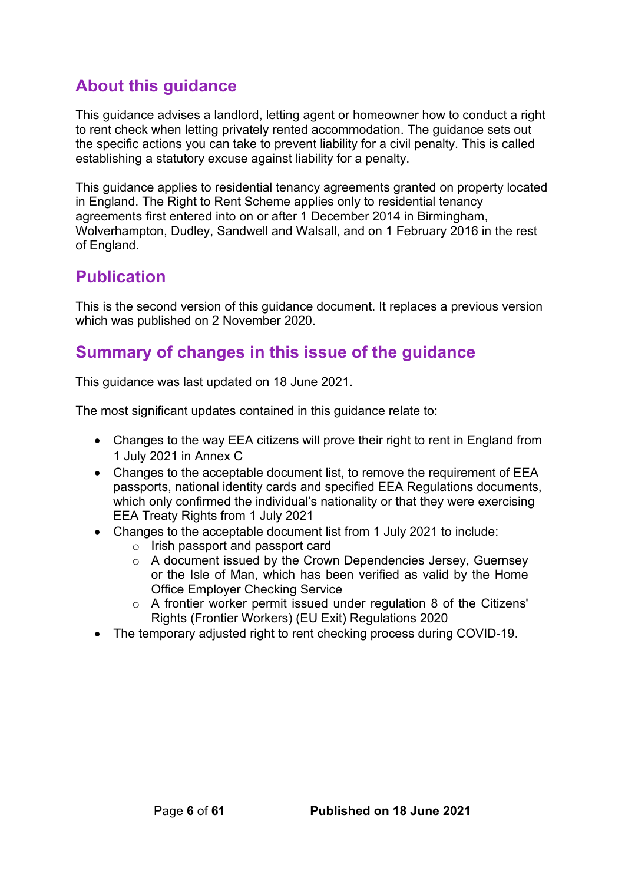## About this guidance

This guidance advises a landlord, letting agent or homeowner how to conduct a right to rent check when letting privately rented accommodation. The guidance sets out the specific actions you can take to prevent liability for a civil penalty. This is called establishing a statutory excuse against liability for a penalty.

This guidance applies to residential tenancy agreements granted on property located in England. The Right to Rent Scheme applies only to residential tenancy agreements first entered into on or after 1 December 2014 in Birmingham, Wolverhampton, Dudley, Sandwell and Walsall, and on 1 February 2016 in the rest of England.

## Publication

This is the second version of this guidance document. It replaces a previous version which was published on 2 November 2020.

## Summary of changes in this issue of the guidance

This guidance was last updated on 18 June 2021.

The most significant updates contained in this guidance relate to:

- Changes to the way EEA citizens will prove their right to rent in England from 1 July 2021 in Annex C
- Changes to the acceptable document list, to remove the requirement of EEA passports, national identity cards and specified EEA Regulations documents, which only confirmed the individual's nationality or that they were exercising EEA Treaty Rights from 1 July 2021
- Changes to the acceptable document list from 1 July 2021 to include:
  - Irish passport and passport card
  - A document issued by the Crown Dependencies Jersey, Guernsey or the Isle of Man, which has been verified as valid by the Home Office Employer Checking Service
  - A frontier worker permit issued under regulation 8 of the Citizens' Rights (Frontier Workers) (EU Exit) Regulations 2020
- The temporary adjusted right to rent checking process during COVID-19.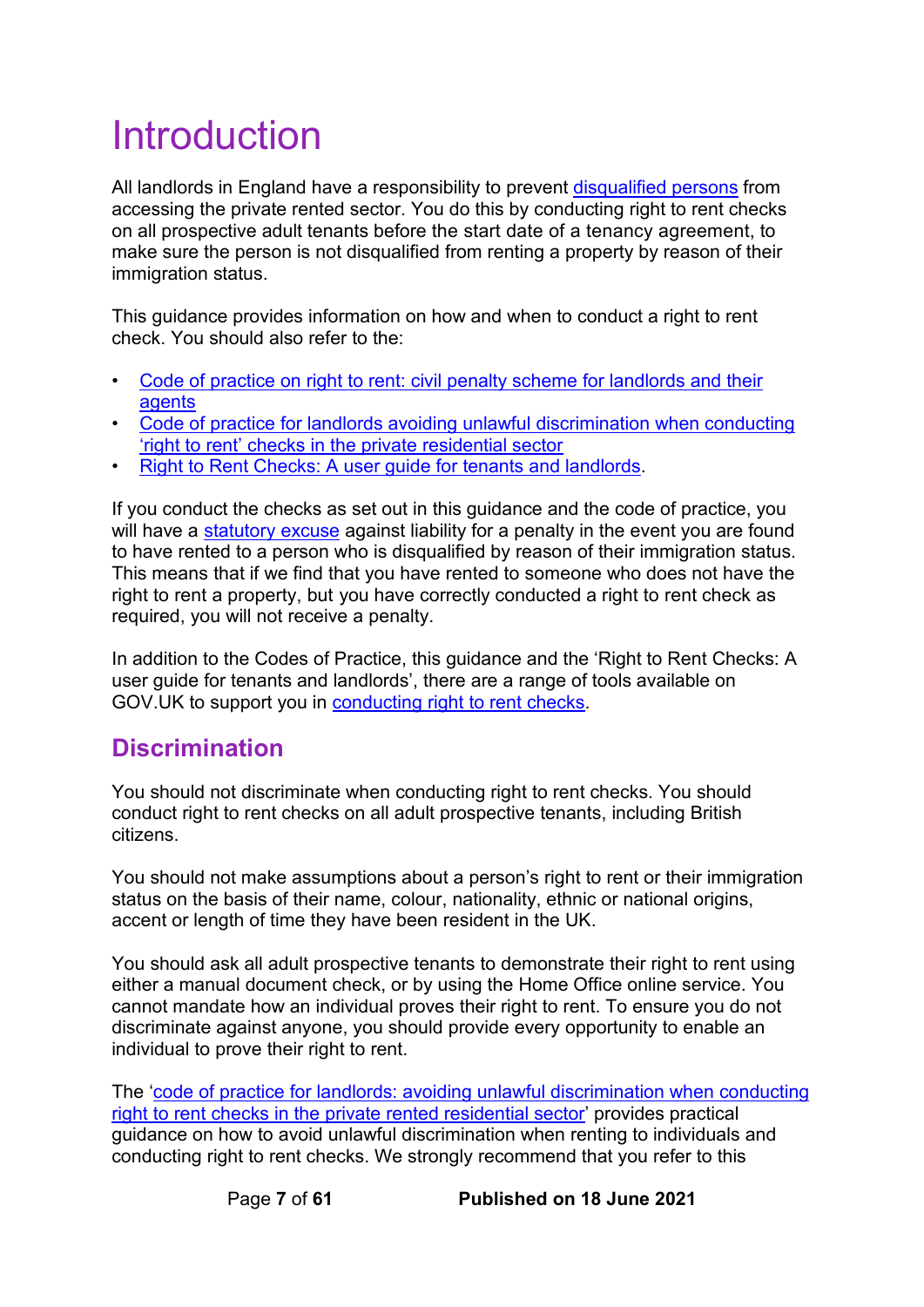# Introduction

All landlords in England have a responsibility to prevent disqualified persons from accessing the private rented sector. You do this by conducting right to rent checks on all prospective adult tenants before the start date of a tenancy agreement, to make sure the person is not disqualified from renting a property by reason of their immigration status.

This guidance provides information on how and when to conduct a right to rent check. You should also refer to the:

- Code of practice on right to rent: civil penalty scheme for landlords and their agents
- Code of practice for landlords avoiding unlawful discrimination when conducting 'right to rent' checks in the private residential sector
- Right to Rent Checks: A user guide for tenants and landlords.

If you conduct the checks as set out in this guidance and the code of practice, you will have a statutory excuse against liability for a penalty in the event you are found to have rented to a person who is disqualified by reason of their immigration status. This means that if we find that you have rented to someone who does not have the right to rent a property, but you have correctly conducted a right to rent check as required, you will not receive a penalty.

In addition to the Codes of Practice, this guidance and the 'Right to Rent Checks: A user guide for tenants and landlords', there are a range of tools available on GOV.UK to support you in conducting right to rent checks.

## Discrimination

You should not discriminate when conducting right to rent checks. You should conduct right to rent checks on all adult prospective tenants, including British citizens.

You should not make assumptions about a person's right to rent or their immigration status on the basis of their name, colour, nationality, ethnic or national origins, accent or length of time they have been resident in the UK.

You should ask all adult prospective tenants to demonstrate their right to rent using either a manual document check, or by using the Home Office online service. You cannot mandate how an individual proves their right to rent. To ensure you do not discriminate against anyone, you should provide every opportunity to enable an individual to prove their right to rent.

The 'code of practice for landlords: avoiding unlawful discrimination when conducting right to rent checks in the private rented residential sector' provides practical guidance on how to avoid unlawful discrimination when renting to individuals and conducting right to rent checks. We strongly recommend that you refer to this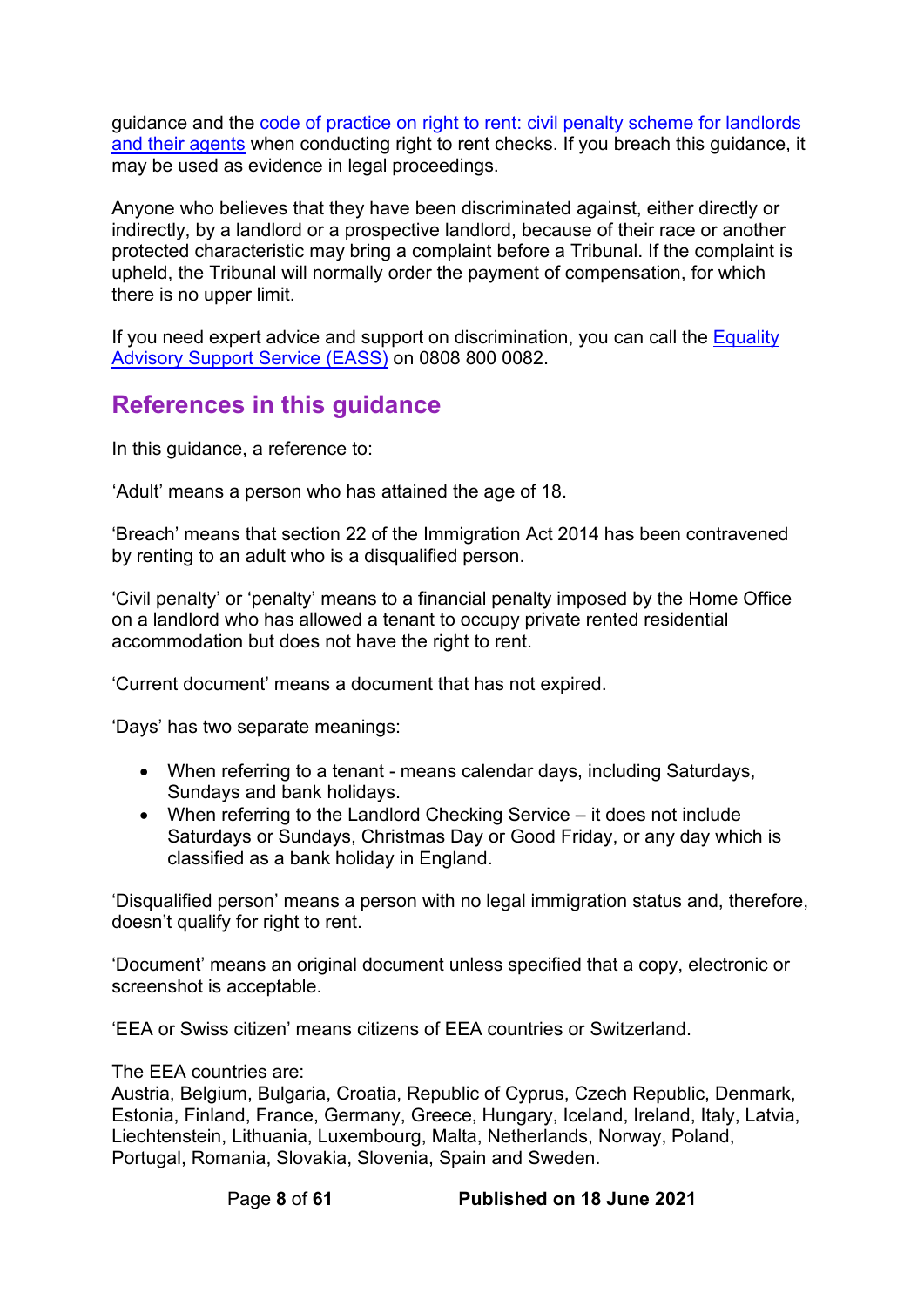guidance and the code of practice on right to rent: civil penalty scheme for landlords and their agents when conducting right to rent checks. If you breach this guidance, it may be used as evidence in legal proceedings.

Anyone who believes that they have been discriminated against, either directly or indirectly, by a landlord or a prospective landlord, because of their race or another protected characteristic may bring a complaint before a Tribunal. If the complaint is upheld, the Tribunal will normally order the payment of compensation, for which there is no upper limit.

If you need expert advice and support on discrimination, you can call the Equality Advisory Support Service (EASS) on 0808 800 0082.

## References in this guidance

In this guidance, a reference to:

'Adult' means a person who has attained the age of 18.

'Breach' means that section 22 of the Immigration Act 2014 has been contravened by renting to an adult who is a disqualified person.

'Civil penalty' or 'penalty' means to a financial penalty imposed by the Home Office on a landlord who has allowed a tenant to occupy private rented residential accommodation but does not have the right to rent.

'Current document' means a document that has not expired.

'Days' has two separate meanings:

- When referring to a tenant - means calendar days, including Saturdays, Sundays and bank holidays.
- When referring to the Landlord Checking Service – it does not include Saturdays or Sundays, Christmas Day or Good Friday, or any day which is classified as a bank holiday in England.

'Disqualified person' means a person with no legal immigration status and, therefore, doesn't qualify for right to rent.

'Document' means an original document unless specified that a copy, electronic or screenshot is acceptable.

'EEA or Swiss citizen' means citizens of EEA countries or Switzerland.

The EEA countries are:
Austria, Belgium, Bulgaria, Croatia, Republic of Cyprus, Czech Republic, Denmark, Estonia, Finland, France, Germany, Greece, Hungary, Iceland, Ireland, Italy, Latvia, Liechtenstein, Lithuania, Luxembourg, Malta, Netherlands, Norway, Poland, Portugal, Romania, Slovakia, Slovenia, Spain and Sweden.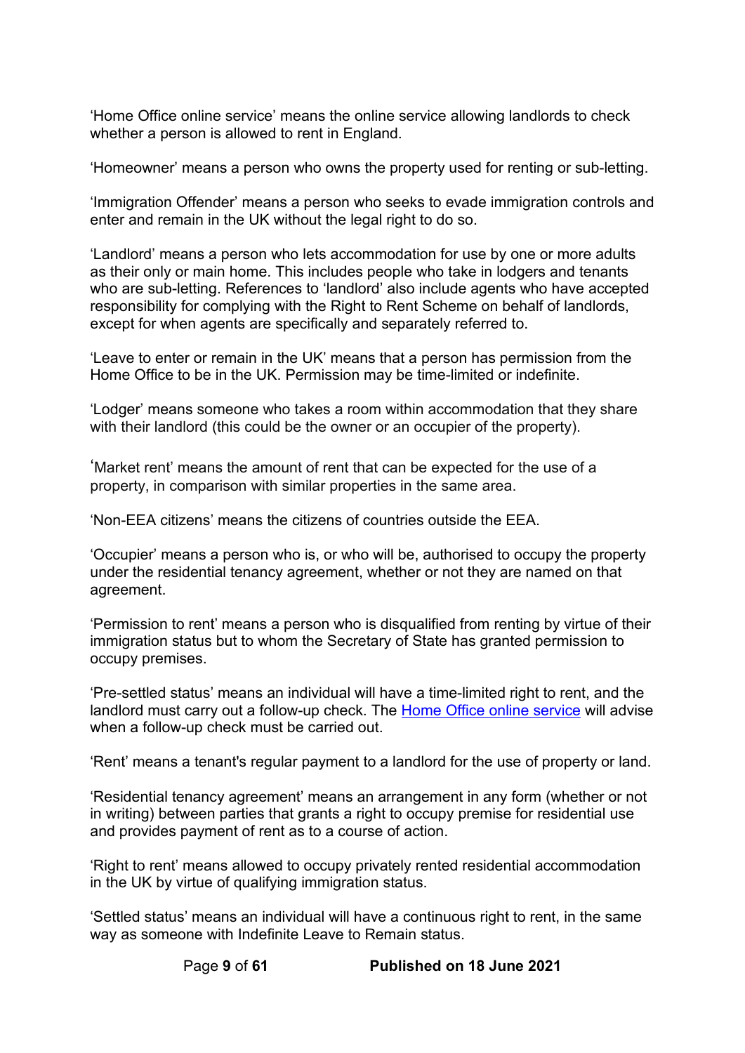'Home Office online service' means the online service allowing landlords to check whether a person is allowed to rent in England.

'Homeowner' means a person who owns the property used for renting or sub-letting.

'Immigration Offender' means a person who seeks to evade immigration controls and enter and remain in the UK without the legal right to do so.

'Landlord' means a person who lets accommodation for use by one or more adults as their only or main home. This includes people who take in lodgers and tenants who are sub-letting. References to 'landlord' also include agents who have accepted responsibility for complying with the Right to Rent Scheme on behalf of landlords, except for when agents are specifically and separately referred to.

'Leave to enter or remain in the UK' means that a person has permission from the Home Office to be in the UK. Permission may be time-limited or indefinite.

'Lodger' means someone who takes a room within accommodation that they share with their landlord (this could be the owner or an occupier of the property).

'Market rent' means the amount of rent that can be expected for the use of a property, in comparison with similar properties in the same area.

'Non-EEA citizens' means the citizens of countries outside the EEA.

'Occupier' means a person who is, or who will be, authorised to occupy the property under the residential tenancy agreement, whether or not they are named on that agreement.

'Permission to rent' means a person who is disqualified from renting by virtue of their immigration status but to whom the Secretary of State has granted permission to occupy premises.

'Pre-settled status' means an individual will have a time-limited right to rent, and the landlord must carry out a follow-up check. The [Home Office online service](#) will advise when a follow-up check must be carried out.

'Rent' means a tenant's regular payment to a landlord for the use of property or land.

'Residential tenancy agreement' means an arrangement in any form (whether or not in writing) between parties that grants a right to occupy premise for residential use and provides payment of rent as to a course of action.

'Right to rent' means allowed to occupy privately rented residential accommodation in the UK by virtue of qualifying immigration status.

'Settled status' means an individual will have a continuous right to rent, in the same way as someone with Indefinite Leave to Remain status.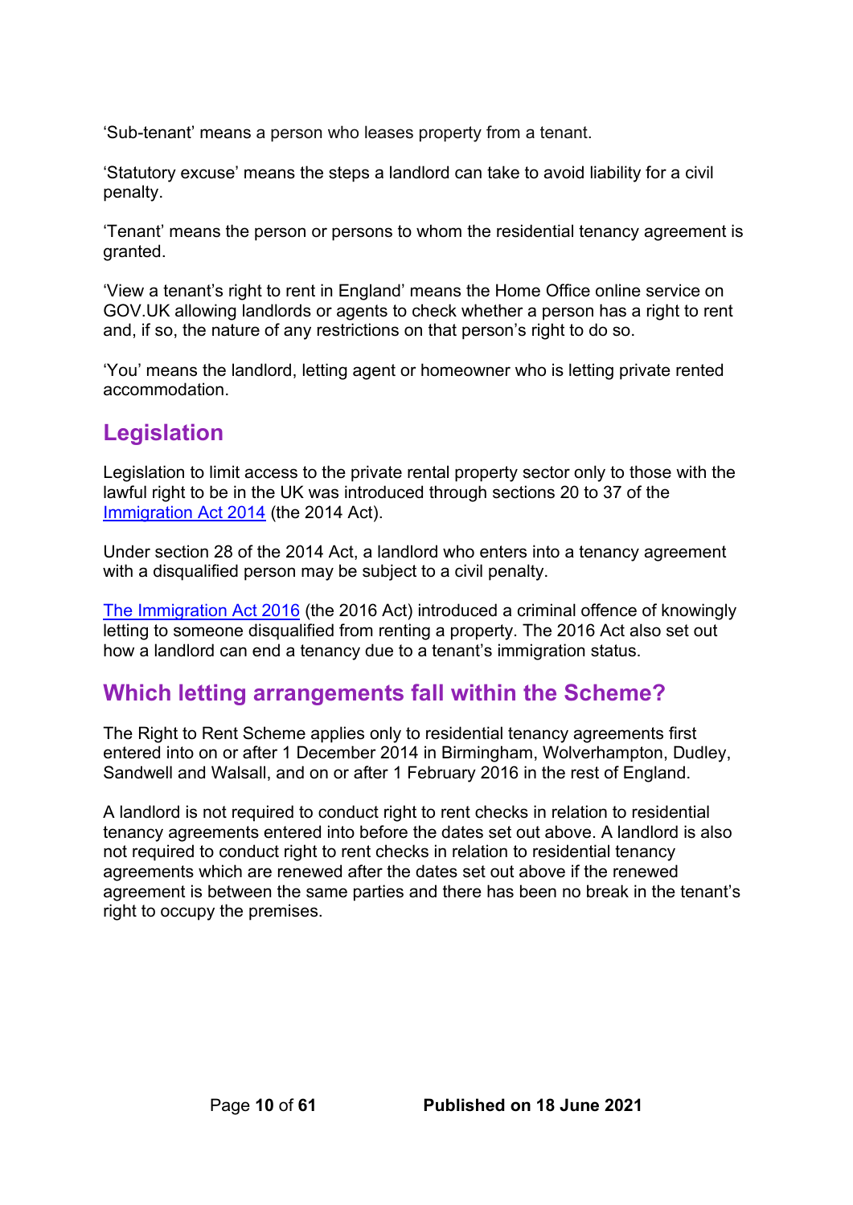'Sub-tenant' means a person who leases property from a tenant.

'Statutory excuse' means the steps a landlord can take to avoid liability for a civil penalty.

'Tenant' means the person or persons to whom the residential tenancy agreement is granted.

'View a tenant's right to rent in England' means the Home Office online service on GOV.UK allowing landlords or agents to check whether a person has a right to rent and, if so, the nature of any restrictions on that person's right to do so.

'You' means the landlord, letting agent or homeowner who is letting private rented accommodation.

## Legislation

Legislation to limit access to the private rental property sector only to those with the lawful right to be in the UK was introduced through sections 20 to 37 of the [Immigration Act 2014](#) (the 2014 Act).

Under section 28 of the 2014 Act, a landlord who enters into a tenancy agreement with a disqualified person may be subject to a civil penalty.

[The Immigration Act 2016](#) (the 2016 Act) introduced a criminal offence of knowingly letting to someone disqualified from renting a property. The 2016 Act also set out how a landlord can end a tenancy due to a tenant's immigration status.

## Which letting arrangements fall within the Scheme?

The Right to Rent Scheme applies only to residential tenancy agreements first entered into on or after 1 December 2014 in Birmingham, Wolverhampton, Dudley, Sandwell and Walsall, and on or after 1 February 2016 in the rest of England.

A landlord is not required to conduct right to rent checks in relation to residential tenancy agreements entered into before the dates set out above. A landlord is also not required to conduct right to rent checks in relation to residential tenancy agreements which are renewed after the dates set out above if the renewed agreement is between the same parties and there has been no break in the tenant's right to occupy the premises.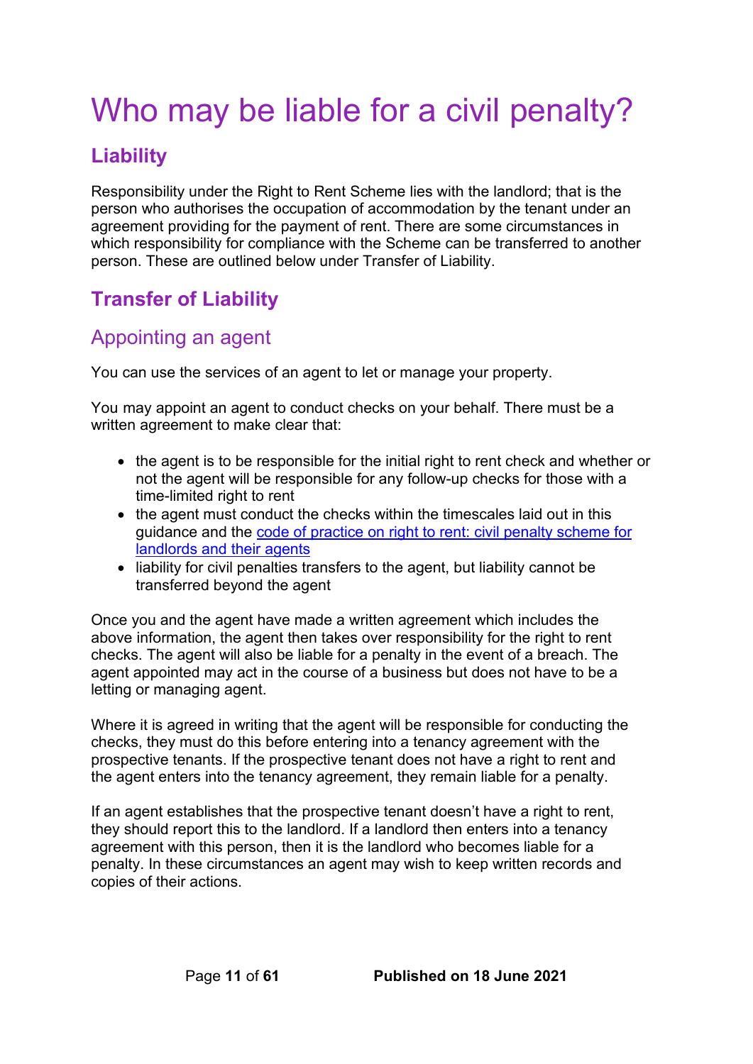# Who may be liable for a civil penalty?

## Liability

Responsibility under the Right to Rent Scheme lies with the landlord; that is the person who authorises the occupation of accommodation by the tenant under an agreement providing for the payment of rent. There are some circumstances in which responsibility for compliance with the Scheme can be transferred to another person. These are outlined below under Transfer of Liability.

## Transfer of Liability

### Appointing an agent

You can use the services of an agent to let or manage your property.

You may appoint an agent to conduct checks on your behalf. There must be a written agreement to make clear that:

- the agent is to be responsible for the initial right to rent check and whether or not the agent will be responsible for any follow-up checks for those with a time-limited right to rent
- the agent must conduct the checks within the timescales laid out in this guidance and the [code of practice on right to rent: civil penalty scheme for landlords and their agents]
- liability for civil penalties transfers to the agent, but liability cannot be transferred beyond the agent

Once you and the agent have made a written agreement which includes the above information, the agent then takes over responsibility for the right to rent checks. The agent will also be liable for a penalty in the event of a breach. The agent appointed may act in the course of a business but does not have to be a letting or managing agent.

Where it is agreed in writing that the agent will be responsible for conducting the checks, they must do this before entering into a tenancy agreement with the prospective tenants. If the prospective tenant does not have a right to rent and the agent enters into the tenancy agreement, they remain liable for a penalty.

If an agent establishes that the prospective tenant doesn't have a right to rent, they should report this to the landlord. If a landlord then enters into a tenancy agreement with this person, then it is the landlord who becomes liable for a penalty. In these circumstances an agent may wish to keep written records and copies of their actions.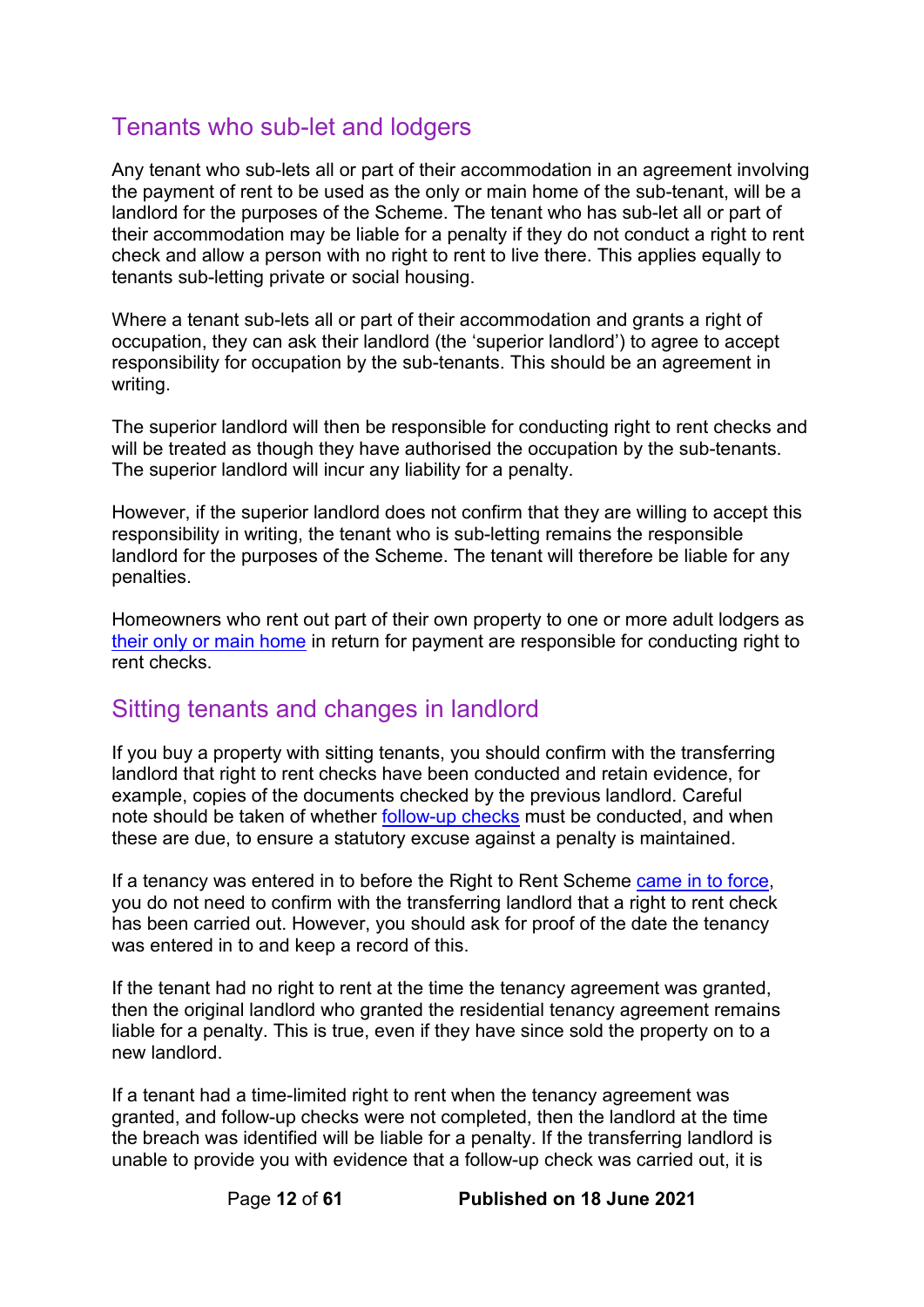## Tenants who sub-let and lodgers

Any tenant who sub-lets all or part of their accommodation in an agreement involving the payment of rent to be used as the only or main home of the sub-tenant, will be a landlord for the purposes of the Scheme. The tenant who has sub-let all or part of their accommodation may be liable for a penalty if they do not conduct a right to rent check and allow a person with no right to rent to live there. This applies equally to tenants sub-letting private or social housing.

Where a tenant sub-lets all or part of their accommodation and grants a right of occupation, they can ask their landlord (the 'superior landlord') to agree to accept responsibility for occupation by the sub-tenants. This should be an agreement in writing.

The superior landlord will then be responsible for conducting right to rent checks and will be treated as though they have authorised the occupation by the sub-tenants. The superior landlord will incur any liability for a penalty.

However, if the superior landlord does not confirm that they are willing to accept this responsibility in writing, the tenant who is sub-letting remains the responsible landlord for the purposes of the Scheme. The tenant will therefore be liable for any penalties.

Homeowners who rent out part of their own property to one or more adult lodgers as their only or main home in return for payment are responsible for conducting right to rent checks.

## Sitting tenants and changes in landlord

If you buy a property with sitting tenants, you should confirm with the transferring landlord that right to rent checks have been conducted and retain evidence, for example, copies of the documents checked by the previous landlord. Careful note should be taken of whether follow-up checks must be conducted, and when these are due, to ensure a statutory excuse against a penalty is maintained.

If a tenancy was entered in to before the Right to Rent Scheme came in to force, you do not need to confirm with the transferring landlord that a right to rent check has been carried out. However, you should ask for proof of the date the tenancy was entered in to and keep a record of this.

If the tenant had no right to rent at the time the tenancy agreement was granted, then the original landlord who granted the residential tenancy agreement remains liable for a penalty. This is true, even if they have since sold the property on to a new landlord.

If a tenant had a time-limited right to rent when the tenancy agreement was granted, and follow-up checks were not completed, then the landlord at the time the breach was identified will be liable for a penalty. If the transferring landlord is unable to provide you with evidence that a follow-up check was carried out, it is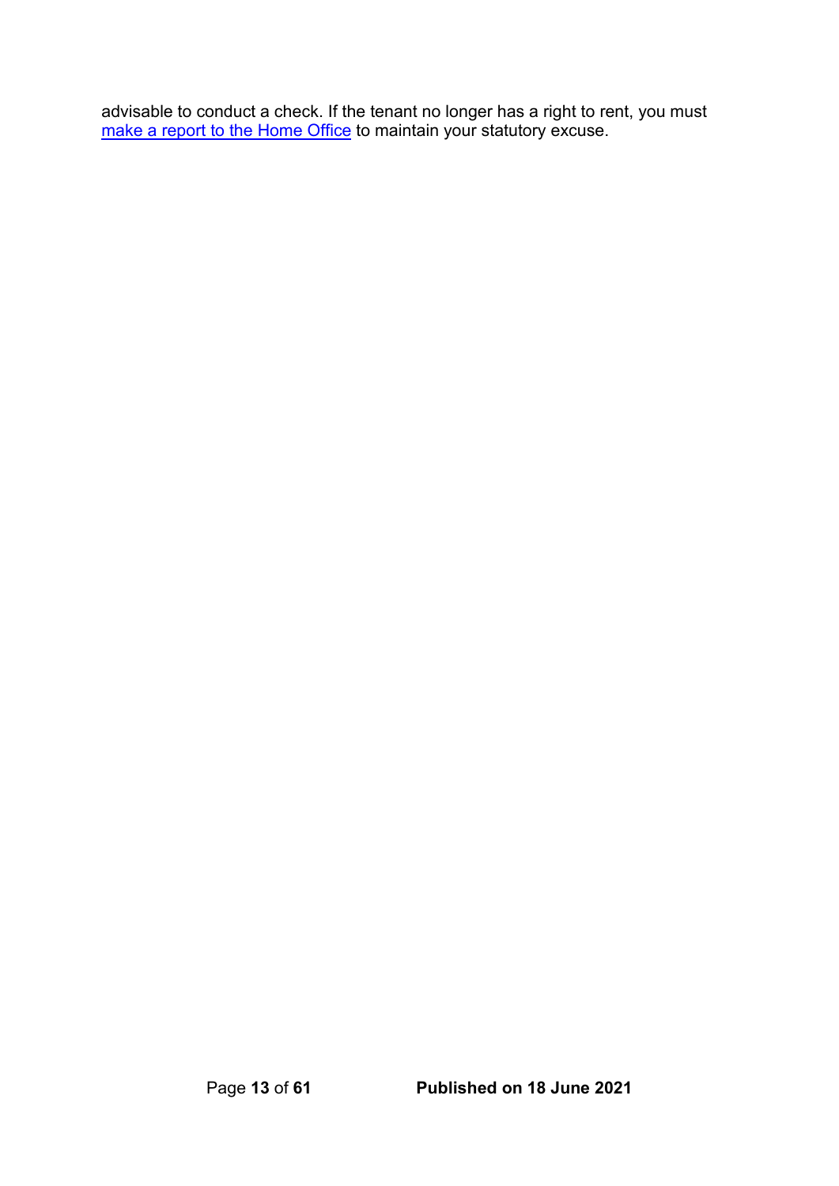advisable to conduct a check. If the tenant no longer has a right to rent, you must make a report to the Home Office to maintain your statutory excuse.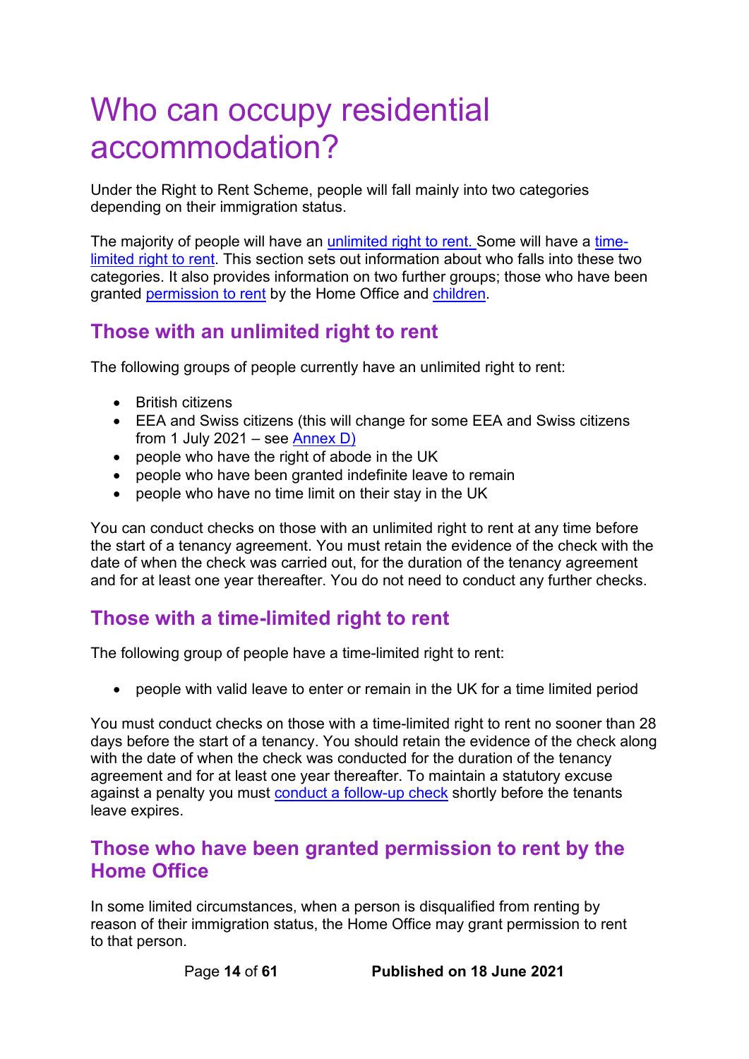# Who can occupy residential accommodation?

Under the Right to Rent Scheme, people will fall mainly into two categories depending on their immigration status.

The majority of people will have an unlimited right to rent. Some will have a time-limited right to rent. This section sets out information about who falls into these two categories. It also provides information on two further groups; those who have been granted permission to rent by the Home Office and children.

## Those with an unlimited right to rent

The following groups of people currently have an unlimited right to rent:

- British citizens
- EEA and Swiss citizens (this will change for some EEA and Swiss citizens from 1 July 2021 – see Annex D)
- people who have the right of abode in the UK
- people who have been granted indefinite leave to remain
- people who have no time limit on their stay in the UK

You can conduct checks on those with an unlimited right to rent at any time before the start of a tenancy agreement. You must retain the evidence of the check with the date of when the check was carried out, for the duration of the tenancy agreement and for at least one year thereafter. You do not need to conduct any further checks.

## Those with a time-limited right to rent

The following group of people have a time-limited right to rent:

- people with valid leave to enter or remain in the UK for a time limited period

You must conduct checks on those with a time-limited right to rent no sooner than 28 days before the start of a tenancy. You should retain the evidence of the check along with the date of when the check was conducted for the duration of the tenancy agreement and for at least one year thereafter. To maintain a statutory excuse against a penalty you must conduct a follow-up check shortly before the tenants leave expires.

## Those who have been granted permission to rent by the Home Office

In some limited circumstances, when a person is disqualified from renting by reason of their immigration status, the Home Office may grant permission to rent to that person.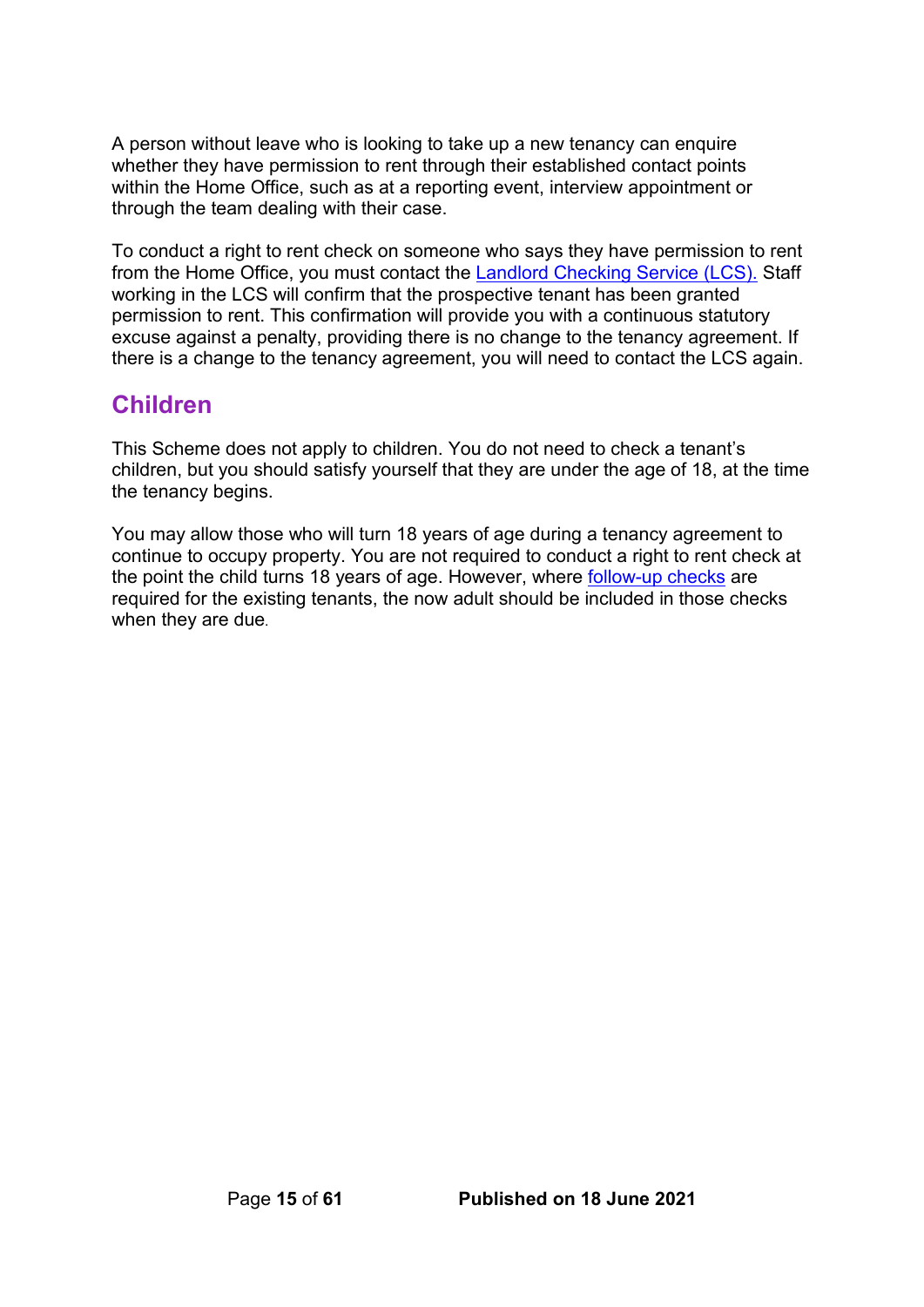A person without leave who is looking to take up a new tenancy can enquire whether they have permission to rent through their established contact points within the Home Office, such as at a reporting event, interview appointment or through the team dealing with their case.

To conduct a right to rent check on someone who says they have permission to rent from the Home Office, you must contact the [Landlord Checking Service (LCS).]() Staff working in the LCS will confirm that the prospective tenant has been granted permission to rent. This confirmation will provide you with a continuous statutory excuse against a penalty, providing there is no change to the tenancy agreement. If there is a change to the tenancy agreement, you will need to contact the LCS again.

## Children

This Scheme does not apply to children. You do not need to check a tenant's children, but you should satisfy yourself that they are under the age of 18, at the time the tenancy begins.

You may allow those who will turn 18 years of age during a tenancy agreement to continue to occupy property. You are not required to conduct a right to rent check at the point the child turns 18 years of age. However, where [follow-up checks]() are required for the existing tenants, the now adult should be included in those checks when they are due.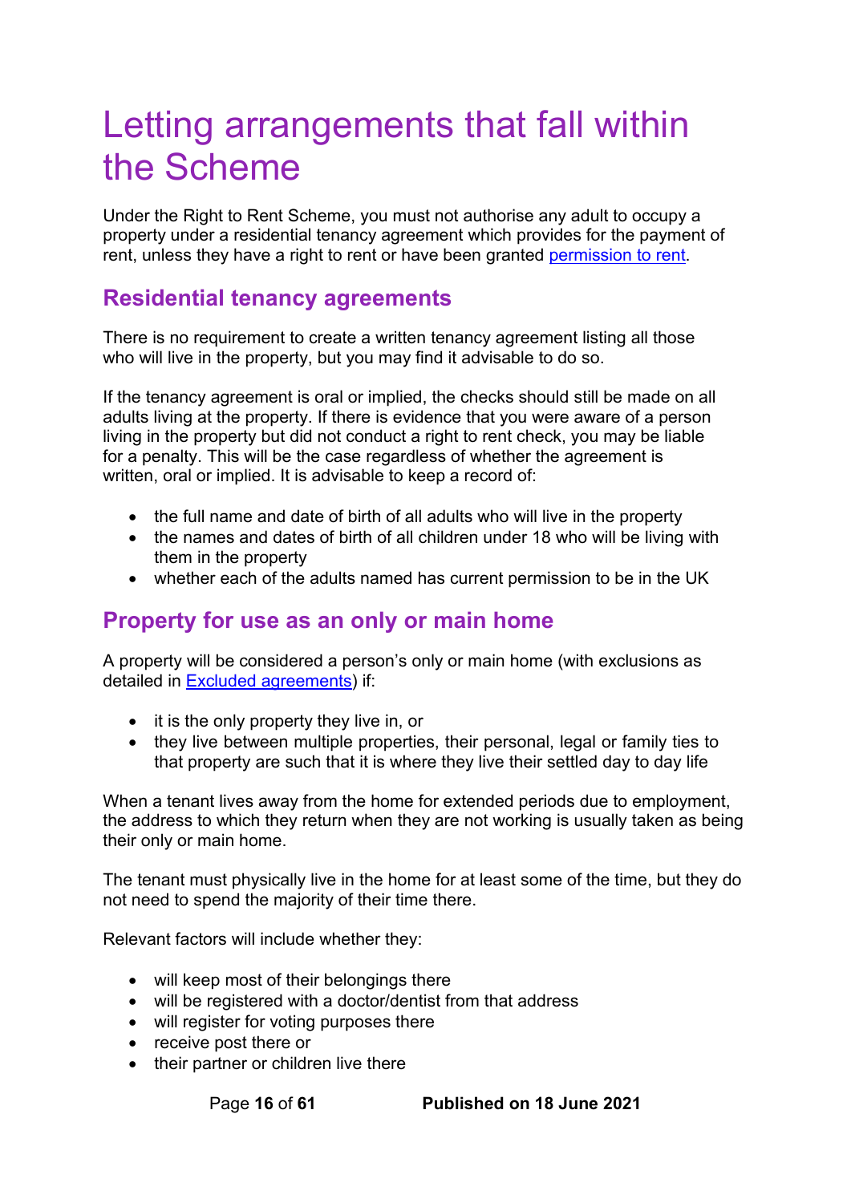# Letting arrangements that fall within the Scheme

Under the Right to Rent Scheme, you must not authorise any adult to occupy a property under a residential tenancy agreement which provides for the payment of rent, unless they have a right to rent or have been granted permission to rent.

## Residential tenancy agreements

There is no requirement to create a written tenancy agreement listing all those who will live in the property, but you may find it advisable to do so.

If the tenancy agreement is oral or implied, the checks should still be made on all adults living at the property. If there is evidence that you were aware of a person living in the property but did not conduct a right to rent check, you may be liable for a penalty. This will be the case regardless of whether the agreement is written, oral or implied. It is advisable to keep a record of:

- the full name and date of birth of all adults who will live in the property
- the names and dates of birth of all children under 18 who will be living with them in the property
- whether each of the adults named has current permission to be in the UK

## Property for use as an only or main home

A property will be considered a person's only or main home (with exclusions as detailed in Excluded agreements) if:

- it is the only property they live in, or
- they live between multiple properties, their personal, legal or family ties to that property are such that it is where they live their settled day to day life

When a tenant lives away from the home for extended periods due to employment, the address to which they return when they are not working is usually taken as being their only or main home.

The tenant must physically live in the home for at least some of the time, but they do not need to spend the majority of their time there.

Relevant factors will include whether they:

- will keep most of their belongings there
- will be registered with a doctor/dentist from that address
- will register for voting purposes there
- receive post there or
- their partner or children live there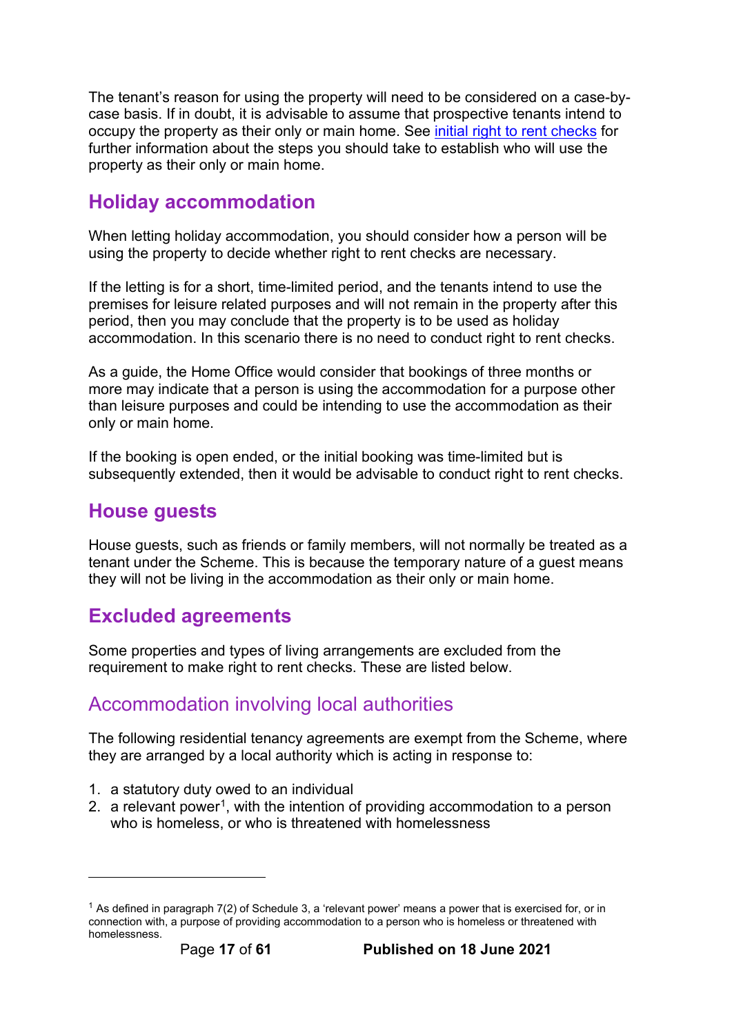The tenant's reason for using the property will need to be considered on a case-by-case basis. If in doubt, it is advisable to assume that prospective tenants intend to occupy the property as their only or main home. See [initial right to rent checks] for further information about the steps you should take to establish who will use the property as their only or main home.

## Holiday accommodation

When letting holiday accommodation, you should consider how a person will be using the property to decide whether right to rent checks are necessary.

If the letting is for a short, time-limited period, and the tenants intend to use the premises for leisure related purposes and will not remain in the property after this period, then you may conclude that the property is to be used as holiday accommodation. In this scenario there is no need to conduct right to rent checks.

As a guide, the Home Office would consider that bookings of three months or more may indicate that a person is using the accommodation for a purpose other than leisure purposes and could be intending to use the accommodation as their only or main home.

If the booking is open ended, or the initial booking was time-limited but is subsequently extended, then it would be advisable to conduct right to rent checks.

## House guests

House guests, such as friends or family members, will not normally be treated as a tenant under the Scheme. This is because the temporary nature of a guest means they will not be living in the accommodation as their only or main home.

## Excluded agreements

Some properties and types of living arrangements are excluded from the requirement to make right to rent checks. These are listed below.

### Accommodation involving local authorities

The following residential tenancy agreements are exempt from the Scheme, where they are arranged by a local authority which is acting in response to:

1. a statutory duty owed to an individual
2. a relevant power[1], with the intention of providing accommodation to a person who is homeless, or who is threatened with homelessness

---

[1] As defined in paragraph 7(2) of Schedule 3, a 'relevant power' means a power that is exercised for, or in connection with, a purpose of providing accommodation to a person who is homeless or threatened with homelessness.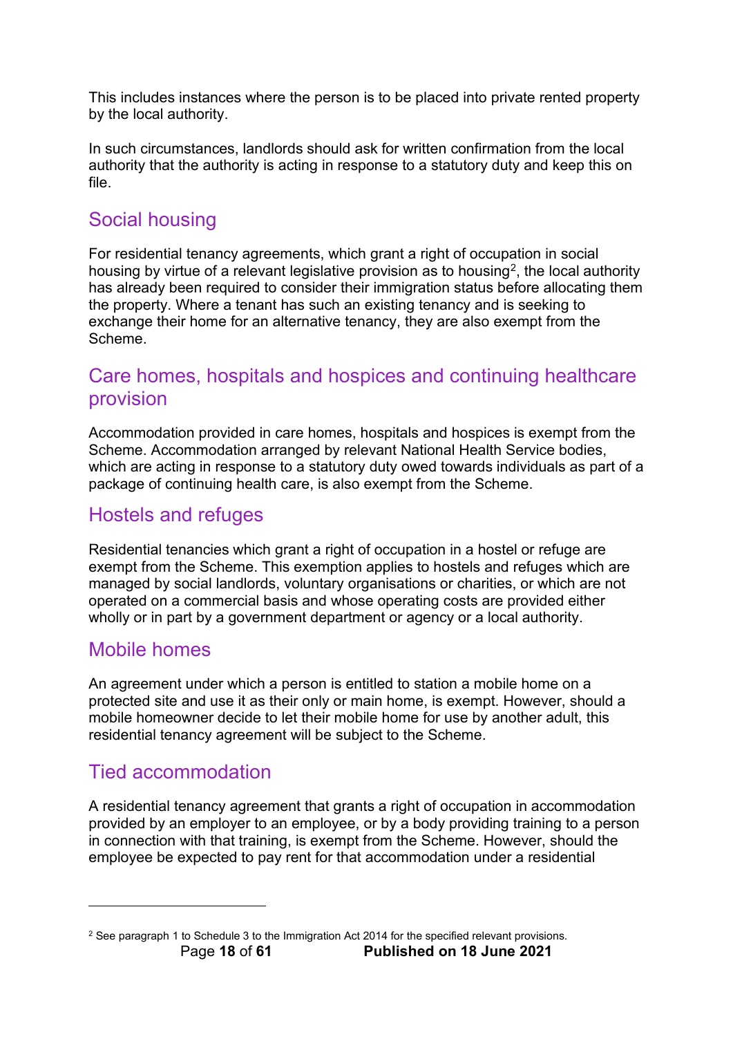This includes instances where the person is to be placed into private rented property by the local authority.

In such circumstances, landlords should ask for written confirmation from the local authority that the authority is acting in response to a statutory duty and keep this on file.

## Social housing

For residential tenancy agreements, which grant a right of occupation in social housing by virtue of a relevant legislative provision as to housing[2], the local authority has already been required to consider their immigration status before allocating them the property. Where a tenant has such an existing tenancy and is seeking to exchange their home for an alternative tenancy, they are also exempt from the Scheme.

## Care homes, hospitals and hospices and continuing healthcare provision

Accommodation provided in care homes, hospitals and hospices is exempt from the Scheme. Accommodation arranged by relevant National Health Service bodies, which are acting in response to a statutory duty owed towards individuals as part of a package of continuing health care, is also exempt from the Scheme.

## Hostels and refuges

Residential tenancies which grant a right of occupation in a hostel or refuge are exempt from the Scheme. This exemption applies to hostels and refuges which are managed by social landlords, voluntary organisations or charities, or which are not operated on a commercial basis and whose operating costs are provided either wholly or in part by a government department or agency or a local authority.

## Mobile homes

An agreement under which a person is entitled to station a mobile home on a protected site and use it as their only or main home, is exempt. However, should a mobile homeowner decide to let their mobile home for use by another adult, this residential tenancy agreement will be subject to the Scheme.

## Tied accommodation

A residential tenancy agreement that grants a right of occupation in accommodation provided by an employer to an employee, or by a body providing training to a person in connection with that training, is exempt from the Scheme. However, should the employee be expected to pay rent for that accommodation under a residential

---

[2] See paragraph 1 to Schedule 3 to the Immigration Act 2014 for the specified relevant provisions.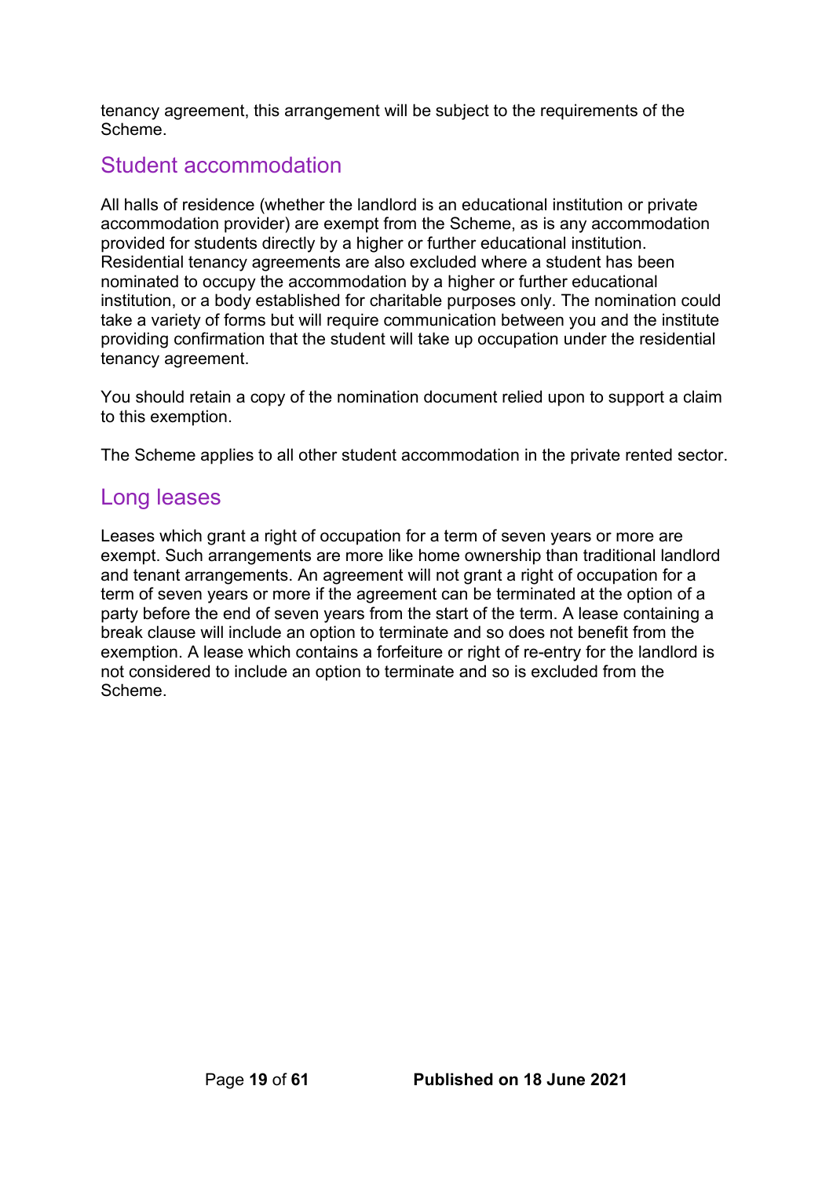tenancy agreement, this arrangement will be subject to the requirements of the Scheme.

## Student accommodation

All halls of residence (whether the landlord is an educational institution or private accommodation provider) are exempt from the Scheme, as is any accommodation provided for students directly by a higher or further educational institution. Residential tenancy agreements are also excluded where a student has been nominated to occupy the accommodation by a higher or further educational institution, or a body established for charitable purposes only. The nomination could take a variety of forms but will require communication between you and the institute providing confirmation that the student will take up occupation under the residential tenancy agreement.

You should retain a copy of the nomination document relied upon to support a claim to this exemption.

The Scheme applies to all other student accommodation in the private rented sector.

## Long leases

Leases which grant a right of occupation for a term of seven years or more are exempt. Such arrangements are more like home ownership than traditional landlord and tenant arrangements. An agreement will not grant a right of occupation for a term of seven years or more if the agreement can be terminated at the option of a party before the end of seven years from the start of the term. A lease containing a break clause will include an option to terminate and so does not benefit from the exemption. A lease which contains a forfeiture or right of re-entry for the landlord is not considered to include an option to terminate and so is excluded from the Scheme.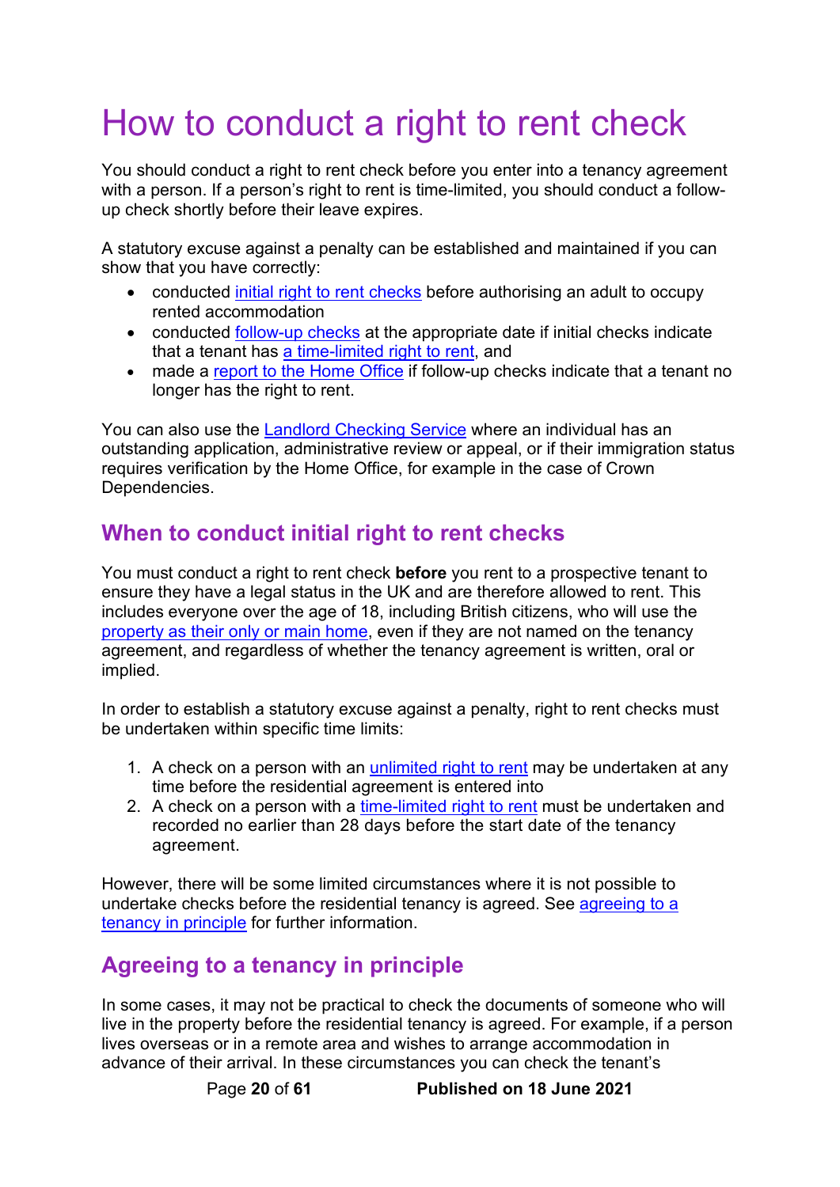# How to conduct a right to rent check

You should conduct a right to rent check before you enter into a tenancy agreement with a person. If a person's right to rent is time-limited, you should conduct a follow-up check shortly before their leave expires.

A statutory excuse against a penalty can be established and maintained if you can show that you have correctly:

- conducted initial right to rent checks before authorising an adult to occupy rented accommodation
- conducted follow-up checks at the appropriate date if initial checks indicate that a tenant has a time-limited right to rent, and
- made a report to the Home Office if follow-up checks indicate that a tenant no longer has the right to rent.

You can also use the Landlord Checking Service where an individual has an outstanding application, administrative review or appeal, or if their immigration status requires verification by the Home Office, for example in the case of Crown Dependencies.

## When to conduct initial right to rent checks

You must conduct a right to rent check **before** you rent to a prospective tenant to ensure they have a legal status in the UK and are therefore allowed to rent. This includes everyone over the age of 18, including British citizens, who will use the property as their only or main home, even if they are not named on the tenancy agreement, and regardless of whether the tenancy agreement is written, oral or implied.

In order to establish a statutory excuse against a penalty, right to rent checks must be undertaken within specific time limits:

1. A check on a person with an unlimited right to rent may be undertaken at any time before the residential agreement is entered into
2. A check on a person with a time-limited right to rent must be undertaken and recorded no earlier than 28 days before the start date of the tenancy agreement.

However, there will be some limited circumstances where it is not possible to undertake checks before the residential tenancy is agreed. See agreeing to a tenancy in principle for further information.

## Agreeing to a tenancy in principle

In some cases, it may not be practical to check the documents of someone who will live in the property before the residential tenancy is agreed. For example, if a person lives overseas or in a remote area and wishes to arrange accommodation in advance of their arrival. In these circumstances you can check the tenant's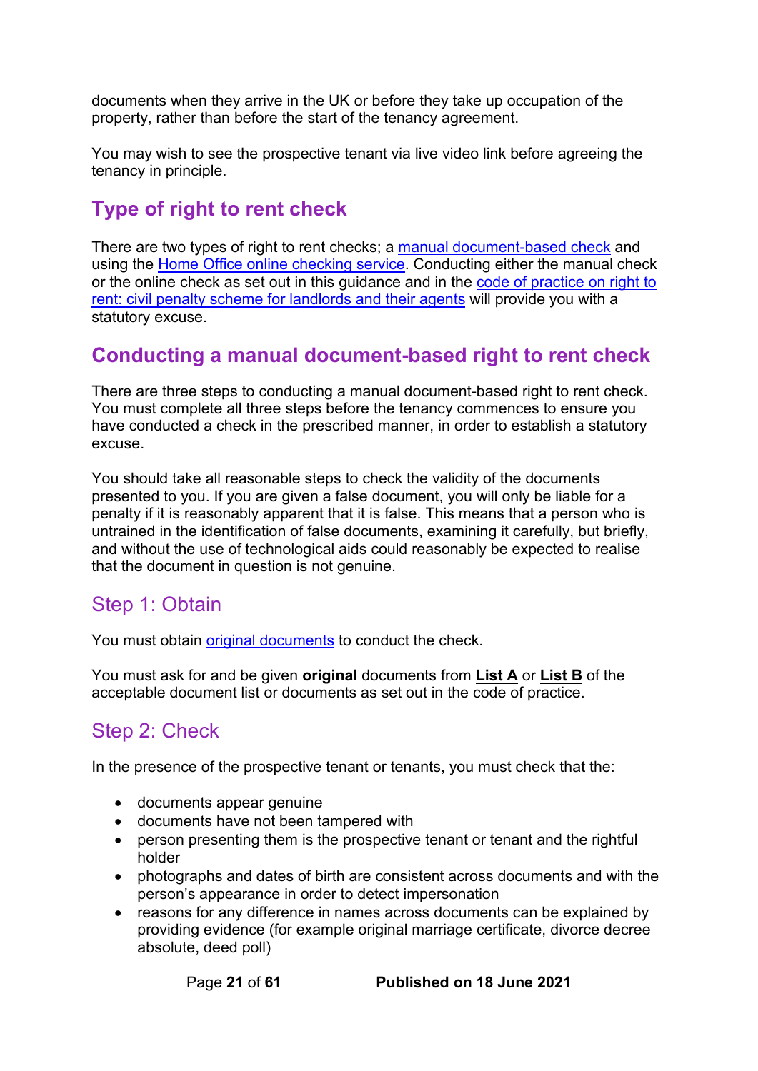documents when they arrive in the UK or before they take up occupation of the property, rather than before the start of the tenancy agreement.

You may wish to see the prospective tenant via live video link before agreeing the tenancy in principle.

## Type of right to rent check

There are two types of right to rent checks; a manual document-based check and using the Home Office online checking service. Conducting either the manual check or the online check as set out in this guidance and in the code of practice on right to rent: civil penalty scheme for landlords and their agents will provide you with a statutory excuse.

## Conducting a manual document-based right to rent check

There are three steps to conducting a manual document-based right to rent check. You must complete all three steps before the tenancy commences to ensure you have conducted a check in the prescribed manner, in order to establish a statutory excuse.

You should take all reasonable steps to check the validity of the documents presented to you. If you are given a false document, you will only be liable for a penalty if it is reasonably apparent that it is false. This means that a person who is untrained in the identification of false documents, examining it carefully, but briefly, and without the use of technological aids could reasonably be expected to realise that the document in question is not genuine.

### Step 1: Obtain

You must obtain original documents to conduct the check.

You must ask for and be given **original** documents from **List A** or **List B** of the acceptable document list or documents as set out in the code of practice.

### Step 2: Check

In the presence of the prospective tenant or tenants, you must check that the:

- documents appear genuine
- documents have not been tampered with
- person presenting them is the prospective tenant or tenant and the rightful holder
- photographs and dates of birth are consistent across documents and with the person's appearance in order to detect impersonation
- reasons for any difference in names across documents can be explained by providing evidence (for example original marriage certificate, divorce decree absolute, deed poll)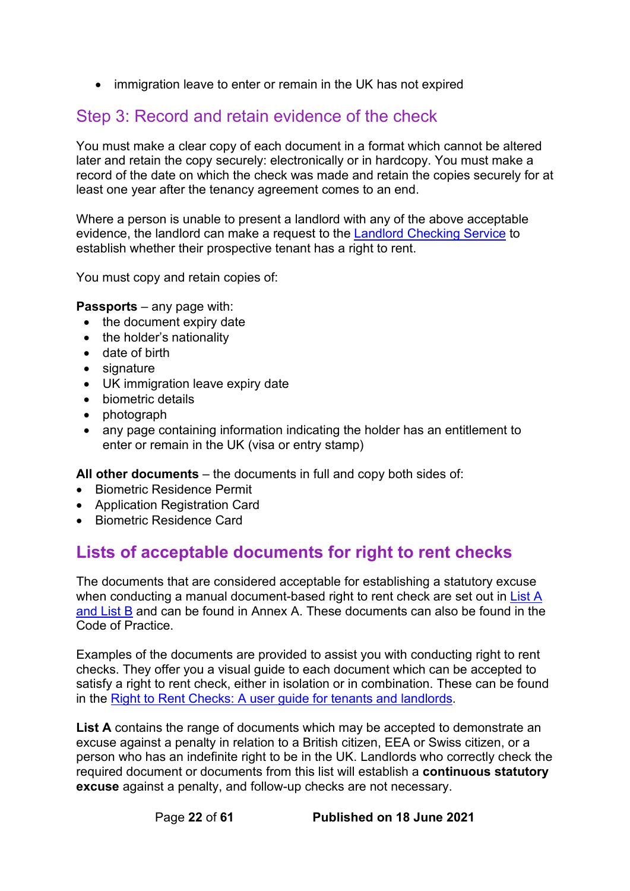- immigration leave to enter or remain in the UK has not expired

## Step 3: Record and retain evidence of the check

You must make a clear copy of each document in a format which cannot be altered later and retain the copy securely: electronically or in hardcopy. You must make a record of the date on which the check was made and retain the copies securely for at least one year after the tenancy agreement comes to an end.

Where a person is unable to present a landlord with any of the above acceptable evidence, the landlord can make a request to the Landlord Checking Service to establish whether their prospective tenant has a right to rent.

You must copy and retain copies of:

**Passports** – any page with:

- the document expiry date
- the holder's nationality
- date of birth
- signature
- UK immigration leave expiry date
- biometric details
- photograph
- any page containing information indicating the holder has an entitlement to enter or remain in the UK (visa or entry stamp)

**All other documents** – the documents in full and copy both sides of:

- Biometric Residence Permit
- Application Registration Card
- Biometric Residence Card

# Lists of acceptable documents for right to rent checks

The documents that are considered acceptable for establishing a statutory excuse when conducting a manual document-based right to rent check are set out in List A and List B and can be found in Annex A. These documents can also be found in the Code of Practice.

Examples of the documents are provided to assist you with conducting right to rent checks. They offer you a visual guide to each document which can be accepted to satisfy a right to rent check, either in isolation or in combination. These can be found in the Right to Rent Checks: A user guide for tenants and landlords.

**List A** contains the range of documents which may be accepted to demonstrate an excuse against a penalty in relation to a British citizen, EEA or Swiss citizen, or a person who has an indefinite right to be in the UK. Landlords who correctly check the required document or documents from this list will establish a **continuous statutory excuse** against a penalty, and follow-up checks are not necessary.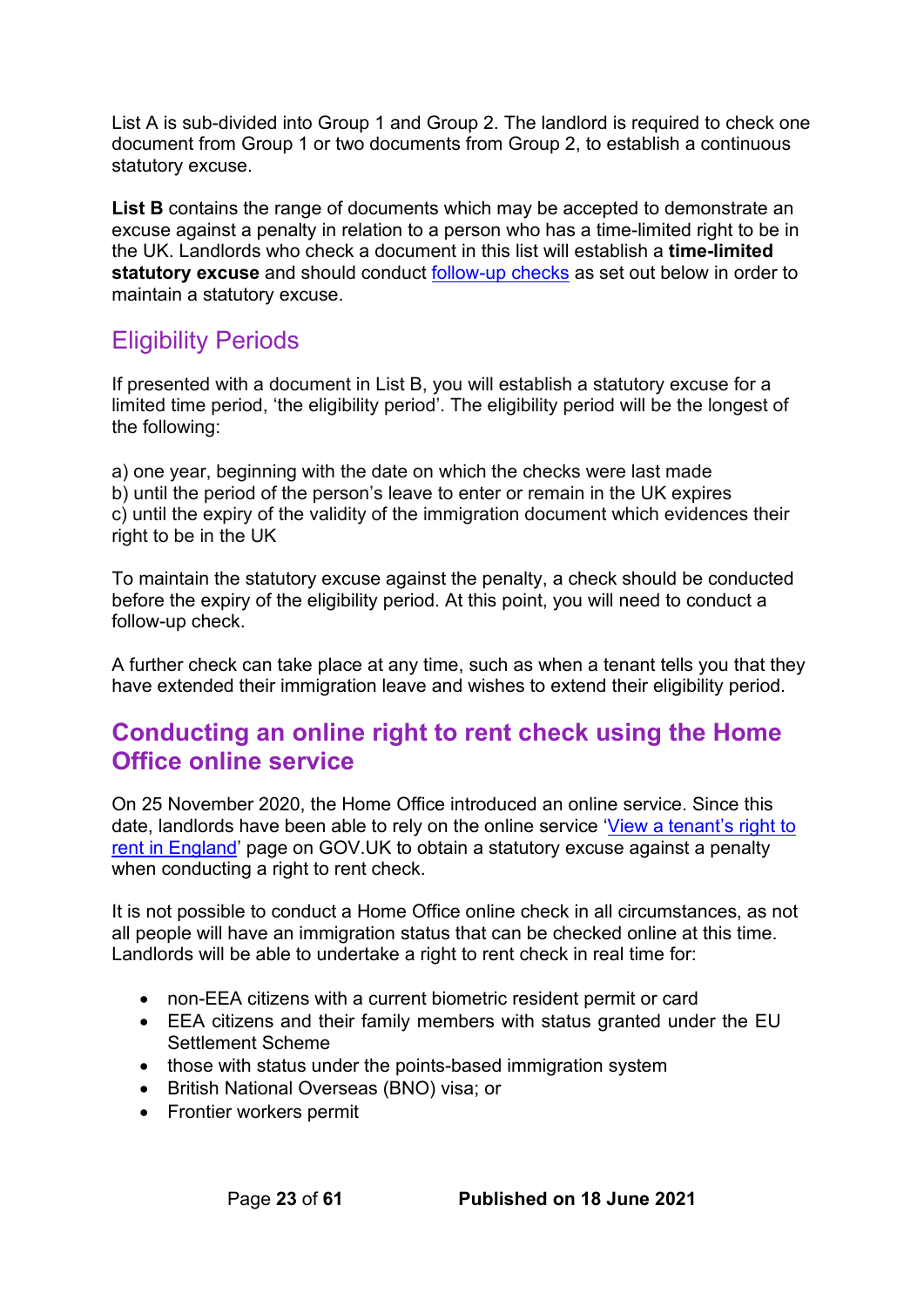List A is sub-divided into Group 1 and Group 2. The landlord is required to check one document from Group 1 or two documents from Group 2, to establish a continuous statutory excuse.

**List B** contains the range of documents which may be accepted to demonstrate an excuse against a penalty in relation to a person who has a time-limited right to be in the UK. Landlords who check a document in this list will establish a **time-limited statutory excuse** and should conduct [follow-up checks]() as set out below in order to maintain a statutory excuse.

## Eligibility Periods

If presented with a document in List B, you will establish a statutory excuse for a limited time period, 'the eligibility period'. The eligibility period will be the longest of the following:

a) one year, beginning with the date on which the checks were last made
b) until the period of the person's leave to enter or remain in the UK expires
c) until the expiry of the validity of the immigration document which evidences their right to be in the UK

To maintain the statutory excuse against the penalty, a check should be conducted before the expiry of the eligibility period. At this point, you will need to conduct a follow-up check.

A further check can take place at any time, such as when a tenant tells you that they have extended their immigration leave and wishes to extend their eligibility period.

## Conducting an online right to rent check using the Home Office online service

On 25 November 2020, the Home Office introduced an online service. Since this date, landlords have been able to rely on the online service '[View a tenant's right to rent in England]()' page on GOV.UK to obtain a statutory excuse against a penalty when conducting a right to rent check.

It is not possible to conduct a Home Office online check in all circumstances, as not all people will have an immigration status that can be checked online at this time. Landlords will be able to undertake a right to rent check in real time for:

- non-EEA citizens with a current biometric resident permit or card
- EEA citizens and their family members with status granted under the EU Settlement Scheme
- those with status under the points-based immigration system
- British National Overseas (BNO) visa; or
- Frontier workers permit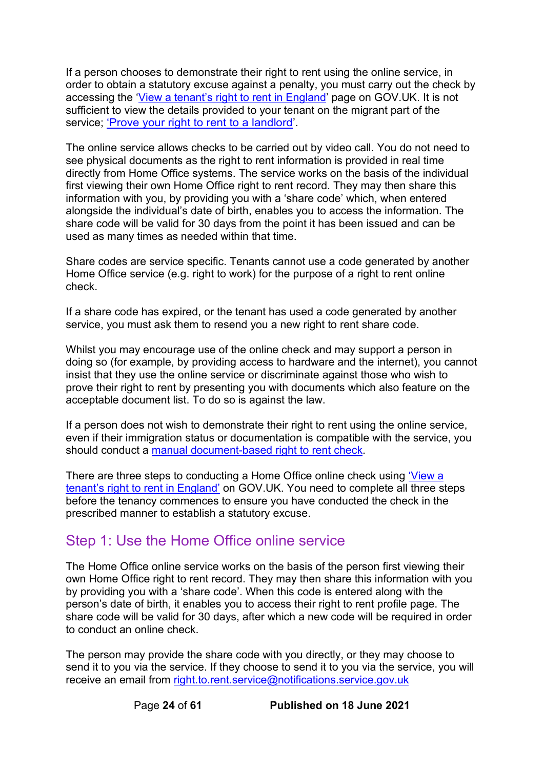If a person chooses to demonstrate their right to rent using the online service, in order to obtain a statutory excuse against a penalty, you must carry out the check by accessing the 'View a tenant's right to rent in England' page on GOV.UK. It is not sufficient to view the details provided to your tenant on the migrant part of the service; 'Prove your right to rent to a landlord'.

The online service allows checks to be carried out by video call. You do not need to see physical documents as the right to rent information is provided in real time directly from Home Office systems. The service works on the basis of the individual first viewing their own Home Office right to rent record. They may then share this information with you, by providing you with a 'share code' which, when entered alongside the individual's date of birth, enables you to access the information. The share code will be valid for 30 days from the point it has been issued and can be used as many times as needed within that time.

Share codes are service specific. Tenants cannot use a code generated by another Home Office service (e.g. right to work) for the purpose of a right to rent online check.

If a share code has expired, or the tenant has used a code generated by another service, you must ask them to resend you a new right to rent share code.

Whilst you may encourage use of the online check and may support a person in doing so (for example, by providing access to hardware and the internet), you cannot insist that they use the online service or discriminate against those who wish to prove their right to rent by presenting you with documents which also feature on the acceptable document list. To do so is against the law.

If a person does not wish to demonstrate their right to rent using the online service, even if their immigration status or documentation is compatible with the service, you should conduct a manual document-based right to rent check.

There are three steps to conducting a Home Office online check using 'View a tenant's right to rent in England' on GOV.UK. You need to complete all three steps before the tenancy commences to ensure you have conducted the check in the prescribed manner to establish a statutory excuse.

## Step 1: Use the Home Office online service

The Home Office online service works on the basis of the person first viewing their own Home Office right to rent record. They may then share this information with you by providing you with a 'share code'. When this code is entered along with the person's date of birth, it enables you to access their right to rent profile page. The share code will be valid for 30 days, after which a new code will be required in order to conduct an online check.

The person may provide the share code with you directly, or they may choose to send it to you via the service. If they choose to send it to you via the service, you will receive an email from right.to.rent.service@notifications.service.gov.uk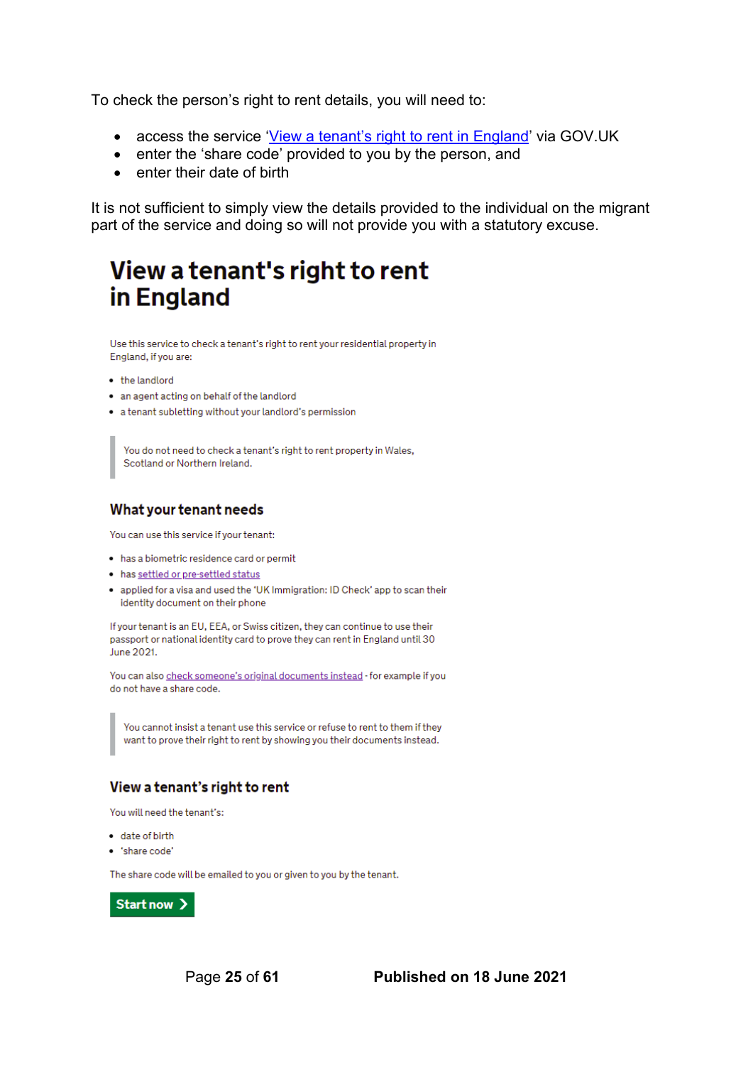To check the person's right to rent details, you will need to:

- access the service 'View a tenant's right to rent in England' via GOV.UK
- enter the 'share code' provided to you by the person, and
- enter their date of birth

It is not sufficient to simply view the details provided to the individual on the migrant part of the service and doing so will not provide you with a statutory excuse.

# View a tenant's right to rent in England

Use this service to check a tenant's right to rent your residential property in England, if you are:

- the landlord
- an agent acting on behalf of the landlord
- a tenant subletting without your landlord's permission

> You do not need to check a tenant's right to rent property in Wales, Scotland or Northern Ireland.

## What your tenant needs

You can use this service if your tenant:

- has a biometric residence card or permit
- has settled or pre-settled status
- applied for a visa and used the 'UK Immigration: ID Check' app to scan their identity document on their phone

If your tenant is an EU, EEA, or Swiss citizen, they can continue to use their passport or national identity card to prove they can rent in England until 30 June 2021.

You can also check someone's original documents instead - for example if you do not have a share code.

> You cannot insist a tenant use this service or refuse to rent to them if they want to prove their right to rent by showing you their documents instead.

## View a tenant's right to rent

You will need the tenant's:

- date of birth
- 'share code'

The share code will be emailed to you or given to you by the tenant.

**Start now ›**

Published on 18 June 2021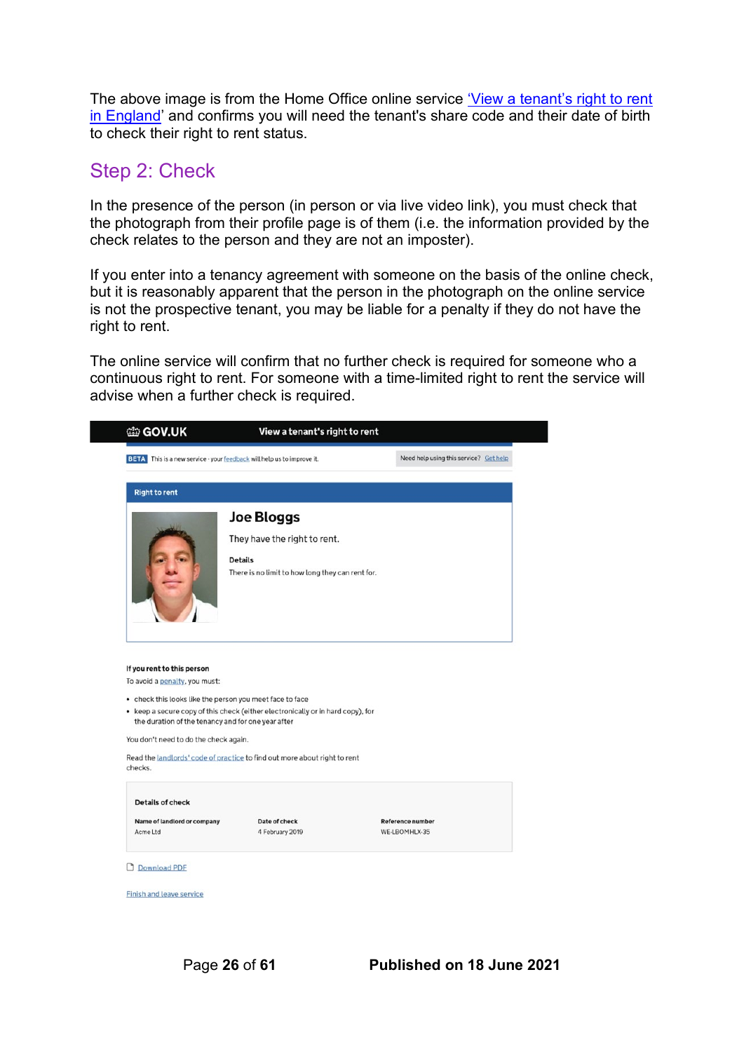The above image is from the Home Office online service 'View a tenant's right to rent in England' and confirms you will need the tenant's share code and their date of birth to check their right to rent status.

## Step 2: Check

In the presence of the person (in person or via live video link), you must check that the photograph from their profile page is of them (i.e. the information provided by the check relates to the person and they are not an imposter).

If you enter into a tenancy agreement with someone on the basis of the online check, but it is reasonably apparent that the person in the photograph on the online service is not the prospective tenant, you may be liable for a penalty if they do not have the right to rent.

The online service will confirm that no further check is required for someone who a continuous right to rent. For someone with a time-limited right to rent the service will advise when a further check is required.

GOV.UK — View a tenant's right to rent

BETA This is a new service - your feedback will help us to improve it.

Need help using this service? Get help

**Right to rent**

**Joe Bloggs**

They have the right to rent.

**Details**

There is no limit to how long they can rent for.

**If you rent to this person**

To avoid a penalty, you must:

- check this looks like the person you meet face to face
- keep a secure copy of this check (either electronically or in hard copy), for the duration of the tenancy and for one year after

You don't need to do the check again.

Read the landlords' code of practice to find out more about right to rent checks.

**Details of check**

| Name of landlord or company | Date of check | Reference number |
| --- | --- | --- |
| Acme Ltd | 4 February 2019 | WE-LBOMHLX-35 |

Download PDF

Finish and leave service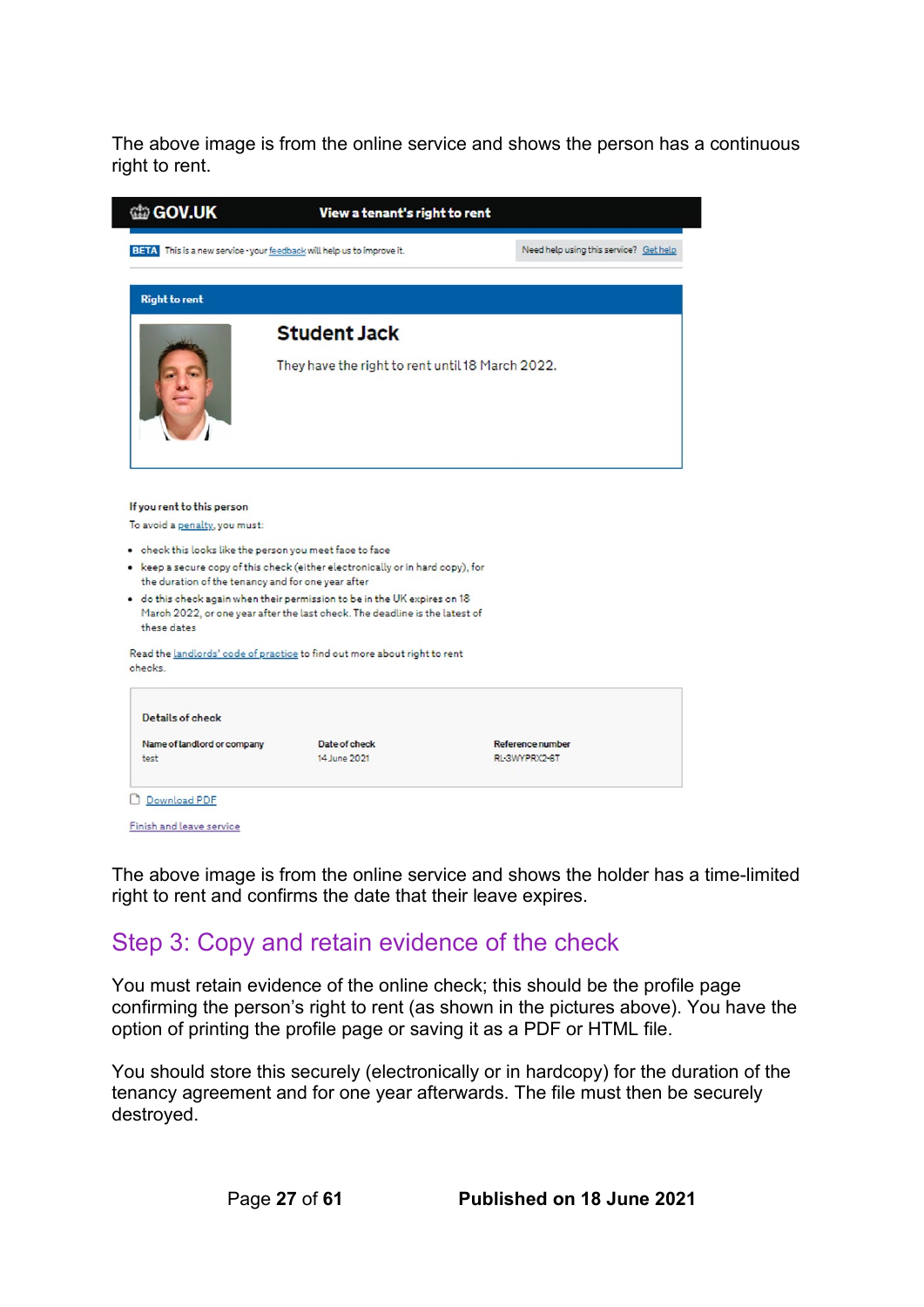The above image is from the online service and shows the person has a continuous right to rent.

GOV.UK — View a tenant's right to rent

BETA This is a new service - your feedback will help us to improve it.

Need help using this service? Get help

**Right to rent**

**Student Jack**

They have the right to rent until 18 March 2022.

**If you rent to this person**

To avoid a penalty, you must:

- check this looks like the person you meet face to face
- keep a secure copy of this check (either electronically or in hard copy), for the duration of the tenancy and for one year after
- do this check again when their permission to be in the UK expires on 18 March 2022, or one year after the last check. The deadline is the latest of these dates

Read the landlords' code of practice to find out more about right to rent checks.

**Details of check**

| Name of landlord or company | Date of check | Reference number |
| --- | --- | --- |
| test | 14 June 2021 | RL-3WYPRX2-6T |

Download PDF

Finish and leave service

The above image is from the online service and shows the holder has a time-limited right to rent and confirms the date that their leave expires.

## Step 3: Copy and retain evidence of the check

You must retain evidence of the online check; this should be the profile page confirming the person's right to rent (as shown in the pictures above). You have the option of printing the profile page or saving it as a PDF or HTML file.

You should store this securely (electronically or in hardcopy) for the duration of the tenancy agreement and for one year afterwards. The file must then be securely destroyed.

**Published on 18 June 2021**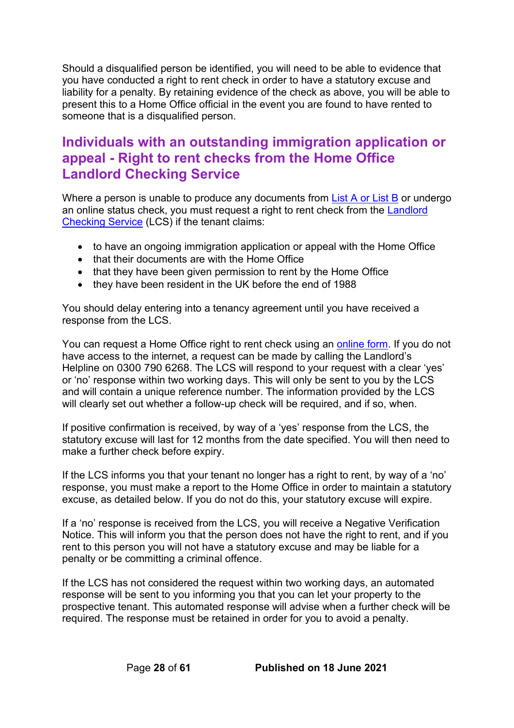Should a disqualified person be identified, you will need to be able to evidence that you have conducted a right to rent check in order to have a statutory excuse and liability for a penalty. By retaining evidence of the check as above, you will be able to present this to a Home Office official in the event you are found to have rented to someone that is a disqualified person.

## Individuals with an outstanding immigration application or appeal - Right to rent checks from the Home Office Landlord Checking Service

Where a person is unable to produce any documents from List A or List B or undergo an online status check, you must request a right to rent check from the Landlord Checking Service (LCS) if the tenant claims:

- to have an ongoing immigration application or appeal with the Home Office
- that their documents are with the Home Office
- that they have been given permission to rent by the Home Office
- they have been resident in the UK before the end of 1988

You should delay entering into a tenancy agreement until you have received a response from the LCS.

You can request a Home Office right to rent check using an online form. If you do not have access to the internet, a request can be made by calling the Landlord's Helpline on 0300 790 6268. The LCS will respond to your request with a clear 'yes' or 'no' response within two working days. This will only be sent to you by the LCS and will contain a unique reference number. The information provided by the LCS will clearly set out whether a follow-up check will be required, and if so, when.

If positive confirmation is received, by way of a 'yes' response from the LCS, the statutory excuse will last for 12 months from the date specified. You will then need to make a further check before expiry.

If the LCS informs you that your tenant no longer has a right to rent, by way of a 'no' response, you must make a report to the Home Office in order to maintain a statutory excuse, as detailed below. If you do not do this, your statutory excuse will expire.

If a 'no' response is received from the LCS, you will receive a Negative Verification Notice. This will inform you that the person does not have the right to rent, and if you rent to this person you will not have a statutory excuse and may be liable for a penalty or be committing a criminal offence.

If the LCS has not considered the request within two working days, an automated response will be sent to you informing you that you can let your property to the prospective tenant. This automated response will advise when a further check will be required. The response must be retained in order for you to avoid a penalty.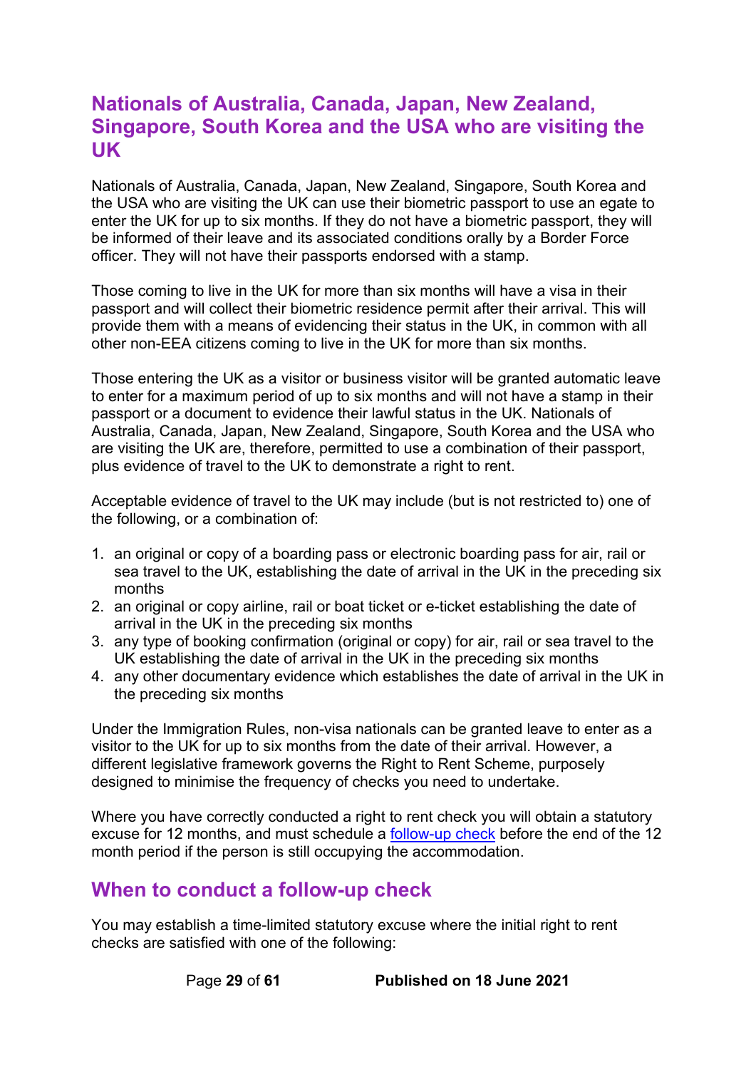## Nationals of Australia, Canada, Japan, New Zealand, Singapore, South Korea and the USA who are visiting the UK

Nationals of Australia, Canada, Japan, New Zealand, Singapore, South Korea and the USA who are visiting the UK can use their biometric passport to use an egate to enter the UK for up to six months. If they do not have a biometric passport, they will be informed of their leave and its associated conditions orally by a Border Force officer. They will not have their passports endorsed with a stamp.

Those coming to live in the UK for more than six months will have a visa in their passport and will collect their biometric residence permit after their arrival. This will provide them with a means of evidencing their status in the UK, in common with all other non-EEA citizens coming to live in the UK for more than six months.

Those entering the UK as a visitor or business visitor will be granted automatic leave to enter for a maximum period of up to six months and will not have a stamp in their passport or a document to evidence their lawful status in the UK. Nationals of Australia, Canada, Japan, New Zealand, Singapore, South Korea and the USA who are visiting the UK are, therefore, permitted to use a combination of their passport, plus evidence of travel to the UK to demonstrate a right to rent.

Acceptable evidence of travel to the UK may include (but is not restricted to) one of the following, or a combination of:

1. an original or copy of a boarding pass or electronic boarding pass for air, rail or sea travel to the UK, establishing the date of arrival in the UK in the preceding six months
2. an original or copy airline, rail or boat ticket or e-ticket establishing the date of arrival in the UK in the preceding six months
3. any type of booking confirmation (original or copy) for air, rail or sea travel to the UK establishing the date of arrival in the UK in the preceding six months
4. any other documentary evidence which establishes the date of arrival in the UK in the preceding six months

Under the Immigration Rules, non-visa nationals can be granted leave to enter as a visitor to the UK for up to six months from the date of their arrival. However, a different legislative framework governs the Right to Rent Scheme, purposely designed to minimise the frequency of checks you need to undertake.

Where you have correctly conducted a right to rent check you will obtain a statutory excuse for 12 months, and must schedule a follow-up check before the end of the 12 month period if the person is still occupying the accommodation.

## When to conduct a follow-up check

You may establish a time-limited statutory excuse where the initial right to rent checks are satisfied with one of the following: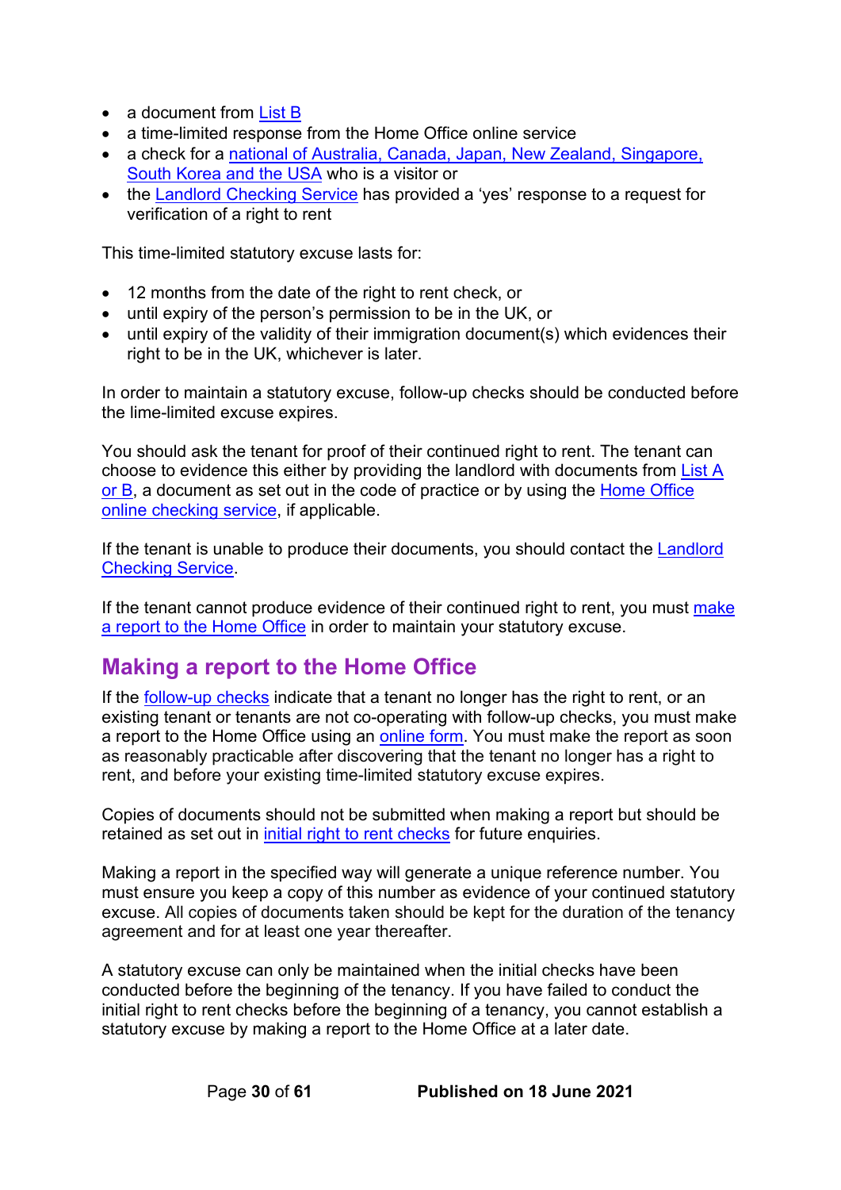- a document from List B
- a time-limited response from the Home Office online service
- a check for a national of Australia, Canada, Japan, New Zealand, Singapore, South Korea and the USA who is a visitor or
- the Landlord Checking Service has provided a 'yes' response to a request for verification of a right to rent

This time-limited statutory excuse lasts for:

- 12 months from the date of the right to rent check, or
- until expiry of the person's permission to be in the UK, or
- until expiry of the validity of their immigration document(s) which evidences their right to be in the UK, whichever is later.

In order to maintain a statutory excuse, follow-up checks should be conducted before the lime-limited excuse expires.

You should ask the tenant for proof of their continued right to rent. The tenant can choose to evidence this either by providing the landlord with documents from List A or B, a document as set out in the code of practice or by using the Home Office online checking service, if applicable.

If the tenant is unable to produce their documents, you should contact the Landlord Checking Service.

If the tenant cannot produce evidence of their continued right to rent, you must make a report to the Home Office in order to maintain your statutory excuse.

## Making a report to the Home Office

If the follow-up checks indicate that a tenant no longer has the right to rent, or an existing tenant or tenants are not co-operating with follow-up checks, you must make a report to the Home Office using an online form. You must make the report as soon as reasonably practicable after discovering that the tenant no longer has a right to rent, and before your existing time-limited statutory excuse expires.

Copies of documents should not be submitted when making a report but should be retained as set out in initial right to rent checks for future enquiries.

Making a report in the specified way will generate a unique reference number. You must ensure you keep a copy of this number as evidence of your continued statutory excuse. All copies of documents taken should be kept for the duration of the tenancy agreement and for at least one year thereafter.

A statutory excuse can only be maintained when the initial checks have been conducted before the beginning of the tenancy. If you have failed to conduct the initial right to rent checks before the beginning of a tenancy, you cannot establish a statutory excuse by making a report to the Home Office at a later date.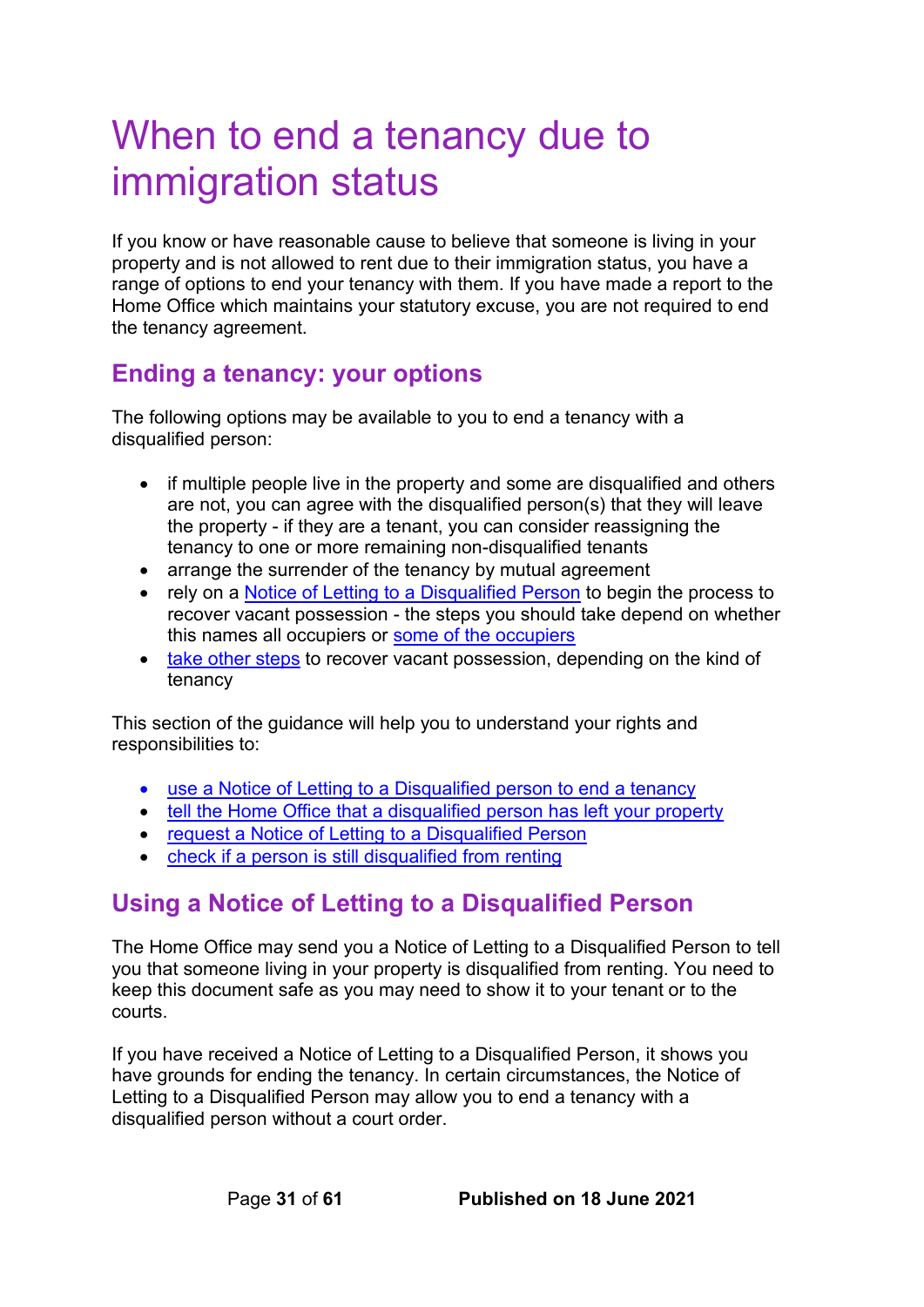# When to end a tenancy due to immigration status

If you know or have reasonable cause to believe that someone is living in your property and is not allowed to rent due to their immigration status, you have a range of options to end your tenancy with them. If you have made a report to the Home Office which maintains your statutory excuse, you are not required to end the tenancy agreement.

## Ending a tenancy: your options

The following options may be available to you to end a tenancy with a disqualified person:

- if multiple people live in the property and some are disqualified and others are not, you can agree with the disqualified person(s) that they will leave the property - if they are a tenant, you can consider reassigning the tenancy to one or more remaining non-disqualified tenants
- arrange the surrender of the tenancy by mutual agreement
- rely on a Notice of Letting to a Disqualified Person to begin the process to recover vacant possession - the steps you should take depend on whether this names all occupiers or some of the occupiers
- take other steps to recover vacant possession, depending on the kind of tenancy

This section of the guidance will help you to understand your rights and responsibilities to:

- use a Notice of Letting to a Disqualified person to end a tenancy
- tell the Home Office that a disqualified person has left your property
- request a Notice of Letting to a Disqualified Person
- check if a person is still disqualified from renting

## Using a Notice of Letting to a Disqualified Person

The Home Office may send you a Notice of Letting to a Disqualified Person to tell you that someone living in your property is disqualified from renting. You need to keep this document safe as you may need to show it to your tenant or to the courts.

If you have received a Notice of Letting to a Disqualified Person, it shows you have grounds for ending the tenancy. In certain circumstances, the Notice of Letting to a Disqualified Person may allow you to end a tenancy with a disqualified person without a court order.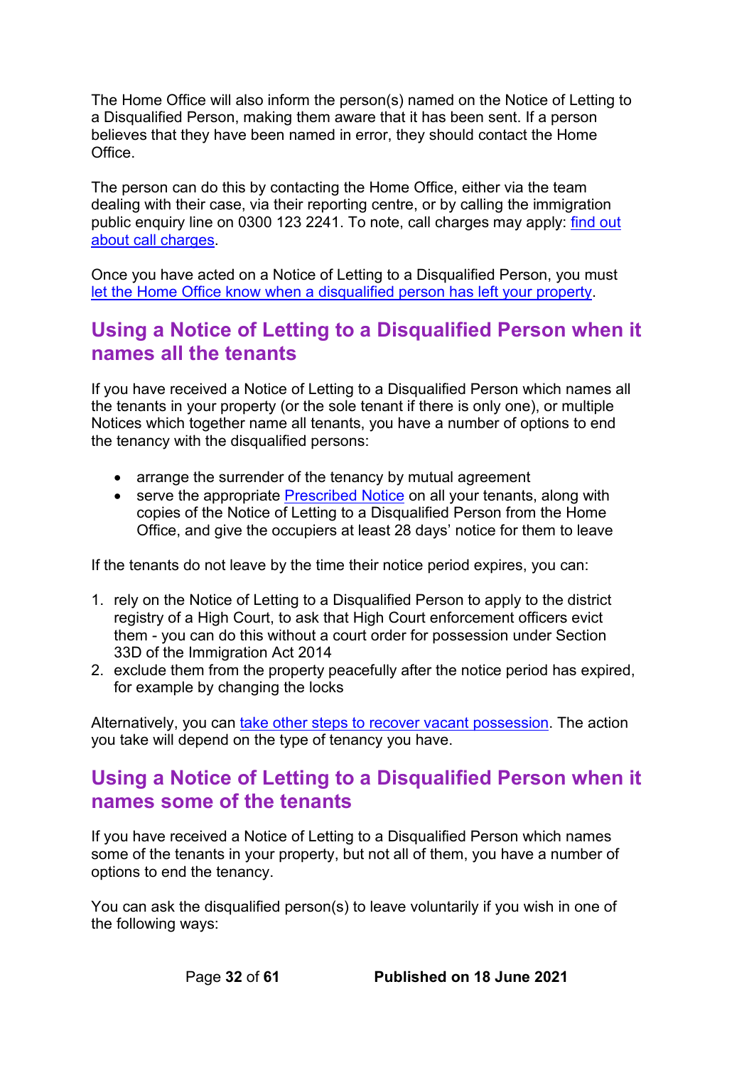The Home Office will also inform the person(s) named on the Notice of Letting to a Disqualified Person, making them aware that it has been sent. If a person believes that they have been named in error, they should contact the Home Office.

The person can do this by contacting the Home Office, either via the team dealing with their case, via their reporting centre, or by calling the immigration public enquiry line on 0300 123 2241. To note, call charges may apply: [find out about call charges](#).

Once you have acted on a Notice of Letting to a Disqualified Person, you must [let the Home Office know when a disqualified person has left your property](#).

## Using a Notice of Letting to a Disqualified Person when it names all the tenants

If you have received a Notice of Letting to a Disqualified Person which names all the tenants in your property (or the sole tenant if there is only one), or multiple Notices which together name all tenants, you have a number of options to end the tenancy with the disqualified persons:

- arrange the surrender of the tenancy by mutual agreement
- serve the appropriate [Prescribed Notice](#) on all your tenants, along with copies of the Notice of Letting to a Disqualified Person from the Home Office, and give the occupiers at least 28 days' notice for them to leave

If the tenants do not leave by the time their notice period expires, you can:

1. rely on the Notice of Letting to a Disqualified Person to apply to the district registry of a High Court, to ask that High Court enforcement officers evict them - you can do this without a court order for possession under Section 33D of the Immigration Act 2014
2. exclude them from the property peacefully after the notice period has expired, for example by changing the locks

Alternatively, you can [take other steps to recover vacant possession](#). The action you take will depend on the type of tenancy you have.

## Using a Notice of Letting to a Disqualified Person when it names some of the tenants

If you have received a Notice of Letting to a Disqualified Person which names some of the tenants in your property, but not all of them, you have a number of options to end the tenancy.

You can ask the disqualified person(s) to leave voluntarily if you wish in one of the following ways: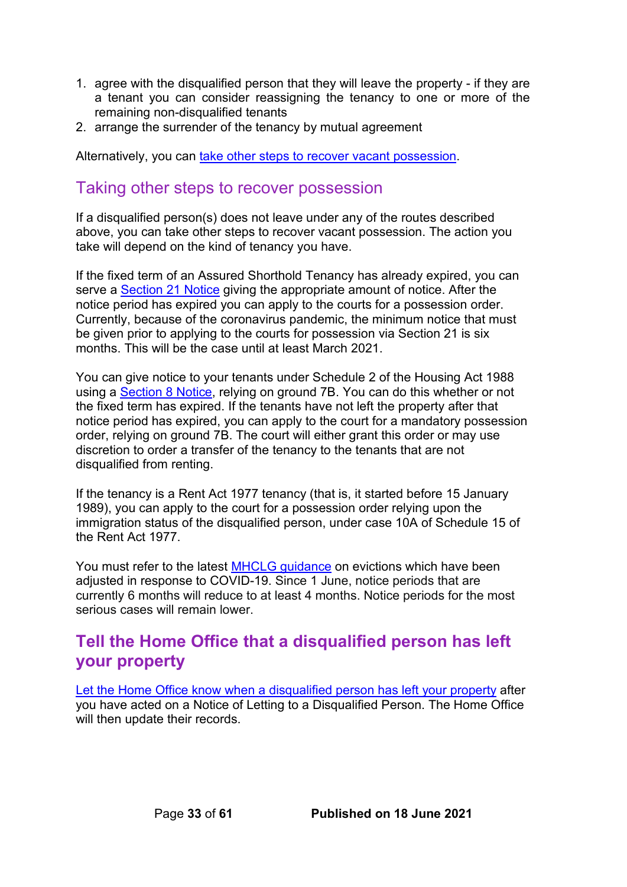1. agree with the disqualified person that they will leave the property - if they are a tenant you can consider reassigning the tenancy to one or more of the remaining non-disqualified tenants
2. arrange the surrender of the tenancy by mutual agreement

Alternatively, you can take other steps to recover vacant possession.

## Taking other steps to recover possession

If a disqualified person(s) does not leave under any of the routes described above, you can take other steps to recover vacant possession. The action you take will depend on the kind of tenancy you have.

If the fixed term of an Assured Shorthold Tenancy has already expired, you can serve a Section 21 Notice giving the appropriate amount of notice. After the notice period has expired you can apply to the courts for a possession order. Currently, because of the coronavirus pandemic, the minimum notice that must be given prior to applying to the courts for possession via Section 21 is six months. This will be the case until at least March 2021.

You can give notice to your tenants under Schedule 2 of the Housing Act 1988 using a Section 8 Notice, relying on ground 7B. You can do this whether or not the fixed term has expired. If the tenants have not left the property after that notice period has expired, you can apply to the court for a mandatory possession order, relying on ground 7B. The court will either grant this order or may use discretion to order a transfer of the tenancy to the tenants that are not disqualified from renting.

If the tenancy is a Rent Act 1977 tenancy (that is, it started before 15 January 1989), you can apply to the court for a possession order relying upon the immigration status of the disqualified person, under case 10A of Schedule 15 of the Rent Act 1977.

You must refer to the latest MHCLG guidance on evictions which have been adjusted in response to COVID-19. Since 1 June, notice periods that are currently 6 months will reduce to at least 4 months. Notice periods for the most serious cases will remain lower.

## **Tell the Home Office that a disqualified person has left your property**

Let the Home Office know when a disqualified person has left your property after you have acted on a Notice of Letting to a Disqualified Person. The Home Office will then update their records.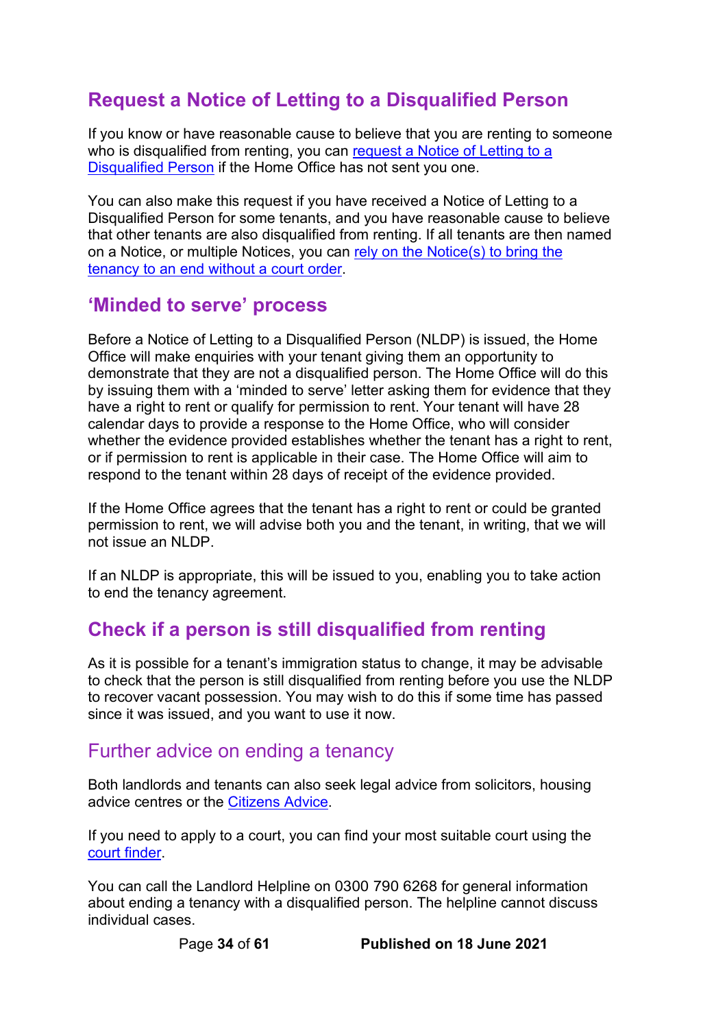## Request a Notice of Letting to a Disqualified Person

If you know or have reasonable cause to believe that you are renting to someone who is disqualified from renting, you can request a Notice of Letting to a Disqualified Person if the Home Office has not sent you one.

You can also make this request if you have received a Notice of Letting to a Disqualified Person for some tenants, and you have reasonable cause to believe that other tenants are also disqualified from renting. If all tenants are then named on a Notice, or multiple Notices, you can rely on the Notice(s) to bring the tenancy to an end without a court order.

## 'Minded to serve' process

Before a Notice of Letting to a Disqualified Person (NLDP) is issued, the Home Office will make enquiries with your tenant giving them an opportunity to demonstrate that they are not a disqualified person. The Home Office will do this by issuing them with a 'minded to serve' letter asking them for evidence that they have a right to rent or qualify for permission to rent. Your tenant will have 28 calendar days to provide a response to the Home Office, who will consider whether the evidence provided establishes whether the tenant has a right to rent, or if permission to rent is applicable in their case. The Home Office will aim to respond to the tenant within 28 days of receipt of the evidence provided.

If the Home Office agrees that the tenant has a right to rent or could be granted permission to rent, we will advise both you and the tenant, in writing, that we will not issue an NLDP.

If an NLDP is appropriate, this will be issued to you, enabling you to take action to end the tenancy agreement.

## Check if a person is still disqualified from renting

As it is possible for a tenant's immigration status to change, it may be advisable to check that the person is still disqualified from renting before you use the NLDP to recover vacant possession. You may wish to do this if some time has passed since it was issued, and you want to use it now.

### Further advice on ending a tenancy

Both landlords and tenants can also seek legal advice from solicitors, housing advice centres or the Citizens Advice.

If you need to apply to a court, you can find your most suitable court using the court finder.

You can call the Landlord Helpline on 0300 790 6268 for general information about ending a tenancy with a disqualified person. The helpline cannot discuss individual cases.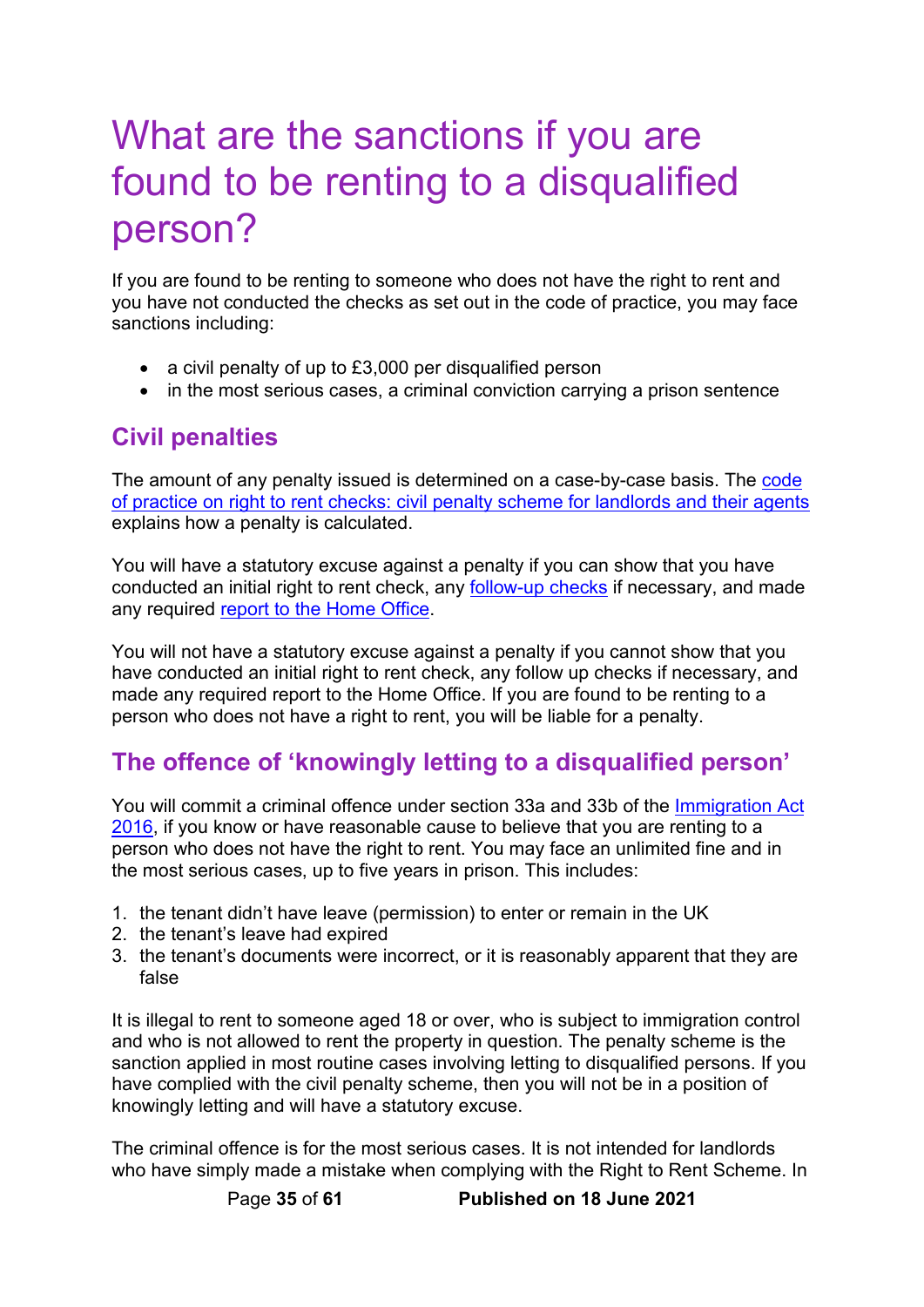# What are the sanctions if you are found to be renting to a disqualified person?

If you are found to be renting to someone who does not have the right to rent and you have not conducted the checks as set out in the code of practice, you may face sanctions including:

- a civil penalty of up to £3,000 per disqualified person
- in the most serious cases, a criminal conviction carrying a prison sentence

## Civil penalties

The amount of any penalty issued is determined on a case-by-case basis. The code of practice on right to rent checks: civil penalty scheme for landlords and their agents explains how a penalty is calculated.

You will have a statutory excuse against a penalty if you can show that you have conducted an initial right to rent check, any follow-up checks if necessary, and made any required report to the Home Office.

You will not have a statutory excuse against a penalty if you cannot show that you have conducted an initial right to rent check, any follow up checks if necessary, and made any required report to the Home Office. If you are found to be renting to a person who does not have a right to rent, you will be liable for a penalty.

## The offence of 'knowingly letting to a disqualified person'

You will commit a criminal offence under section 33a and 33b of the Immigration Act 2016, if you know or have reasonable cause to believe that you are renting to a person who does not have the right to rent. You may face an unlimited fine and in the most serious cases, up to five years in prison. This includes:

1. the tenant didn't have leave (permission) to enter or remain in the UK
2. the tenant's leave had expired
3. the tenant's documents were incorrect, or it is reasonably apparent that they are false

It is illegal to rent to someone aged 18 or over, who is subject to immigration control and who is not allowed to rent the property in question. The penalty scheme is the sanction applied in most routine cases involving letting to disqualified persons. If you have complied with the civil penalty scheme, then you will not be in a position of knowingly letting and will have a statutory excuse.

The criminal offence is for the most serious cases. It is not intended for landlords who have simply made a mistake when complying with the Right to Rent Scheme. In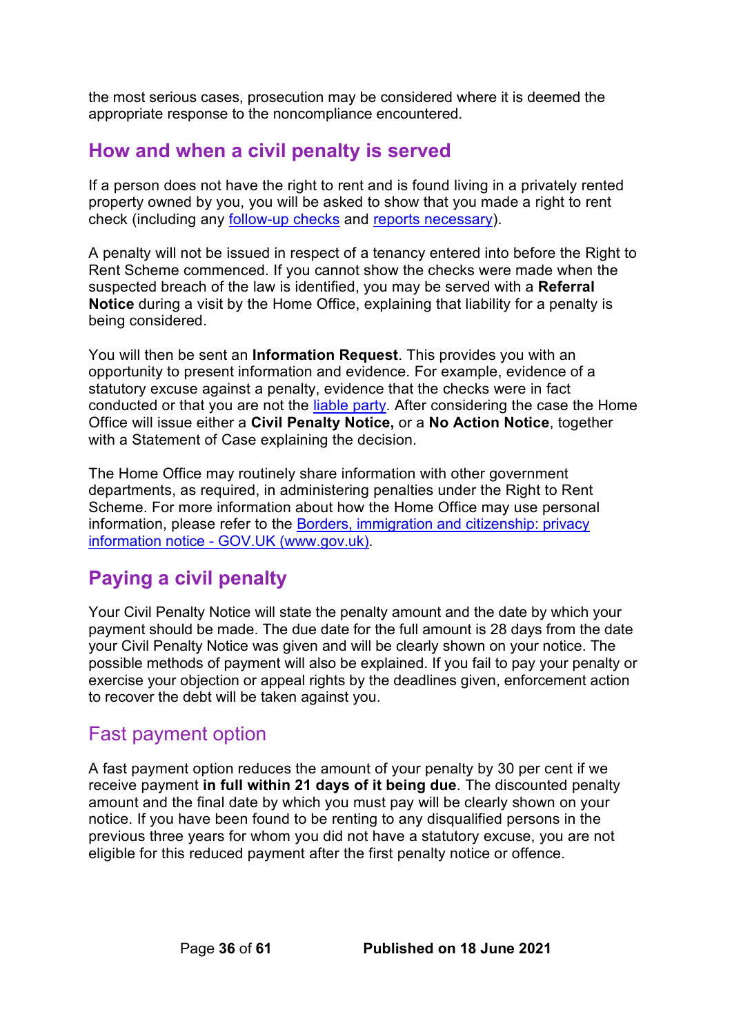the most serious cases, prosecution may be considered where it is deemed the appropriate response to the noncompliance encountered.

## How and when a civil penalty is served

If a person does not have the right to rent and is found living in a privately rented property owned by you, you will be asked to show that you made a right to rent check (including any follow-up checks and reports necessary).

A penalty will not be issued in respect of a tenancy entered into before the Right to Rent Scheme commenced. If you cannot show the checks were made when the suspected breach of the law is identified, you may be served with a **Referral Notice** during a visit by the Home Office, explaining that liability for a penalty is being considered.

You will then be sent an **Information Request**. This provides you with an opportunity to present information and evidence. For example, evidence of a statutory excuse against a penalty, evidence that the checks were in fact conducted or that you are not the liable party. After considering the case the Home Office will issue either a **Civil Penalty Notice,** or a **No Action Notice**, together with a Statement of Case explaining the decision.

The Home Office may routinely share information with other government departments, as required, in administering penalties under the Right to Rent Scheme. For more information about how the Home Office may use personal information, please refer to the Borders, immigration and citizenship: privacy information notice - GOV.UK (www.gov.uk).

## Paying a civil penalty

Your Civil Penalty Notice will state the penalty amount and the date by which your payment should be made. The due date for the full amount is 28 days from the date your Civil Penalty Notice was given and will be clearly shown on your notice. The possible methods of payment will also be explained. If you fail to pay your penalty or exercise your objection or appeal rights by the deadlines given, enforcement action to recover the debt will be taken against you.

### Fast payment option

A fast payment option reduces the amount of your penalty by 30 per cent if we receive payment **in full within 21 days of it being due**. The discounted penalty amount and the final date by which you must pay will be clearly shown on your notice. If you have been found to be renting to any disqualified persons in the previous three years for whom you did not have a statutory excuse, you are not eligible for this reduced payment after the first penalty notice or offence.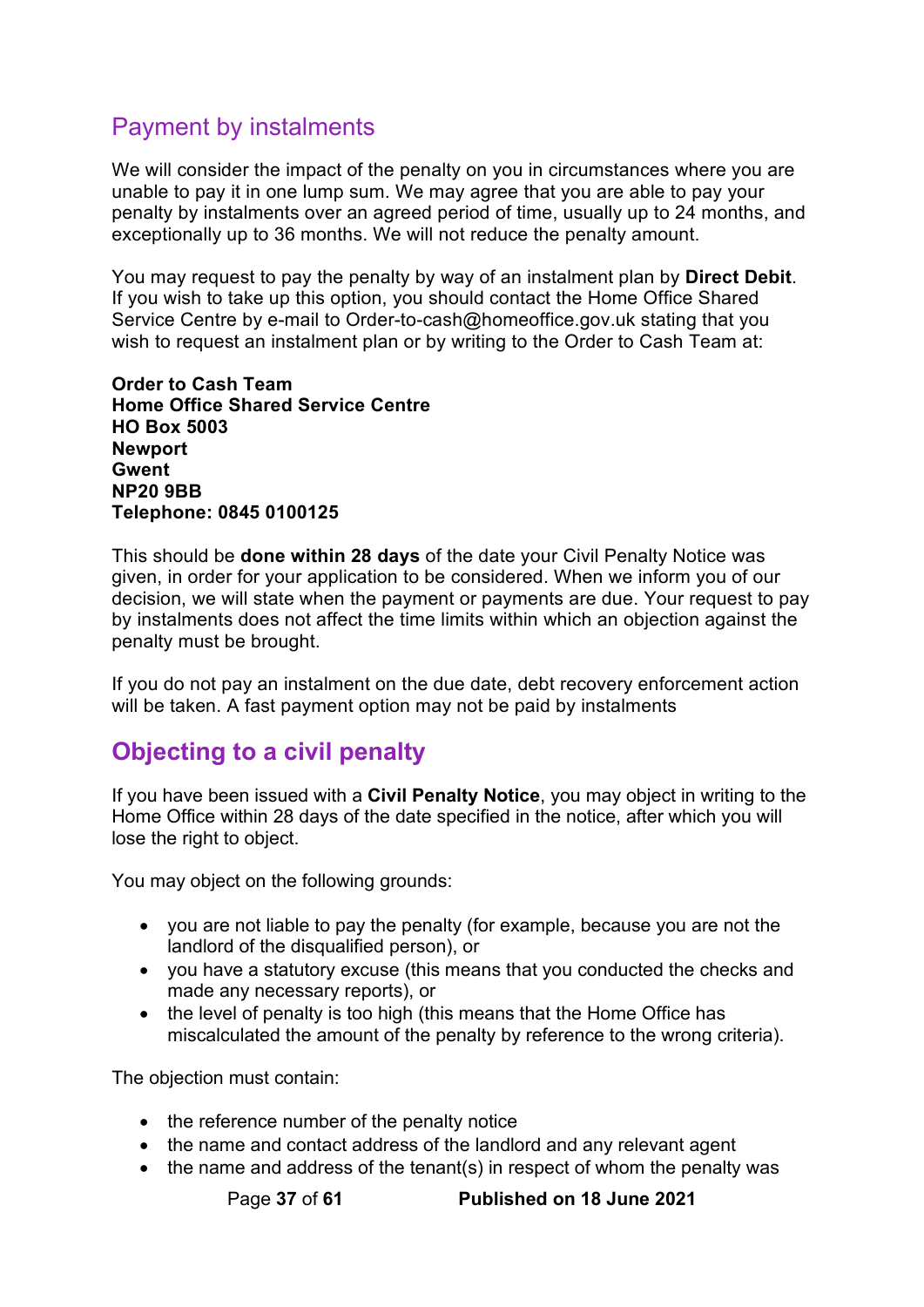## Payment by instalments

We will consider the impact of the penalty on you in circumstances where you are unable to pay it in one lump sum. We may agree that you are able to pay your penalty by instalments over an agreed period of time, usually up to 24 months, and exceptionally up to 36 months. We will not reduce the penalty amount.

You may request to pay the penalty by way of an instalment plan by **Direct Debit**. If you wish to take up this option, you should contact the Home Office Shared Service Centre by e-mail to Order-to-cash@homeoffice.gov.uk stating that you wish to request an instalment plan or by writing to the Order to Cash Team at:

**Order to Cash Team**
**Home Office Shared Service Centre**
**HO Box 5003**
**Newport**
**Gwent**
**NP20 9BB**
**Telephone: 0845 0100125**

This should be **done within 28 days** of the date your Civil Penalty Notice was given, in order for your application to be considered. When we inform you of our decision, we will state when the payment or payments are due. Your request to pay by instalments does not affect the time limits within which an objection against the penalty must be brought.

If you do not pay an instalment on the due date, debt recovery enforcement action will be taken. A fast payment option may not be paid by instalments

## Objecting to a civil penalty

If you have been issued with a **Civil Penalty Notice**, you may object in writing to the Home Office within 28 days of the date specified in the notice, after which you will lose the right to object.

You may object on the following grounds:

- you are not liable to pay the penalty (for example, because you are not the landlord of the disqualified person), or
- you have a statutory excuse (this means that you conducted the checks and made any necessary reports), or
- the level of penalty is too high (this means that the Home Office has miscalculated the amount of the penalty by reference to the wrong criteria).

The objection must contain:

- the reference number of the penalty notice
- the name and contact address of the landlord and any relevant agent
- the name and address of the tenant(s) in respect of whom the penalty was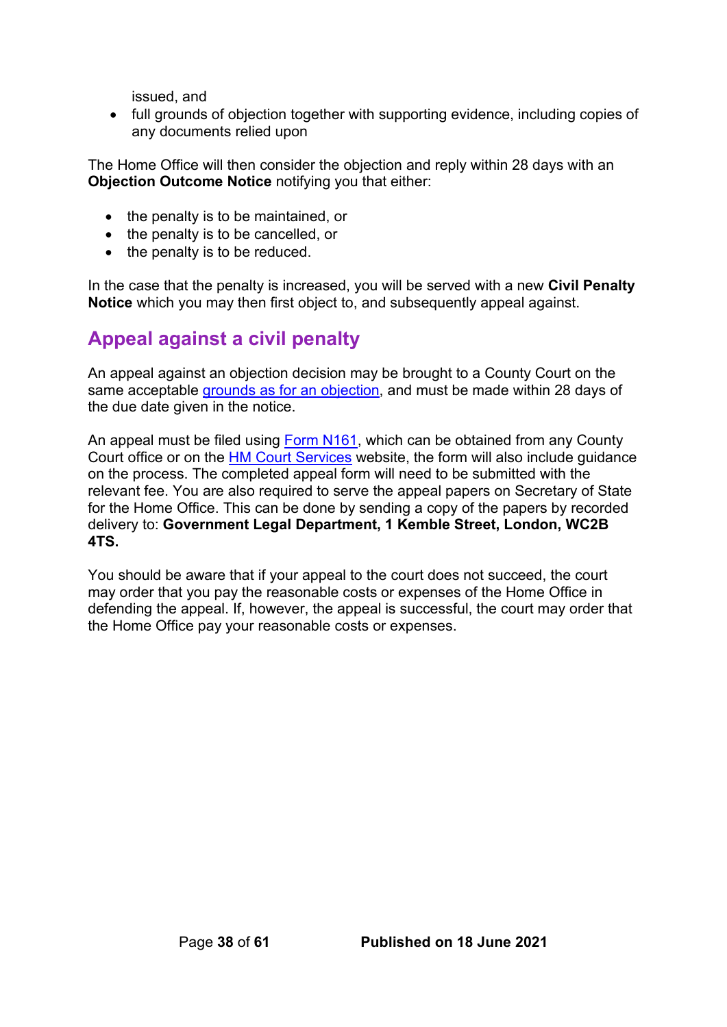issued, and
- full grounds of objection together with supporting evidence, including copies of any documents relied upon

The Home Office will then consider the objection and reply within 28 days with an **Objection Outcome Notice** notifying you that either:

- the penalty is to be maintained, or
- the penalty is to be cancelled, or
- the penalty is to be reduced.

In the case that the penalty is increased, you will be served with a new **Civil Penalty Notice** which you may then first object to, and subsequently appeal against.

## Appeal against a civil penalty

An appeal against an objection decision may be brought to a County Court on the same acceptable grounds as for an objection, and must be made within 28 days of the due date given in the notice.

An appeal must be filed using Form N161, which can be obtained from any County Court office or on the HM Court Services website, the form will also include guidance on the process. The completed appeal form will need to be submitted with the relevant fee. You are also required to serve the appeal papers on Secretary of State for the Home Office. This can be done by sending a copy of the papers by recorded delivery to: **Government Legal Department, 1 Kemble Street, London, WC2B 4TS.**

You should be aware that if your appeal to the court does not succeed, the court may order that you pay the reasonable costs or expenses of the Home Office in defending the appeal. If, however, the appeal is successful, the court may order that the Home Office pay your reasonable costs or expenses.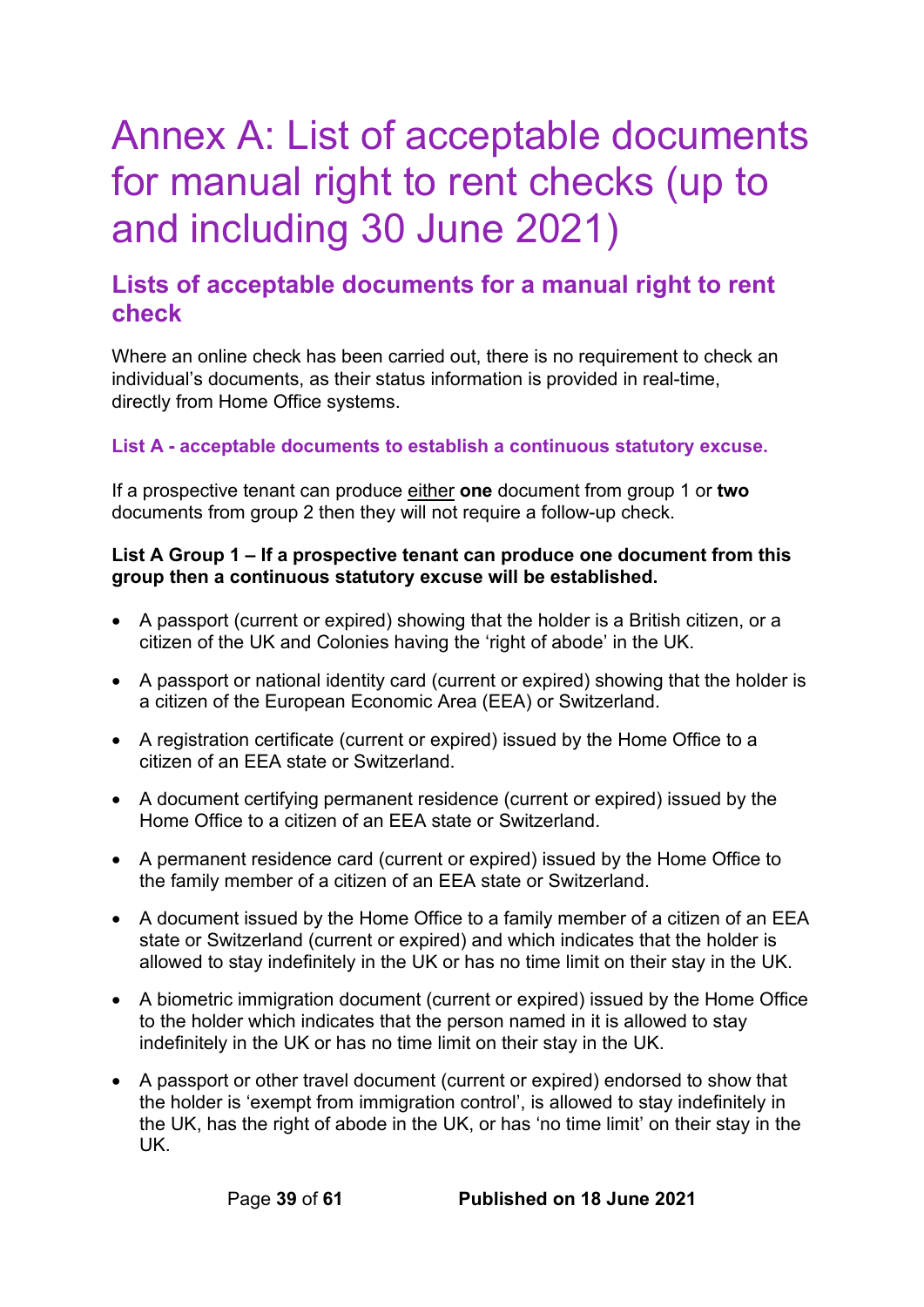# Annex A: List of acceptable documents for manual right to rent checks (up to and including 30 June 2021)

## Lists of acceptable documents for a manual right to rent check

Where an online check has been carried out, there is no requirement to check an individual's documents, as their status information is provided in real-time, directly from Home Office systems.

### List A - acceptable documents to establish a continuous statutory excuse.

If a prospective tenant can produce either **one** document from group 1 or **two** documents from group 2 then they will not require a follow-up check.

**List A Group 1 – If a prospective tenant can produce one document from this group then a continuous statutory excuse will be established.**

- A passport (current or expired) showing that the holder is a British citizen, or a citizen of the UK and Colonies having the 'right of abode' in the UK.
- A passport or national identity card (current or expired) showing that the holder is a citizen of the European Economic Area (EEA) or Switzerland.
- A registration certificate (current or expired) issued by the Home Office to a citizen of an EEA state or Switzerland.
- A document certifying permanent residence (current or expired) issued by the Home Office to a citizen of an EEA state or Switzerland.
- A permanent residence card (current or expired) issued by the Home Office to the family member of a citizen of an EEA state or Switzerland.
- A document issued by the Home Office to a family member of a citizen of an EEA state or Switzerland (current or expired) and which indicates that the holder is allowed to stay indefinitely in the UK or has no time limit on their stay in the UK.
- A biometric immigration document (current or expired) issued by the Home Office to the holder which indicates that the person named in it is allowed to stay indefinitely in the UK or has no time limit on their stay in the UK.
- A passport or other travel document (current or expired) endorsed to show that the holder is 'exempt from immigration control', is allowed to stay indefinitely in the UK, has the right of abode in the UK, or has 'no time limit' on their stay in the UK.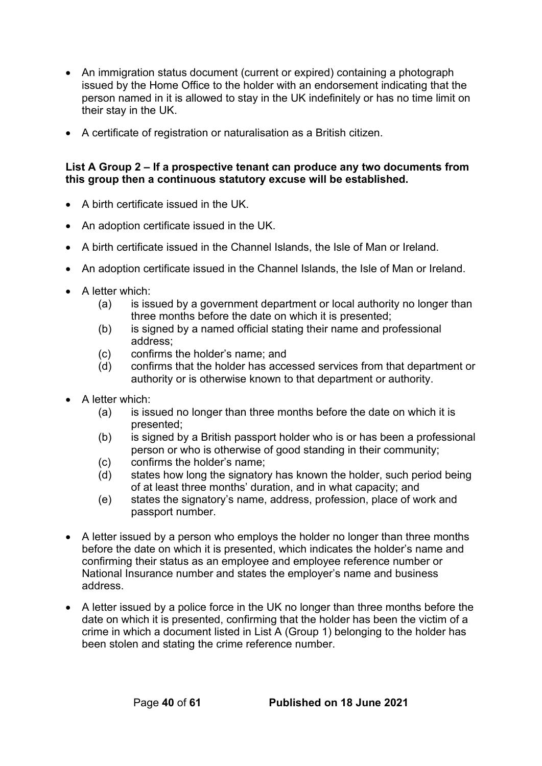- An immigration status document (current or expired) containing a photograph issued by the Home Office to the holder with an endorsement indicating that the person named in it is allowed to stay in the UK indefinitely or has no time limit on their stay in the UK.
- A certificate of registration or naturalisation as a British citizen.

**List A Group 2 – If a prospective tenant can produce any two documents from this group then a continuous statutory excuse will be established.**

- A birth certificate issued in the UK.
- An adoption certificate issued in the UK.
- A birth certificate issued in the Channel Islands, the Isle of Man or Ireland.
- An adoption certificate issued in the Channel Islands, the Isle of Man or Ireland.
- A letter which:
  - (a) is issued by a government department or local authority no longer than three months before the date on which it is presented;
  - (b) is signed by a named official stating their name and professional address;
  - (c) confirms the holder's name; and
  - (d) confirms that the holder has accessed services from that department or authority or is otherwise known to that department or authority.
- A letter which:
  - (a) is issued no longer than three months before the date on which it is presented;
  - (b) is signed by a British passport holder who is or has been a professional person or who is otherwise of good standing in their community;
  - (c) confirms the holder's name;
  - (d) states how long the signatory has known the holder, such period being of at least three months' duration, and in what capacity; and
  - (e) states the signatory's name, address, profession, place of work and passport number.
- A letter issued by a person who employs the holder no longer than three months before the date on which it is presented, which indicates the holder's name and confirming their status as an employee and employee reference number or National Insurance number and states the employer's name and business address.
- A letter issued by a police force in the UK no longer than three months before the date on which it is presented, confirming that the holder has been the victim of a crime in which a document listed in List A (Group 1) belonging to the holder has been stolen and stating the crime reference number.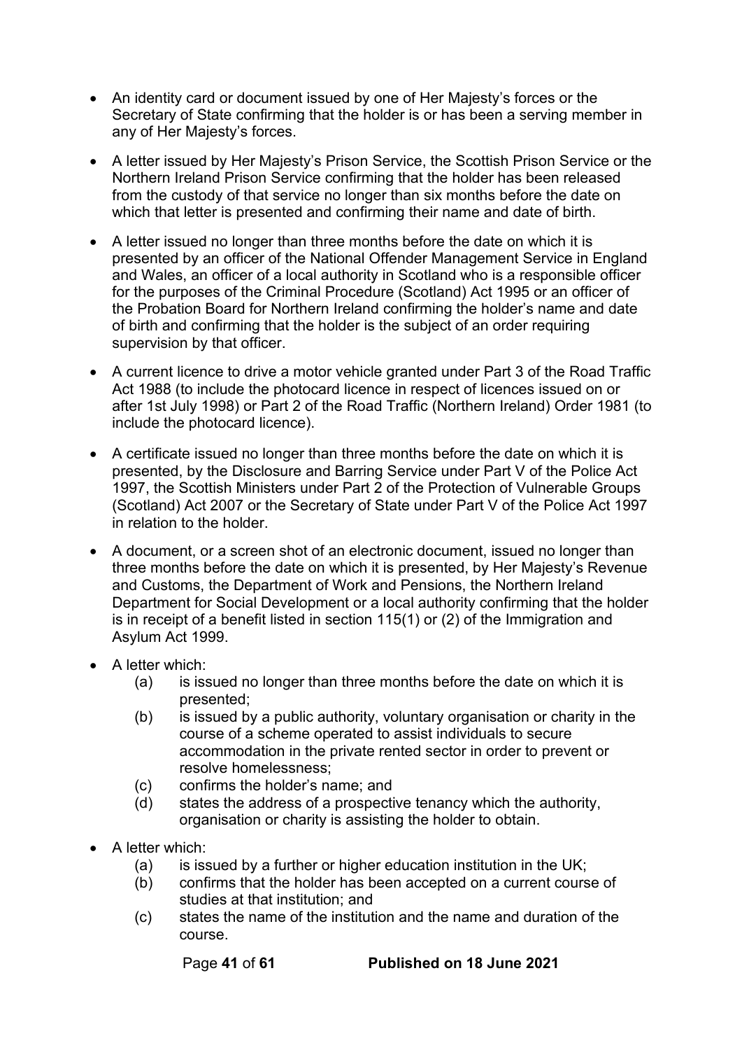- An identity card or document issued by one of Her Majesty's forces or the Secretary of State confirming that the holder is or has been a serving member in any of Her Majesty's forces.

- A letter issued by Her Majesty's Prison Service, the Scottish Prison Service or the Northern Ireland Prison Service confirming that the holder has been released from the custody of that service no longer than six months before the date on which that letter is presented and confirming their name and date of birth.

- A letter issued no longer than three months before the date on which it is presented by an officer of the National Offender Management Service in England and Wales, an officer of a local authority in Scotland who is a responsible officer for the purposes of the Criminal Procedure (Scotland) Act 1995 or an officer of the Probation Board for Northern Ireland confirming the holder's name and date of birth and confirming that the holder is the subject of an order requiring supervision by that officer.

- A current licence to drive a motor vehicle granted under Part 3 of the Road Traffic Act 1988 (to include the photocard licence in respect of licences issued on or after 1st July 1998) or Part 2 of the Road Traffic (Northern Ireland) Order 1981 (to include the photocard licence).

- A certificate issued no longer than three months before the date on which it is presented, by the Disclosure and Barring Service under Part V of the Police Act 1997, the Scottish Ministers under Part 2 of the Protection of Vulnerable Groups (Scotland) Act 2007 or the Secretary of State under Part V of the Police Act 1997 in relation to the holder.

- A document, or a screen shot of an electronic document, issued no longer than three months before the date on which it is presented, by Her Majesty's Revenue and Customs, the Department of Work and Pensions, the Northern Ireland Department for Social Development or a local authority confirming that the holder is in receipt of a benefit listed in section 115(1) or (2) of the Immigration and Asylum Act 1999.

- A letter which:
  - (a) is issued no longer than three months before the date on which it is presented;
  - (b) is issued by a public authority, voluntary organisation or charity in the course of a scheme operated to assist individuals to secure accommodation in the private rented sector in order to prevent or resolve homelessness;
  - (c) confirms the holder's name; and
  - (d) states the address of a prospective tenancy which the authority, organisation or charity is assisting the holder to obtain.

- A letter which:
  - (a) is issued by a further or higher education institution in the UK;
  - (b) confirms that the holder has been accepted on a current course of studies at that institution; and
  - (c) states the name of the institution and the name and duration of the course.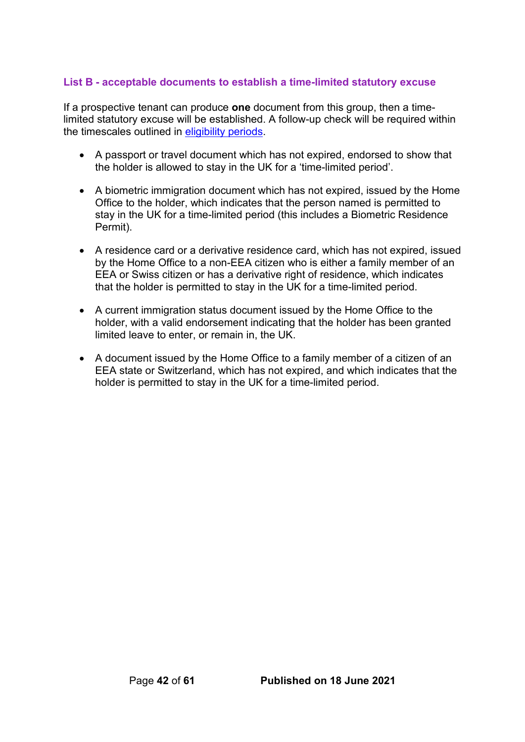### List B - acceptable documents to establish a time-limited statutory excuse

If a prospective tenant can produce **one** document from this group, then a time-limited statutory excuse will be established. A follow-up check will be required within the timescales outlined in eligibility periods.

- A passport or travel document which has not expired, endorsed to show that the holder is allowed to stay in the UK for a 'time-limited period'.
- A biometric immigration document which has not expired, issued by the Home Office to the holder, which indicates that the person named is permitted to stay in the UK for a time-limited period (this includes a Biometric Residence Permit).
- A residence card or a derivative residence card, which has not expired, issued by the Home Office to a non-EEA citizen who is either a family member of an EEA or Swiss citizen or has a derivative right of residence, which indicates that the holder is permitted to stay in the UK for a time-limited period.
- A current immigration status document issued by the Home Office to the holder, with a valid endorsement indicating that the holder has been granted limited leave to enter, or remain in, the UK.
- A document issued by the Home Office to a family member of a citizen of an EEA state or Switzerland, which has not expired, and which indicates that the holder is permitted to stay in the UK for a time-limited period.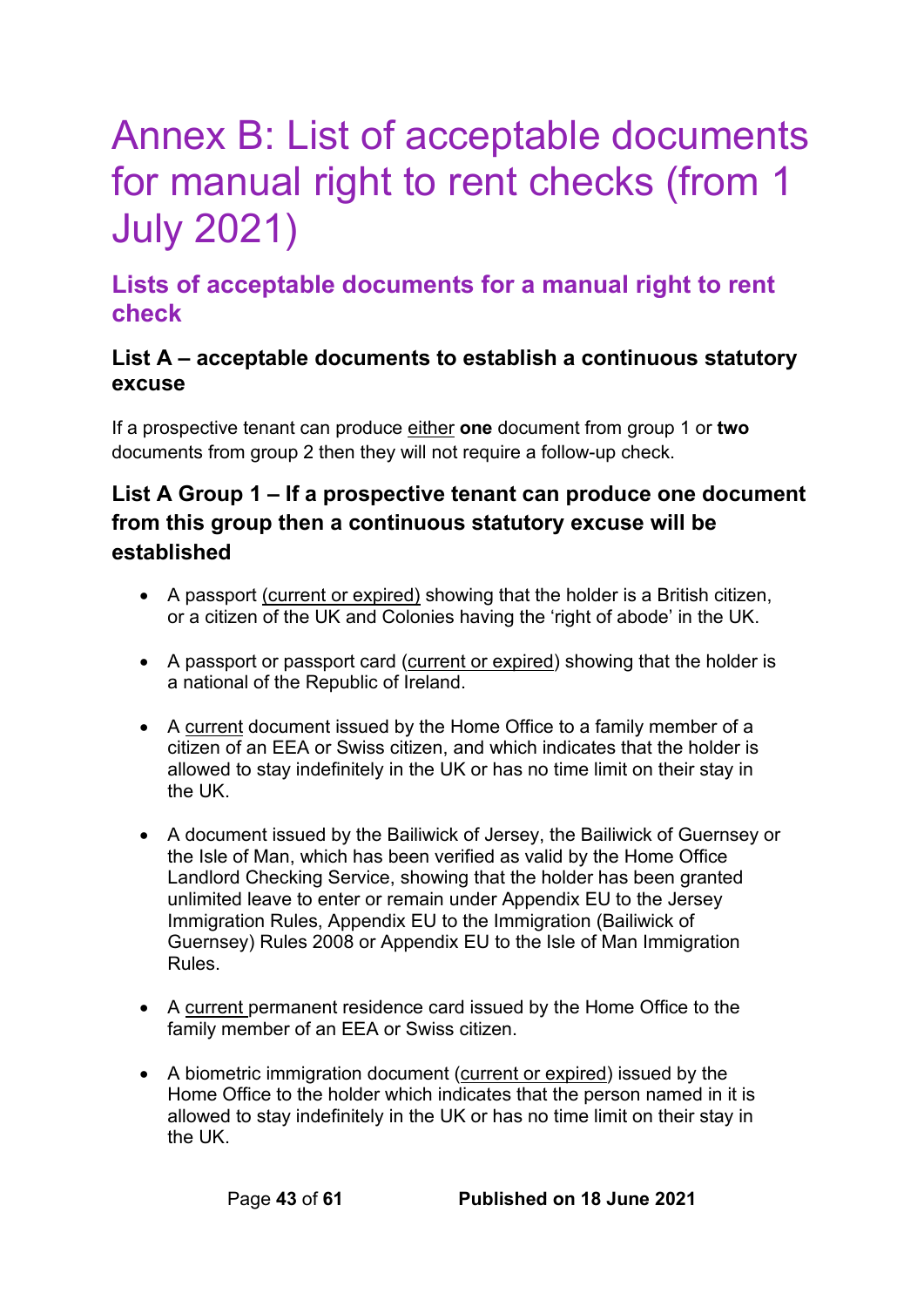# Annex B: List of acceptable documents for manual right to rent checks (from 1 July 2021)

## Lists of acceptable documents for a manual right to rent check

### List A – acceptable documents to establish a continuous statutory excuse

If a prospective tenant can produce <u>either</u> **one** document from group 1 or **two** documents from group 2 then they will not require a follow-up check.

### List A Group 1 – If a prospective tenant can produce one document from this group then a continuous statutory excuse will be established

- A passport <u>(current or expired)</u> showing that the holder is a British citizen, or a citizen of the UK and Colonies having the 'right of abode' in the UK.

- A passport or passport card (<u>current or expired</u>) showing that the holder is a national of the Republic of Ireland.

- A <u>current</u> document issued by the Home Office to a family member of a citizen of an EEA or Swiss citizen, and which indicates that the holder is allowed to stay indefinitely in the UK or has no time limit on their stay in the UK.

- A document issued by the Bailiwick of Jersey, the Bailiwick of Guernsey or the Isle of Man, which has been verified as valid by the Home Office Landlord Checking Service, showing that the holder has been granted unlimited leave to enter or remain under Appendix EU to the Jersey Immigration Rules, Appendix EU to the Immigration (Bailiwick of Guernsey) Rules 2008 or Appendix EU to the Isle of Man Immigration Rules.

- A <u>current</u> permanent residence card issued by the Home Office to the family member of an EEA or Swiss citizen.

- A biometric immigration document (<u>current or expired</u>) issued by the Home Office to the holder which indicates that the person named in it is allowed to stay indefinitely in the UK or has no time limit on their stay in the UK.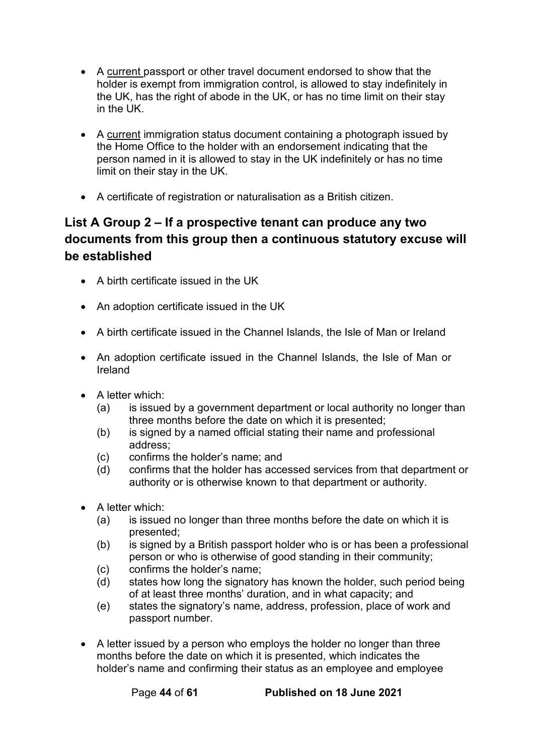- A <u>current</u> passport or other travel document endorsed to show that the holder is exempt from immigration control, is allowed to stay indefinitely in the UK, has the right of abode in the UK, or has no time limit on their stay in the UK.

- A <u>current</u> immigration status document containing a photograph issued by the Home Office to the holder with an endorsement indicating that the person named in it is allowed to stay in the UK indefinitely or has no time limit on their stay in the UK.

- A certificate of registration or naturalisation as a British citizen.

## List A Group 2 – If a prospective tenant can produce any two documents from this group then a continuous statutory excuse will be established

- A birth certificate issued in the UK

- An adoption certificate issued in the UK

- A birth certificate issued in the Channel Islands, the Isle of Man or Ireland

- An adoption certificate issued in the Channel Islands, the Isle of Man or Ireland

- A letter which:
  (a) is issued by a government department or local authority no longer than three months before the date on which it is presented;
  (b) is signed by a named official stating their name and professional address;
  (c) confirms the holder's name; and
  (d) confirms that the holder has accessed services from that department or authority or is otherwise known to that department or authority.

- A letter which:
  (a) is issued no longer than three months before the date on which it is presented;
  (b) is signed by a British passport holder who is or has been a professional person or who is otherwise of good standing in their community;
  (c) confirms the holder's name;
  (d) states how long the signatory has known the holder, such period being of at least three months' duration, and in what capacity; and
  (e) states the signatory's name, address, profession, place of work and passport number.

- A letter issued by a person who employs the holder no longer than three months before the date on which it is presented, which indicates the holder's name and confirming their status as an employee and employee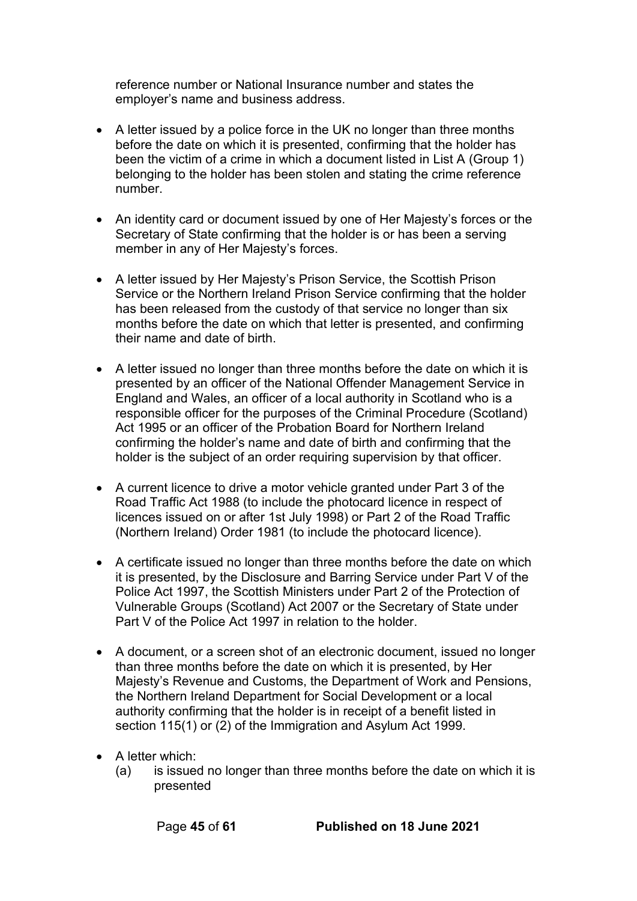reference number or National Insurance number and states the employer's name and business address.

- A letter issued by a police force in the UK no longer than three months before the date on which it is presented, confirming that the holder has been the victim of a crime in which a document listed in List A (Group 1) belonging to the holder has been stolen and stating the crime reference number.

- An identity card or document issued by one of Her Majesty's forces or the Secretary of State confirming that the holder is or has been a serving member in any of Her Majesty's forces.

- A letter issued by Her Majesty's Prison Service, the Scottish Prison Service or the Northern Ireland Prison Service confirming that the holder has been released from the custody of that service no longer than six months before the date on which that letter is presented, and confirming their name and date of birth.

- A letter issued no longer than three months before the date on which it is presented by an officer of the National Offender Management Service in England and Wales, an officer of a local authority in Scotland who is a responsible officer for the purposes of the Criminal Procedure (Scotland) Act 1995 or an officer of the Probation Board for Northern Ireland confirming the holder's name and date of birth and confirming that the holder is the subject of an order requiring supervision by that officer.

- A current licence to drive a motor vehicle granted under Part 3 of the Road Traffic Act 1988 (to include the photocard licence in respect of licences issued on or after 1st July 1998) or Part 2 of the Road Traffic (Northern Ireland) Order 1981 (to include the photocard licence).

- A certificate issued no longer than three months before the date on which it is presented, by the Disclosure and Barring Service under Part V of the Police Act 1997, the Scottish Ministers under Part 2 of the Protection of Vulnerable Groups (Scotland) Act 2007 or the Secretary of State under Part V of the Police Act 1997 in relation to the holder.

- A document, or a screen shot of an electronic document, issued no longer than three months before the date on which it is presented, by Her Majesty's Revenue and Customs, the Department of Work and Pensions, the Northern Ireland Department for Social Development or a local authority confirming that the holder is in receipt of a benefit listed in section 115(1) or (2) of the Immigration and Asylum Act 1999.

- A letter which:
  (a) is issued no longer than three months before the date on which it is presented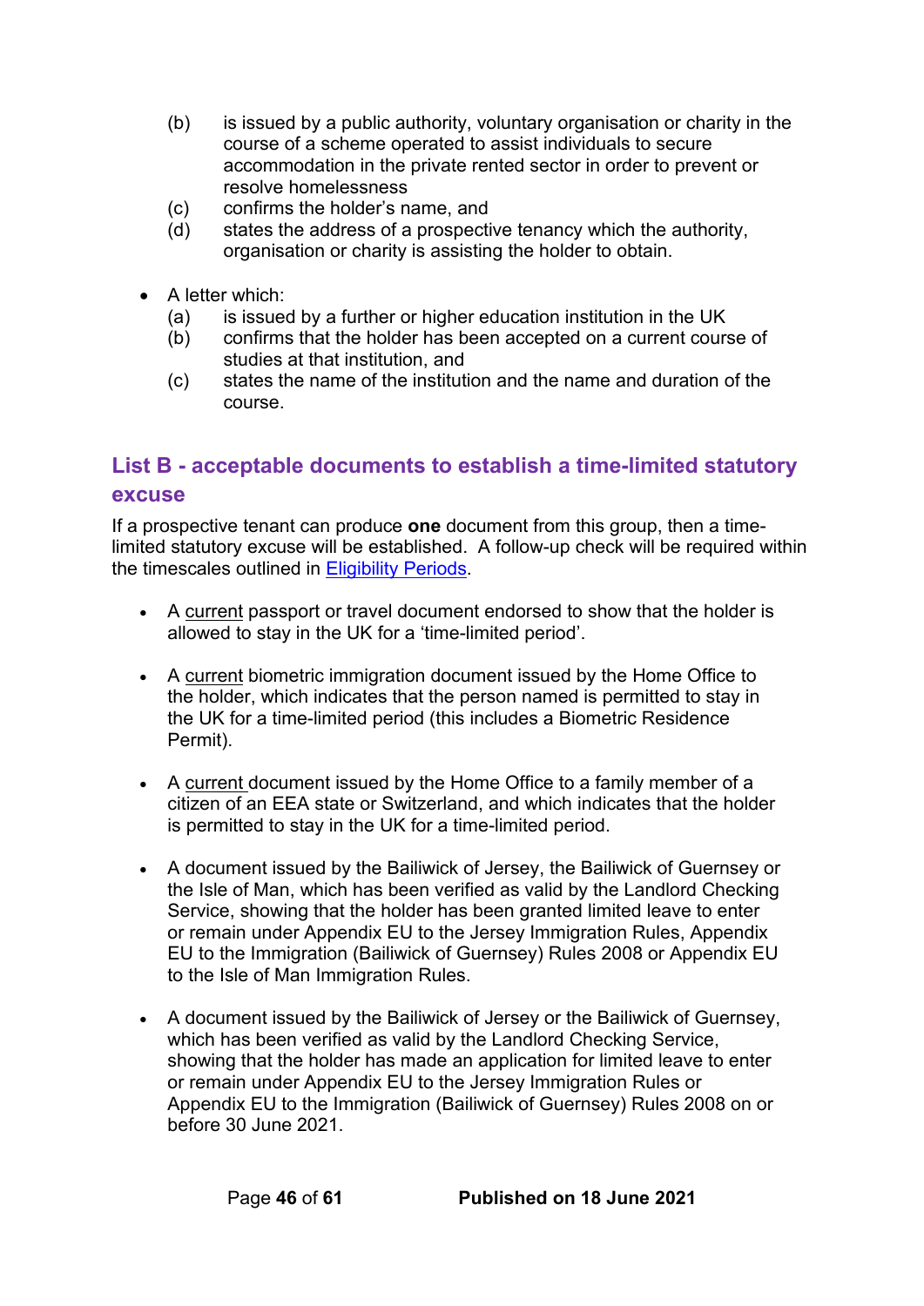(b) is issued by a public authority, voluntary organisation or charity in the course of a scheme operated to assist individuals to secure accommodation in the private rented sector in order to prevent or resolve homelessness
(c) confirms the holder's name, and
(d) states the address of a prospective tenancy which the authority, organisation or charity is assisting the holder to obtain.

- A letter which:
  (a) is issued by a further or higher education institution in the UK
  (b) confirms that the holder has been accepted on a current course of studies at that institution, and
  (c) states the name of the institution and the name and duration of the course.

## List B - acceptable documents to establish a time-limited statutory excuse

If a prospective tenant can produce **one** document from this group, then a time-limited statutory excuse will be established. A follow-up check will be required within the timescales outlined in Eligibility Periods.

- A current passport or travel document endorsed to show that the holder is allowed to stay in the UK for a 'time-limited period'.

- A current biometric immigration document issued by the Home Office to the holder, which indicates that the person named is permitted to stay in the UK for a time-limited period (this includes a Biometric Residence Permit).

- A current document issued by the Home Office to a family member of a citizen of an EEA state or Switzerland, and which indicates that the holder is permitted to stay in the UK for a time-limited period.

- A document issued by the Bailiwick of Jersey, the Bailiwick of Guernsey or the Isle of Man, which has been verified as valid by the Landlord Checking Service, showing that the holder has been granted limited leave to enter or remain under Appendix EU to the Jersey Immigration Rules, Appendix EU to the Immigration (Bailiwick of Guernsey) Rules 2008 or Appendix EU to the Isle of Man Immigration Rules.

- A document issued by the Bailiwick of Jersey or the Bailiwick of Guernsey, which has been verified as valid by the Landlord Checking Service, showing that the holder has made an application for limited leave to enter or remain under Appendix EU to the Jersey Immigration Rules or Appendix EU to the Immigration (Bailiwick of Guernsey) Rules 2008 on or before 30 June 2021.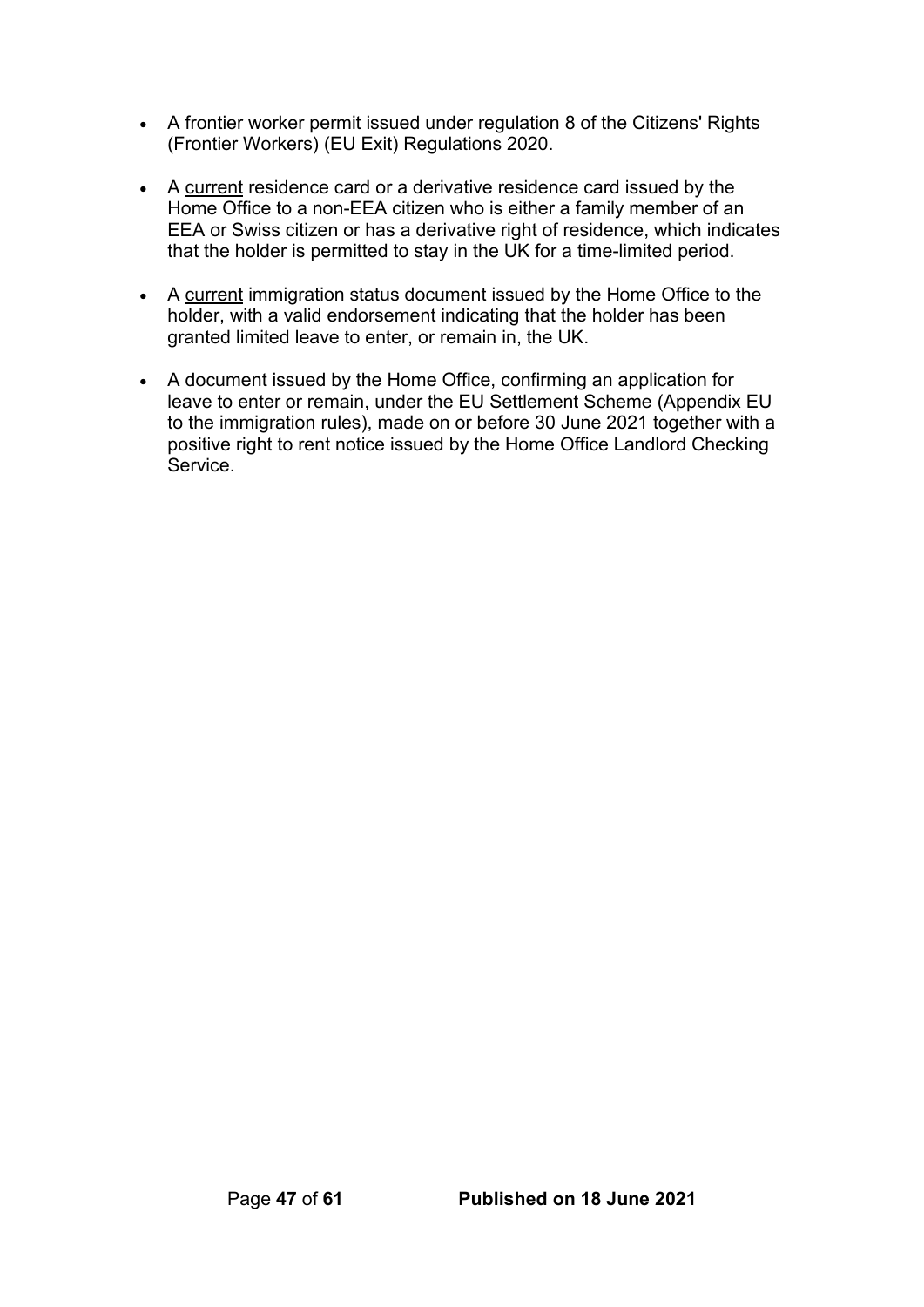- A frontier worker permit issued under regulation 8 of the Citizens' Rights (Frontier Workers) (EU Exit) Regulations 2020.

- A <u>current</u> residence card or a derivative residence card issued by the Home Office to a non-EEA citizen who is either a family member of an EEA or Swiss citizen or has a derivative right of residence, which indicates that the holder is permitted to stay in the UK for a time-limited period.

- A <u>current</u> immigration status document issued by the Home Office to the holder, with a valid endorsement indicating that the holder has been granted limited leave to enter, or remain in, the UK.

- A document issued by the Home Office, confirming an application for leave to enter or remain, under the EU Settlement Scheme (Appendix EU to the immigration rules), made on or before 30 June 2021 together with a positive right to rent notice issued by the Home Office Landlord Checking Service.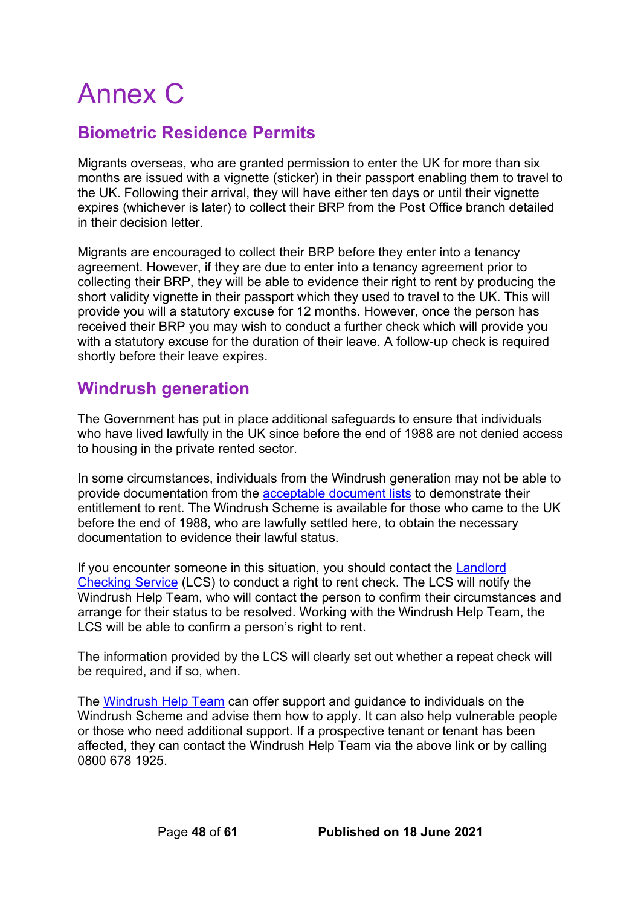# Annex C

## Biometric Residence Permits

Migrants overseas, who are granted permission to enter the UK for more than six months are issued with a vignette (sticker) in their passport enabling them to travel to the UK. Following their arrival, they will have either ten days or until their vignette expires (whichever is later) to collect their BRP from the Post Office branch detailed in their decision letter.

Migrants are encouraged to collect their BRP before they enter into a tenancy agreement. However, if they are due to enter into a tenancy agreement prior to collecting their BRP, they will be able to evidence their right to rent by producing the short validity vignette in their passport which they used to travel to the UK. This will provide you will a statutory excuse for 12 months. However, once the person has received their BRP you may wish to conduct a further check which will provide you with a statutory excuse for the duration of their leave. A follow-up check is required shortly before their leave expires.

## Windrush generation

The Government has put in place additional safeguards to ensure that individuals who have lived lawfully in the UK since before the end of 1988 are not denied access to housing in the private rented sector.

In some circumstances, individuals from the Windrush generation may not be able to provide documentation from the acceptable document lists to demonstrate their entitlement to rent. The Windrush Scheme is available for those who came to the UK before the end of 1988, who are lawfully settled here, to obtain the necessary documentation to evidence their lawful status.

If you encounter someone in this situation, you should contact the Landlord Checking Service (LCS) to conduct a right to rent check. The LCS will notify the Windrush Help Team, who will contact the person to confirm their circumstances and arrange for their status to be resolved. Working with the Windrush Help Team, the LCS will be able to confirm a person's right to rent.

The information provided by the LCS will clearly set out whether a repeat check will be required, and if so, when.

The Windrush Help Team can offer support and guidance to individuals on the Windrush Scheme and advise them how to apply. It can also help vulnerable people or those who need additional support. If a prospective tenant or tenant has been affected, they can contact the Windrush Help Team via the above link or by calling 0800 678 1925.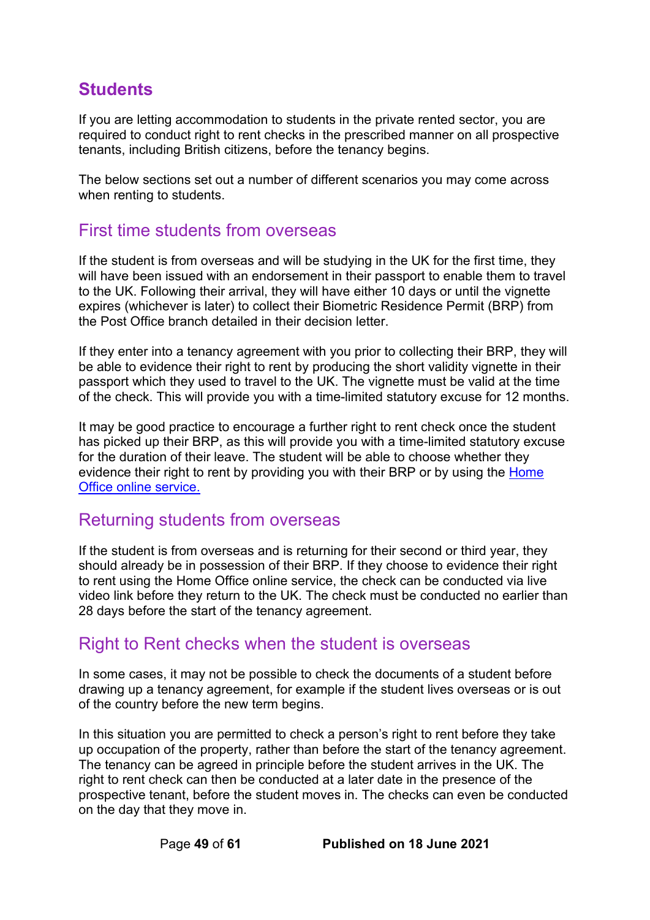## Students

If you are letting accommodation to students in the private rented sector, you are required to conduct right to rent checks in the prescribed manner on all prospective tenants, including British citizens, before the tenancy begins.

The below sections set out a number of different scenarios you may come across when renting to students.

### First time students from overseas

If the student is from overseas and will be studying in the UK for the first time, they will have been issued with an endorsement in their passport to enable them to travel to the UK. Following their arrival, they will have either 10 days or until the vignette expires (whichever is later) to collect their Biometric Residence Permit (BRP) from the Post Office branch detailed in their decision letter.

If they enter into a tenancy agreement with you prior to collecting their BRP, they will be able to evidence their right to rent by producing the short validity vignette in their passport which they used to travel to the UK. The vignette must be valid at the time of the check. This will provide you with a time-limited statutory excuse for 12 months.

It may be good practice to encourage a further right to rent check once the student has picked up their BRP, as this will provide you with a time-limited statutory excuse for the duration of their leave. The student will be able to choose whether they evidence their right to rent by providing you with their BRP or by using the [Home Office online service.](#)

### Returning students from overseas

If the student is from overseas and is returning for their second or third year, they should already be in possession of their BRP. If they choose to evidence their right to rent using the Home Office online service, the check can be conducted via live video link before they return to the UK. The check must be conducted no earlier than 28 days before the start of the tenancy agreement.

### Right to Rent checks when the student is overseas

In some cases, it may not be possible to check the documents of a student before drawing up a tenancy agreement, for example if the student lives overseas or is out of the country before the new term begins.

In this situation you are permitted to check a person's right to rent before they take up occupation of the property, rather than before the start of the tenancy agreement. The tenancy can be agreed in principle before the student arrives in the UK. The right to rent check can then be conducted at a later date in the presence of the prospective tenant, before the student moves in. The checks can even be conducted on the day that they move in.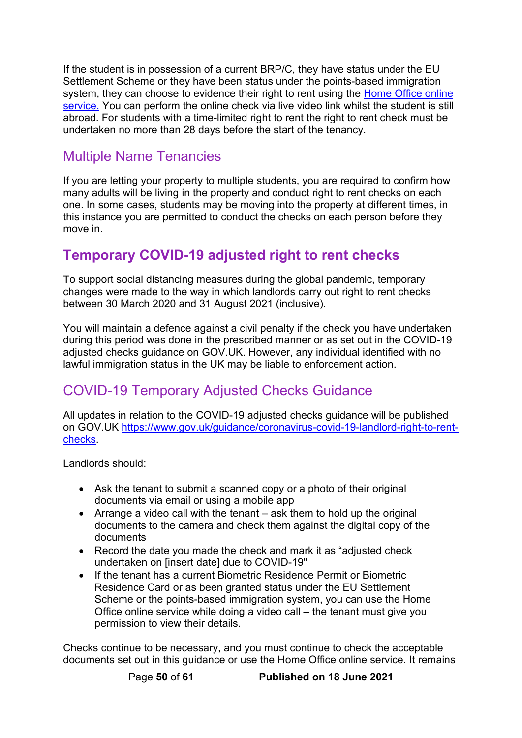If the student is in possession of a current BRP/C, they have status under the EU Settlement Scheme or they have been status under the points-based immigration system, they can choose to evidence their right to rent using the [Home Office online service.](https://www.gov.uk) You can perform the online check via live video link whilst the student is still abroad. For students with a time-limited right to rent the right to rent check must be undertaken no more than 28 days before the start of the tenancy.

### Multiple Name Tenancies

If you are letting your property to multiple students, you are required to confirm how many adults will be living in the property and conduct right to rent checks on each one. In some cases, students may be moving into the property at different times, in this instance you are permitted to conduct the checks on each person before they move in.

## Temporary COVID-19 adjusted right to rent checks

To support social distancing measures during the global pandemic, temporary changes were made to the way in which landlords carry out right to rent checks between 30 March 2020 and 31 August 2021 (inclusive).

You will maintain a defence against a civil penalty if the check you have undertaken during this period was done in the prescribed manner or as set out in the COVID-19 adjusted checks guidance on GOV.UK. However, any individual identified with no lawful immigration status in the UK may be liable to enforcement action.

### COVID-19 Temporary Adjusted Checks Guidance

All updates in relation to the COVID-19 adjusted checks guidance will be published on GOV.UK [https://www.gov.uk/guidance/coronavirus-covid-19-landlord-right-to-rent-checks](https://www.gov.uk/guidance/coronavirus-covid-19-landlord-right-to-rent-checks).

Landlords should:

- Ask the tenant to submit a scanned copy or a photo of their original documents via email or using a mobile app
- Arrange a video call with the tenant – ask them to hold up the original documents to the camera and check them against the digital copy of the documents
- Record the date you made the check and mark it as “adjusted check undertaken on [insert date] due to COVID-19"
- If the tenant has a current Biometric Residence Permit or Biometric Residence Card or as been granted status under the EU Settlement Scheme or the points-based immigration system, you can use the Home Office online service while doing a video call – the tenant must give you permission to view their details.

Checks continue to be necessary, and you must continue to check the acceptable documents set out in this guidance or use the Home Office online service. It remains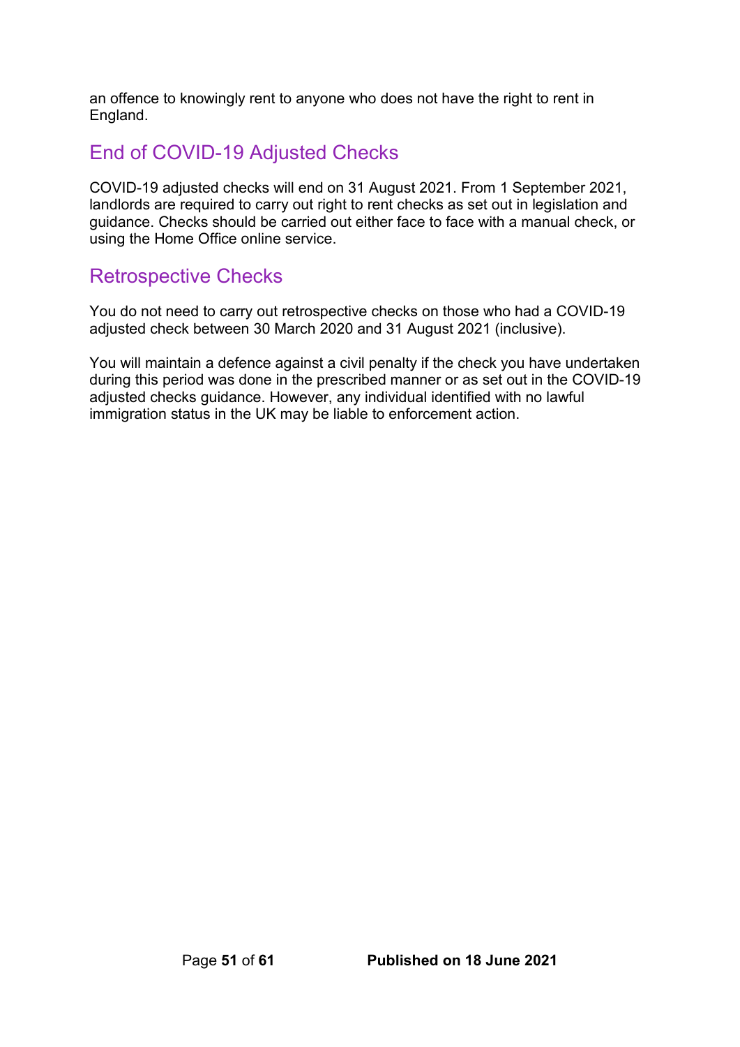an offence to knowingly rent to anyone who does not have the right to rent in England.

## End of COVID-19 Adjusted Checks

COVID-19 adjusted checks will end on 31 August 2021. From 1 September 2021, landlords are required to carry out right to rent checks as set out in legislation and guidance. Checks should be carried out either face to face with a manual check, or using the Home Office online service.

## Retrospective Checks

You do not need to carry out retrospective checks on those who had a COVID-19 adjusted check between 30 March 2020 and 31 August 2021 (inclusive).

You will maintain a defence against a civil penalty if the check you have undertaken during this period was done in the prescribed manner or as set out in the COVID-19 adjusted checks guidance. However, any individual identified with no lawful immigration status in the UK may be liable to enforcement action.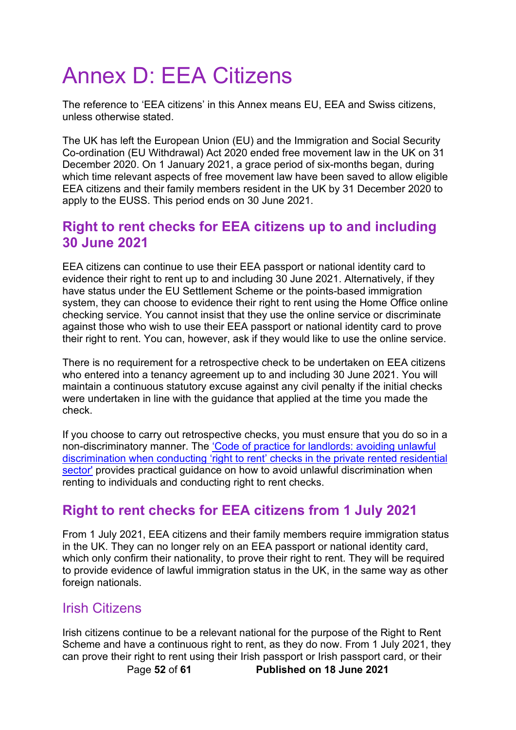# Annex D: EEA Citizens

The reference to 'EEA citizens' in this Annex means EU, EEA and Swiss citizens, unless otherwise stated.

The UK has left the European Union (EU) and the Immigration and Social Security Co-ordination (EU Withdrawal) Act 2020 ended free movement law in the UK on 31 December 2020. On 1 January 2021, a grace period of six-months began, during which time relevant aspects of free movement law have been saved to allow eligible EEA citizens and their family members resident in the UK by 31 December 2020 to apply to the EUSS. This period ends on 30 June 2021.

## Right to rent checks for EEA citizens up to and including 30 June 2021

EEA citizens can continue to use their EEA passport or national identity card to evidence their right to rent up to and including 30 June 2021. Alternatively, if they have status under the EU Settlement Scheme or the points-based immigration system, they can choose to evidence their right to rent using the Home Office online checking service. You cannot insist that they use the online service or discriminate against those who wish to use their EEA passport or national identity card to prove their right to rent. You can, however, ask if they would like to use the online service.

There is no requirement for a retrospective check to be undertaken on EEA citizens who entered into a tenancy agreement up to and including 30 June 2021. You will maintain a continuous statutory excuse against any civil penalty if the initial checks were undertaken in line with the guidance that applied at the time you made the check.

If you choose to carry out retrospective checks, you must ensure that you do so in a non-discriminatory manner. The 'Code of practice for landlords: avoiding unlawful discrimination when conducting 'right to rent' checks in the private rented residential sector' provides practical guidance on how to avoid unlawful discrimination when renting to individuals and conducting right to rent checks.

## Right to rent checks for EEA citizens from 1 July 2021

From 1 July 2021, EEA citizens and their family members require immigration status in the UK. They can no longer rely on an EEA passport or national identity card, which only confirm their nationality, to prove their right to rent. They will be required to provide evidence of lawful immigration status in the UK, in the same way as other foreign nationals.

### Irish Citizens

Irish citizens continue to be a relevant national for the purpose of the Right to Rent Scheme and have a continuous right to rent, as they do now. From 1 July 2021, they can prove their right to rent using their Irish passport or Irish passport card, or their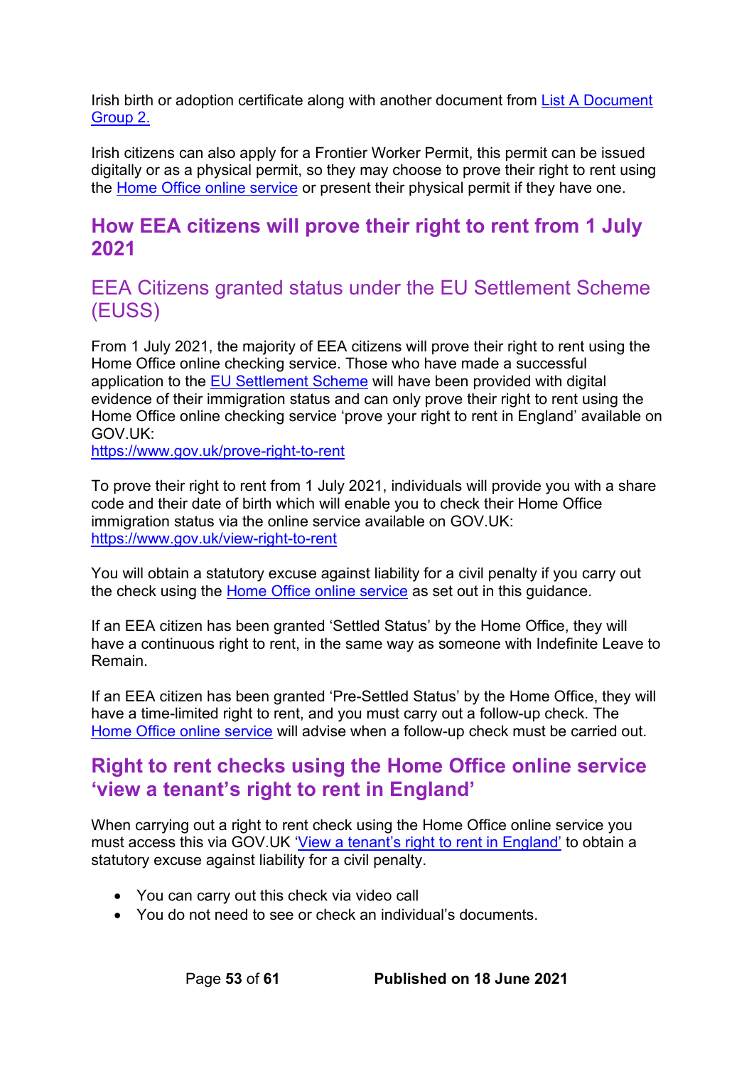Irish birth or adoption certificate along with another document from [List A Document Group 2.]

Irish citizens can also apply for a Frontier Worker Permit, this permit can be issued digitally or as a physical permit, so they may choose to prove their right to rent using the [Home Office online service] or present their physical permit if they have one.

## How EEA citizens will prove their right to rent from 1 July 2021

### EEA Citizens granted status under the EU Settlement Scheme (EUSS)

From 1 July 2021, the majority of EEA citizens will prove their right to rent using the Home Office online checking service. Those who have made a successful application to the [EU Settlement Scheme] will have been provided with digital evidence of their immigration status and can only prove their right to rent using the Home Office online checking service 'prove your right to rent in England' available on GOV.UK:
https://www.gov.uk/prove-right-to-rent

To prove their right to rent from 1 July 2021, individuals will provide you with a share code and their date of birth which will enable you to check their Home Office immigration status via the online service available on GOV.UK:
https://www.gov.uk/view-right-to-rent

You will obtain a statutory excuse against liability for a civil penalty if you carry out the check using the [Home Office online service] as set out in this guidance.

If an EEA citizen has been granted 'Settled Status' by the Home Office, they will have a continuous right to rent, in the same way as someone with Indefinite Leave to Remain.

If an EEA citizen has been granted 'Pre-Settled Status' by the Home Office, they will have a time-limited right to rent, and you must carry out a follow-up check. The [Home Office online service] will advise when a follow-up check must be carried out.

## Right to rent checks using the Home Office online service 'view a tenant's right to rent in England'

When carrying out a right to rent check using the Home Office online service you must access this via GOV.UK ['View a tenant's right to rent in England'] to obtain a statutory excuse against liability for a civil penalty.

- You can carry out this check via video call
- You do not need to see or check an individual's documents.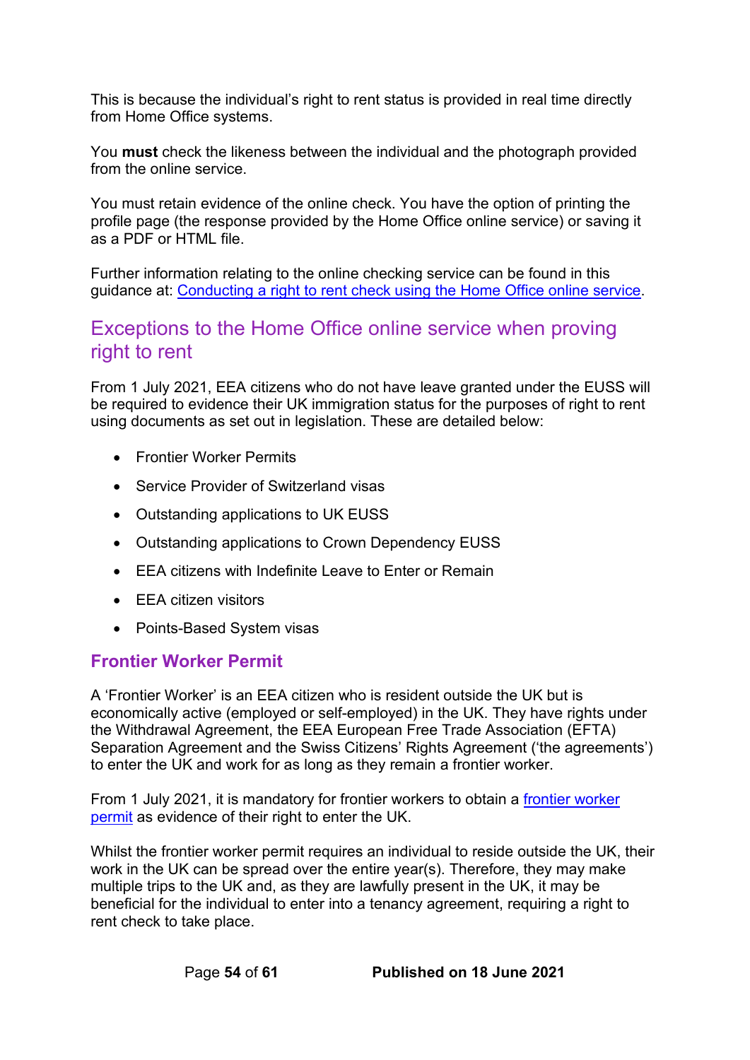This is because the individual's right to rent status is provided in real time directly from Home Office systems.

You **must** check the likeness between the individual and the photograph provided from the online service.

You must retain evidence of the online check. You have the option of printing the profile page (the response provided by the Home Office online service) or saving it as a PDF or HTML file.

Further information relating to the online checking service can be found in this guidance at: [Conducting a right to rent check using the Home Office online service](#).

## Exceptions to the Home Office online service when proving right to rent

From 1 July 2021, EEA citizens who do not have leave granted under the EUSS will be required to evidence their UK immigration status for the purposes of right to rent using documents as set out in legislation. These are detailed below:

- Frontier Worker Permits
- Service Provider of Switzerland visas
- Outstanding applications to UK EUSS
- Outstanding applications to Crown Dependency EUSS
- EEA citizens with Indefinite Leave to Enter or Remain
- EEA citizen visitors
- Points-Based System visas

### Frontier Worker Permit

A 'Frontier Worker' is an EEA citizen who is resident outside the UK but is economically active (employed or self-employed) in the UK. They have rights under the Withdrawal Agreement, the EEA European Free Trade Association (EFTA) Separation Agreement and the Swiss Citizens' Rights Agreement ('the agreements') to enter the UK and work for as long as they remain a frontier worker.

From 1 July 2021, it is mandatory for frontier workers to obtain a [frontier worker permit](#) as evidence of their right to enter the UK.

Whilst the frontier worker permit requires an individual to reside outside the UK, their work in the UK can be spread over the entire year(s). Therefore, they may make multiple trips to the UK and, as they are lawfully present in the UK, it may be beneficial for the individual to enter into a tenancy agreement, requiring a right to rent check to take place.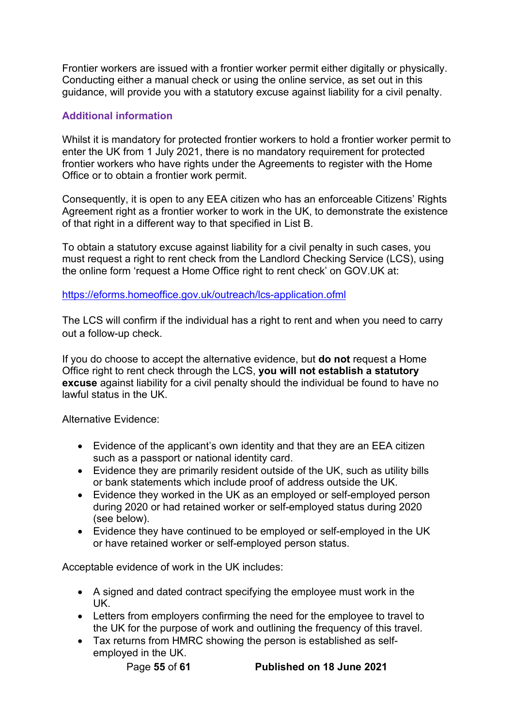Frontier workers are issued with a frontier worker permit either digitally or physically. Conducting either a manual check or using the online service, as set out in this guidance, will provide you with a statutory excuse against liability for a civil penalty.

### Additional information

Whilst it is mandatory for protected frontier workers to hold a frontier worker permit to enter the UK from 1 July 2021, there is no mandatory requirement for protected frontier workers who have rights under the Agreements to register with the Home Office or to obtain a frontier work permit.

Consequently, it is open to any EEA citizen who has an enforceable Citizens' Rights Agreement right as a frontier worker to work in the UK, to demonstrate the existence of that right in a different way to that specified in List B.

To obtain a statutory excuse against liability for a civil penalty in such cases, you must request a right to rent check from the Landlord Checking Service (LCS), using the online form 'request a Home Office right to rent check' on GOV.UK at:

https://eforms.homeoffice.gov.uk/outreach/lcs-application.ofml

The LCS will confirm if the individual has a right to rent and when you need to carry out a follow-up check.

If you do choose to accept the alternative evidence, but **do not** request a Home Office right to rent check through the LCS, **you will not establish a statutory excuse** against liability for a civil penalty should the individual be found to have no lawful status in the UK.

Alternative Evidence:

- Evidence of the applicant's own identity and that they are an EEA citizen such as a passport or national identity card.
- Evidence they are primarily resident outside of the UK, such as utility bills or bank statements which include proof of address outside the UK.
- Evidence they worked in the UK as an employed or self-employed person during 2020 or had retained worker or self-employed status during 2020 (see below).
- Evidence they have continued to be employed or self-employed in the UK or have retained worker or self-employed person status.

Acceptable evidence of work in the UK includes:

- A signed and dated contract specifying the employee must work in the UK.
- Letters from employers confirming the need for the employee to travel to the UK for the purpose of work and outlining the frequency of this travel.
- Tax returns from HMRC showing the person is established as self-employed in the UK.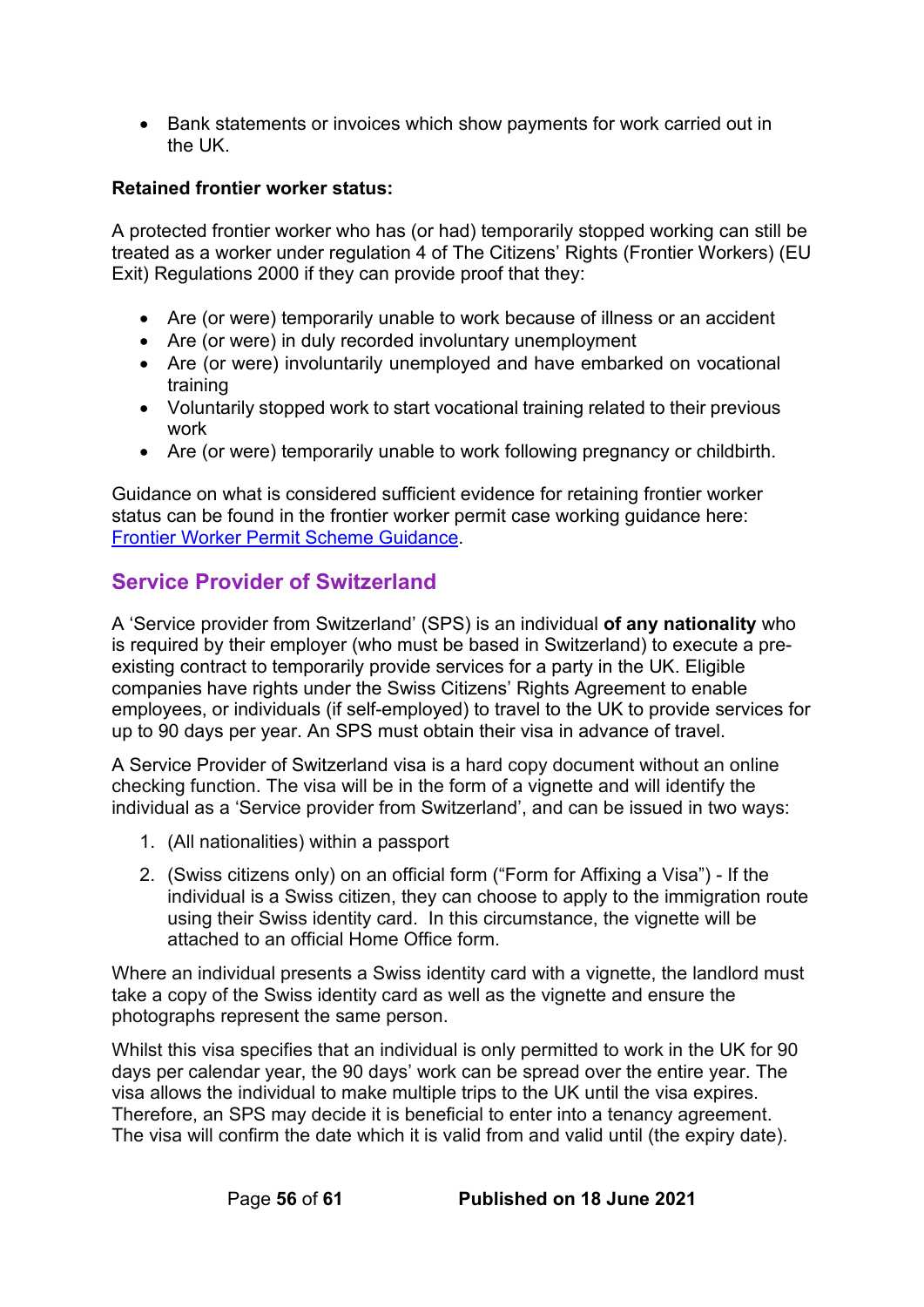- Bank statements or invoices which show payments for work carried out in the UK.

**Retained frontier worker status:**

A protected frontier worker who has (or had) temporarily stopped working can still be treated as a worker under regulation 4 of The Citizens' Rights (Frontier Workers) (EU Exit) Regulations 2000 if they can provide proof that they:

- Are (or were) temporarily unable to work because of illness or an accident
- Are (or were) in duly recorded involuntary unemployment
- Are (or were) involuntarily unemployed and have embarked on vocational training
- Voluntarily stopped work to start vocational training related to their previous work
- Are (or were) temporarily unable to work following pregnancy or childbirth.

Guidance on what is considered sufficient evidence for retaining frontier worker status can be found in the frontier worker permit case working guidance here: [Frontier Worker Permit Scheme Guidance](Frontier Worker Permit Scheme Guidance).

## Service Provider of Switzerland

A 'Service provider from Switzerland' (SPS) is an individual **of any nationality** who is required by their employer (who must be based in Switzerland) to execute a pre-existing contract to temporarily provide services for a party in the UK. Eligible companies have rights under the Swiss Citizens' Rights Agreement to enable employees, or individuals (if self-employed) to travel to the UK to provide services for up to 90 days per year. An SPS must obtain their visa in advance of travel.

A Service Provider of Switzerland visa is a hard copy document without an online checking function. The visa will be in the form of a vignette and will identify the individual as a 'Service provider from Switzerland', and can be issued in two ways:

1. (All nationalities) within a passport
2. (Swiss citizens only) on an official form ("Form for Affixing a Visa") - If the individual is a Swiss citizen, they can choose to apply to the immigration route using their Swiss identity card. In this circumstance, the vignette will be attached to an official Home Office form.

Where an individual presents a Swiss identity card with a vignette, the landlord must take a copy of the Swiss identity card as well as the vignette and ensure the photographs represent the same person.

Whilst this visa specifies that an individual is only permitted to work in the UK for 90 days per calendar year, the 90 days' work can be spread over the entire year. The visa allows the individual to make multiple trips to the UK until the visa expires. Therefore, an SPS may decide it is beneficial to enter into a tenancy agreement. The visa will confirm the date which it is valid from and valid until (the expiry date).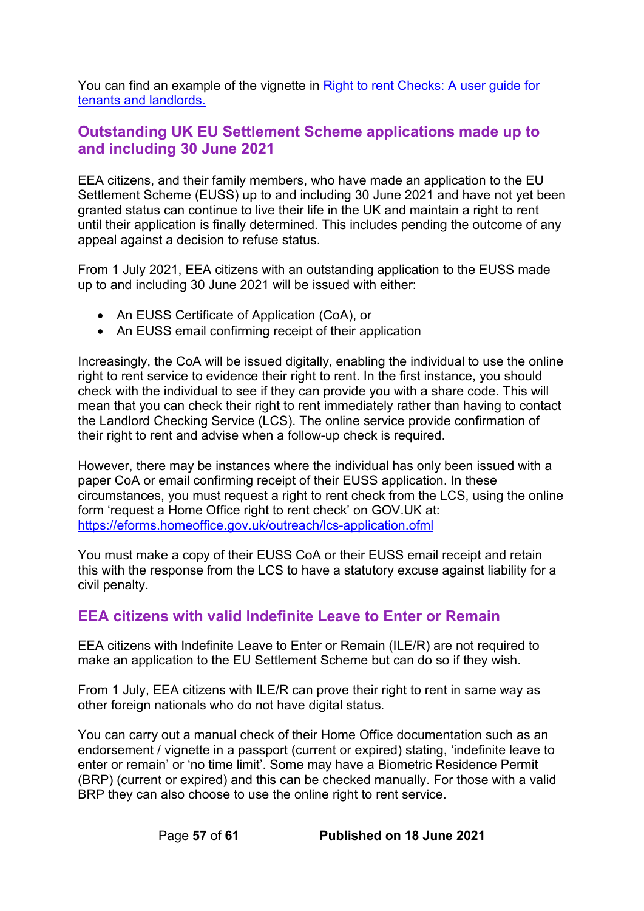You can find an example of the vignette in [Right to rent Checks: A user guide for tenants and landlords.](#)

## Outstanding UK EU Settlement Scheme applications made up to and including 30 June 2021

EEA citizens, and their family members, who have made an application to the EU Settlement Scheme (EUSS) up to and including 30 June 2021 and have not yet been granted status can continue to live their life in the UK and maintain a right to rent until their application is finally determined. This includes pending the outcome of any appeal against a decision to refuse status.

From 1 July 2021, EEA citizens with an outstanding application to the EUSS made up to and including 30 June 2021 will be issued with either:

- An EUSS Certificate of Application (CoA), or
- An EUSS email confirming receipt of their application

Increasingly, the CoA will be issued digitally, enabling the individual to use the online right to rent service to evidence their right to rent. In the first instance, you should check with the individual to see if they can provide you with a share code. This will mean that you can check their right to rent immediately rather than having to contact the Landlord Checking Service (LCS). The online service provide confirmation of their right to rent and advise when a follow-up check is required.

However, there may be instances where the individual has only been issued with a paper CoA or email confirming receipt of their EUSS application. In these circumstances, you must request a right to rent check from the LCS, using the online form 'request a Home Office right to rent check' on GOV.UK at: https://eforms.homeoffice.gov.uk/outreach/lcs-application.ofml

You must make a copy of their EUSS CoA or their EUSS email receipt and retain this with the response from the LCS to have a statutory excuse against liability for a civil penalty.

## EEA citizens with valid Indefinite Leave to Enter or Remain

EEA citizens with Indefinite Leave to Enter or Remain (ILE/R) are not required to make an application to the EU Settlement Scheme but can do so if they wish.

From 1 July, EEA citizens with ILE/R can prove their right to rent in same way as other foreign nationals who do not have digital status.

You can carry out a manual check of their Home Office documentation such as an endorsement / vignette in a passport (current or expired) stating, 'indefinite leave to enter or remain' or 'no time limit'. Some may have a Biometric Residence Permit (BRP) (current or expired) and this can be checked manually. For those with a valid BRP they can also choose to use the online right to rent service.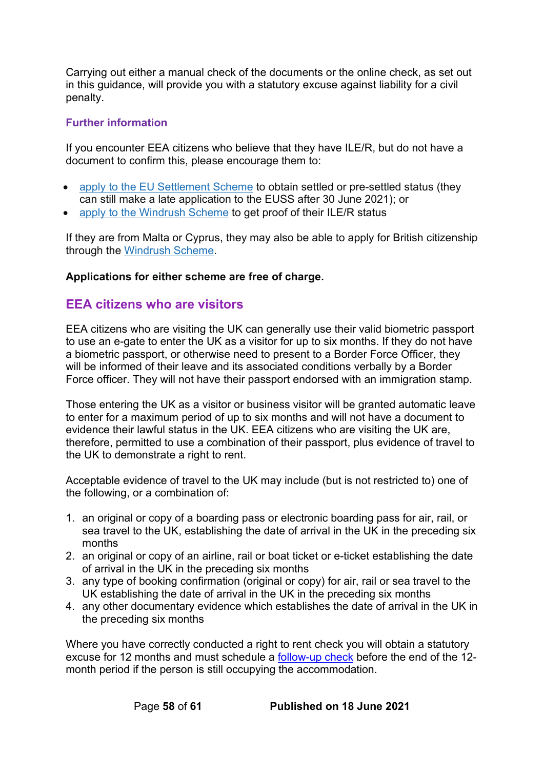Carrying out either a manual check of the documents or the online check, as set out in this guidance, will provide you with a statutory excuse against liability for a civil penalty.

### Further information

If you encounter EEA citizens who believe that they have ILE/R, but do not have a document to confirm this, please encourage them to:

- [apply to the EU Settlement Scheme](#) to obtain settled or pre-settled status (they can still make a late application to the EUSS after 30 June 2021); or
- [apply to the Windrush Scheme](#) to get proof of their ILE/R status

If they are from Malta or Cyprus, they may also be able to apply for British citizenship through the [Windrush Scheme](#).

**Applications for either scheme are free of charge.**

## EEA citizens who are visitors

EEA citizens who are visiting the UK can generally use their valid biometric passport to use an e-gate to enter the UK as a visitor for up to six months. If they do not have a biometric passport, or otherwise need to present to a Border Force Officer, they will be informed of their leave and its associated conditions verbally by a Border Force officer. They will not have their passport endorsed with an immigration stamp.

Those entering the UK as a visitor or business visitor will be granted automatic leave to enter for a maximum period of up to six months and will not have a document to evidence their lawful status in the UK. EEA citizens who are visiting the UK are, therefore, permitted to use a combination of their passport, plus evidence of travel to the UK to demonstrate a right to rent.

Acceptable evidence of travel to the UK may include (but is not restricted to) one of the following, or a combination of:

1. an original or copy of a boarding pass or electronic boarding pass for air, rail, or sea travel to the UK, establishing the date of arrival in the UK in the preceding six months
2. an original or copy of an airline, rail or boat ticket or e-ticket establishing the date of arrival in the UK in the preceding six months
3. any type of booking confirmation (original or copy) for air, rail or sea travel to the UK establishing the date of arrival in the UK in the preceding six months
4. any other documentary evidence which establishes the date of arrival in the UK in the preceding six months

Where you have correctly conducted a right to rent check you will obtain a statutory excuse for 12 months and must schedule a [follow-up check](#) before the end of the 12-month period if the person is still occupying the accommodation.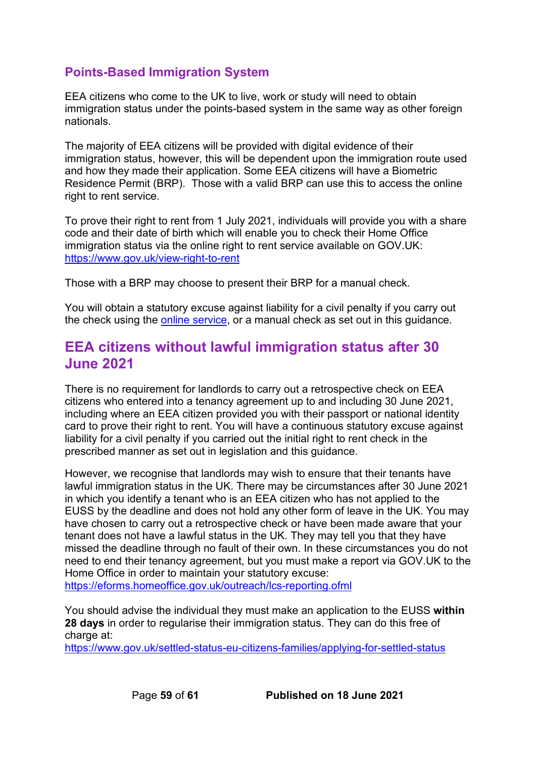### Points-Based Immigration System

EEA citizens who come to the UK to live, work or study will need to obtain immigration status under the points-based system in the same way as other foreign nationals.

The majority of EEA citizens will be provided with digital evidence of their immigration status, however, this will be dependent upon the immigration route used and how they made their application. Some EEA citizens will have a Biometric Residence Permit (BRP). Those with a valid BRP can use this to access the online right to rent service.

To prove their right to rent from 1 July 2021, individuals will provide you with a share code and their date of birth which will enable you to check their Home Office immigration status via the online right to rent service available on GOV.UK: https://www.gov.uk/view-right-to-rent

Those with a BRP may choose to present their BRP for a manual check.

You will obtain a statutory excuse against liability for a civil penalty if you carry out the check using the online service, or a manual check as set out in this guidance.

## EEA citizens without lawful immigration status after 30 June 2021

There is no requirement for landlords to carry out a retrospective check on EEA citizens who entered into a tenancy agreement up to and including 30 June 2021, including where an EEA citizen provided you with their passport or national identity card to prove their right to rent. You will have a continuous statutory excuse against liability for a civil penalty if you carried out the initial right to rent check in the prescribed manner as set out in legislation and this guidance.

However, we recognise that landlords may wish to ensure that their tenants have lawful immigration status in the UK. There may be circumstances after 30 June 2021 in which you identify a tenant who is an EEA citizen who has not applied to the EUSS by the deadline and does not hold any other form of leave in the UK. You may have chosen to carry out a retrospective check or have been made aware that your tenant does not have a lawful status in the UK. They may tell you that they have missed the deadline through no fault of their own. In these circumstances you do not need to end their tenancy agreement, but you must make a report via GOV.UK to the Home Office in order to maintain your statutory excuse: https://eforms.homeoffice.gov.uk/outreach/lcs-reporting.ofml

You should advise the individual they must make an application to the EUSS **within 28 days** in order to regularise their immigration status. They can do this free of charge at: https://www.gov.uk/settled-status-eu-citizens-families/applying-for-settled-status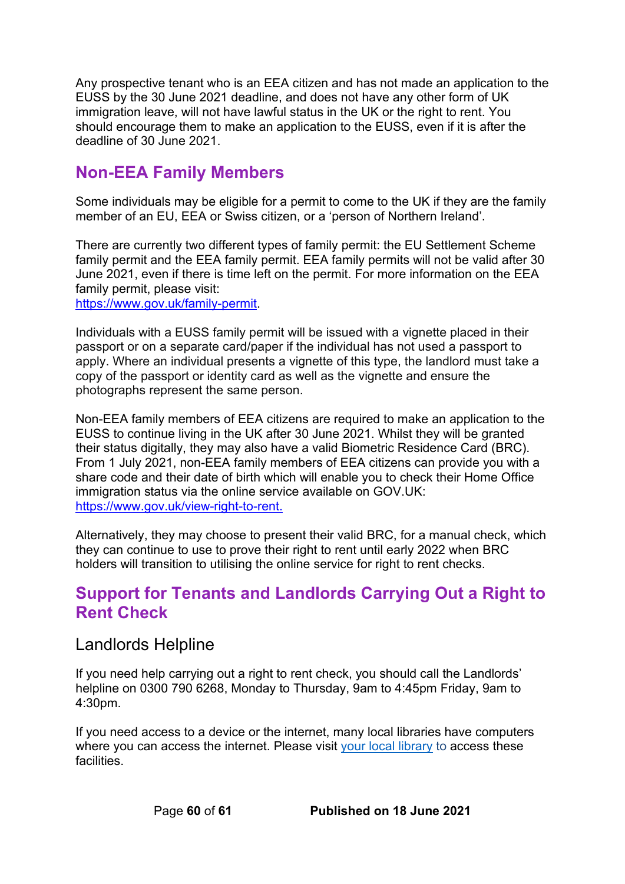Any prospective tenant who is an EEA citizen and has not made an application to the EUSS by the 30 June 2021 deadline, and does not have any other form of UK immigration leave, will not have lawful status in the UK or the right to rent. You should encourage them to make an application to the EUSS, even if it is after the deadline of 30 June 2021.

## Non-EEA Family Members

Some individuals may be eligible for a permit to come to the UK if they are the family member of an EU, EEA or Swiss citizen, or a 'person of Northern Ireland'.

There are currently two different types of family permit: the EU Settlement Scheme family permit and the EEA family permit. EEA family permits will not be valid after 30 June 2021, even if there is time left on the permit. For more information on the EEA family permit, please visit:
[https://www.gov.uk/family-permit](https://www.gov.uk/family-permit).

Individuals with a EUSS family permit will be issued with a vignette placed in their passport or on a separate card/paper if the individual has not used a passport to apply. Where an individual presents a vignette of this type, the landlord must take a copy of the passport or identity card as well as the vignette and ensure the photographs represent the same person.

Non-EEA family members of EEA citizens are required to make an application to the EUSS to continue living in the UK after 30 June 2021. Whilst they will be granted their status digitally, they may also have a valid Biometric Residence Card (BRC). From 1 July 2021, non-EEA family members of EEA citizens can provide you with a share code and their date of birth which will enable you to check their Home Office immigration status via the online service available on GOV.UK:
[https://www.gov.uk/view-right-to-rent.](https://www.gov.uk/view-right-to-rent)

Alternatively, they may choose to present their valid BRC, for a manual check, which they can continue to use to prove their right to rent until early 2022 when BRC holders will transition to utilising the online service for right to rent checks.

## Support for Tenants and Landlords Carrying Out a Right to Rent Check

### Landlords Helpline

If you need help carrying out a right to rent check, you should call the Landlords' helpline on 0300 790 6268, Monday to Thursday, 9am to 4:45pm Friday, 9am to 4:30pm.

If you need access to a device or the internet, many local libraries have computers where you can access the internet. Please visit your local library to access these facilities.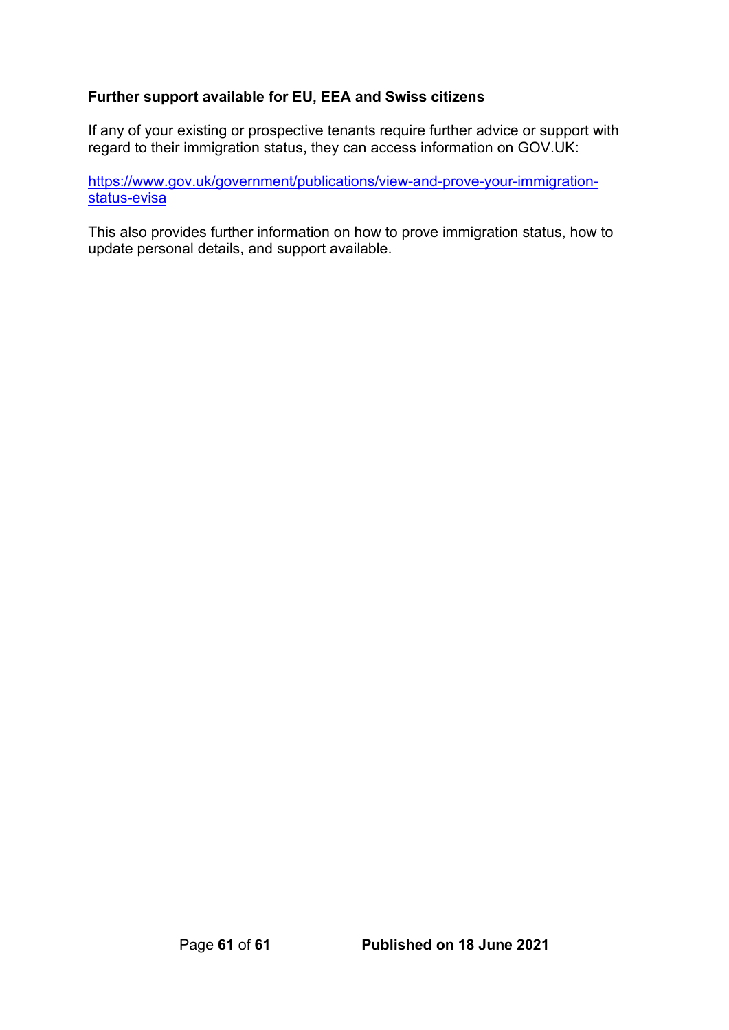**Further support available for EU, EEA and Swiss citizens**

If any of your existing or prospective tenants require further advice or support with regard to their immigration status, they can access information on GOV.UK:

https://www.gov.uk/government/publications/view-and-prove-your-immigration-status-evisa

This also provides further information on how to prove immigration status, how to update personal details, and support available.